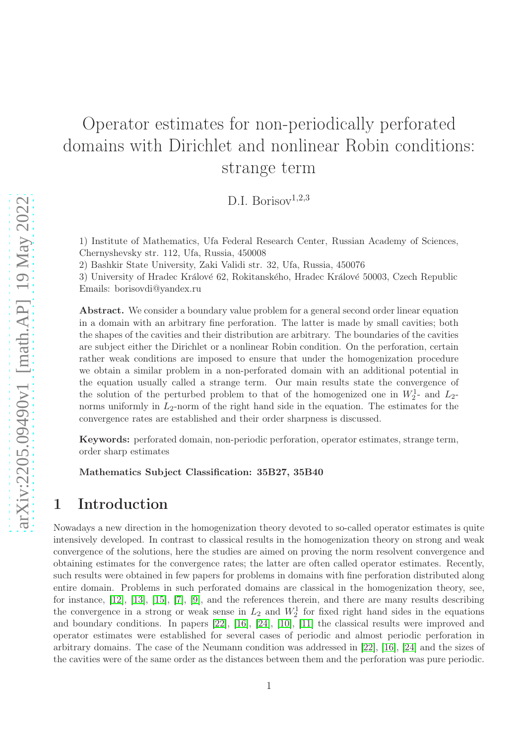# Operator estimates for non-periodically perforated domains with Dirichlet and nonlinear Robin conditions: strange term

D.I. Borisov[1,2,3]

1) Institute of Mathematics, Ufa Federal Research Center, Russian Academy of Sciences, Chernyshevsky str. 112, Ufa, Russia, 450008
2) Bashkir State University, Zaki Validi str. 32, Ufa, Russia, 450076
3) University of Hradec Králové 62, Rokitanského, Hradec Králové 50003, Czech Republic
Emails: borisovdi@yandex.ru

**Abstract.** We consider a boundary value problem for a general second order linear equation in a domain with an arbitrary fine perforation. The latter is made by small cavities; both the shapes of the cavities and their distribution are arbitrary. The boundaries of the cavities are subject either the Dirichlet or a nonlinear Robin condition. On the perforation, certain rather weak conditions are imposed to ensure that under the homogenization procedure we obtain a similar problem in a non-perforated domain with an additional potential in the equation usually called a strange term. Our main results state the convergence of the solution of the perturbed problem to that of the homogenized one in $W_2^1$- and $L_2$-norms uniformly in $L_2$-norm of the right hand side in the equation. The estimates for the convergence rates are established and their order sharpness is discussed.

**Keywords:** perforated domain, non-periodic perforation, operator estimates, strange term, order sharp estimates

**Mathematics Subject Classification: 35B27, 35B40**

## 1 Introduction

Nowadays a new direction in the homogenization theory devoted to so-called operator estimates is quite intensively developed. In contrast to classical results in the homogenization theory on strong and weak convergence of the solutions, here the studies are aimed on proving the norm resolvent convergence and obtaining estimates for the convergence rates; the latter are often called operator estimates. Recently, such results were obtained in few papers for problems in domains with fine perforation distributed along entire domain. Problems in such perforated domains are classical in the homogenization theory, see, for instance, [12], [13], [15], [7], [9], and the references therein, and there are many results describing the convergence in a strong or weak sense in $L_2$ and $W_2^1$ for fixed right hand sides in the equations and boundary conditions. In papers [22], [16], [24], [10], [11] the classical results were improved and operator estimates were established for several cases of periodic and almost periodic perforation in arbitrary domains. The case of the Neumann condition was addressed in [22], [16], [24] and the sizes of the cavities were of the same order as the distances between them and the perforation was pure periodic.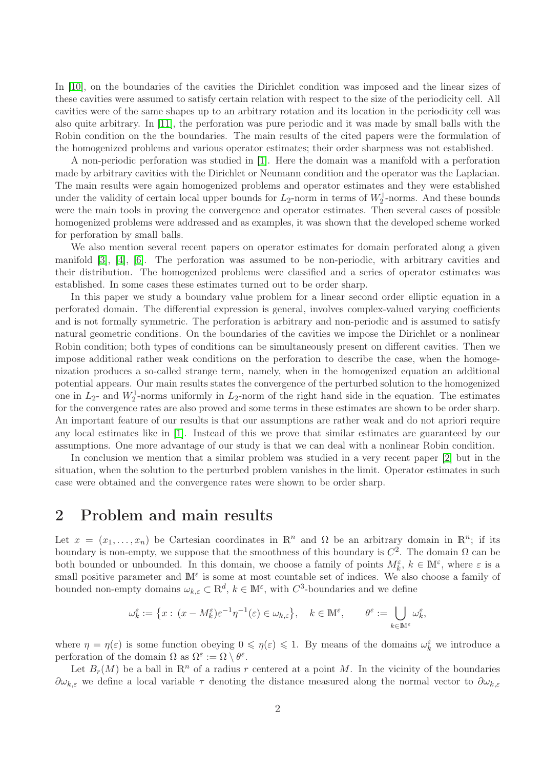In [10], on the boundaries of the cavities the Dirichlet condition was imposed and the linear sizes of these cavities were assumed to satisfy certain relation with respect to the size of the periodicity cell. All cavities were of the same shapes up to an arbitrary rotation and its location in the periodicity cell was also quite arbitrary. In [11], the perforation was pure periodic and it was made by small balls with the Robin condition on the the boundaries. The main results of the cited papers were the formulation of the homogenized problems and various operator estimates; their order sharpness was not established.

A non-periodic perforation was studied in [1]. Here the domain was a manifold with a perforation made by arbitrary cavities with the Dirichlet or Neumann condition and the operator was the Laplacian. The main results were again homogenized problems and operator estimates and they were established under the validity of certain local upper bounds for $L_2$-norm in terms of $W_2^1$-norms. And these bounds were the main tools in proving the convergence and operator estimates. Then several cases of possible homogenized problems were addressed and as examples, it was shown that the developed scheme worked for perforation by small balls.

We also mention several recent papers on operator estimates for domain perforated along a given manifold [3], [4], [6]. The perforation was assumed to be non-periodic, with arbitrary cavities and their distribution. The homogenized problems were classified and a series of operator estimates was established. In some cases these estimates turned out to be order sharp.

In this paper we study a boundary value problem for a linear second order elliptic equation in a perforated domain. The differential expression is general, involves complex-valued varying coefficients and is not formally symmetric. The perforation is arbitrary and non-periodic and is assumed to satisfy natural geometric conditions. On the boundaries of the cavities we impose the Dirichlet or a nonlinear Robin condition; both types of conditions can be simultaneously present on different cavities. Then we impose additional rather weak conditions on the perforation to describe the case, when the homogenization produces a so-called strange term, namely, when in the homogenized equation an additional potential appears. Our main results states the convergence of the perturbed solution to the homogenized one in $L_2$- and $W_2^1$-norms uniformly in $L_2$-norm of the right hand side in the equation. The estimates for the convergence rates are also proved and some terms in these estimates are shown to be order sharp. An important feature of our results is that our assumptions are rather weak and do not apriori require any local estimates like in [1]. Instead of this we prove that similar estimates are guaranteed by our assumptions. One more advantage of our study is that we can deal with a nonlinear Robin condition.

In conclusion we mention that a similar problem was studied in a very recent paper [2] but in the situation, when the solution to the perturbed problem vanishes in the limit. Operator estimates in such case were obtained and the convergence rates were shown to be order sharp.

## 2 Problem and main results

Let $x = (x_1, \ldots, x_n)$ be Cartesian coordinates in $\mathbb{R}^n$ and $\Omega$ be an arbitrary domain in $\mathbb{R}^n$; if its boundary is non-empty, we suppose that the smoothness of this boundary is $C^2$. The domain $\Omega$ can be both bounded or unbounded. In this domain, we choose a family of points $M_k^\varepsilon$, $k \in \mathbb{M}^\varepsilon$, where $\varepsilon$ is a small positive parameter and $\mathbb{M}^\varepsilon$ is some at most countable set of indices. We also choose a family of bounded non-empty domains $\omega_{k,\varepsilon} \subset \mathbb{R}^d$, $k \in \mathbb{M}^\varepsilon$, with $C^3$-boundaries and we define

$$\omega_k^\varepsilon := \big\{x : \, (x - M_k^\varepsilon)\varepsilon^{-1}\eta^{-1}(\varepsilon) \in \omega_{k,\varepsilon}\big\}, \quad k \in \mathbb{M}^\varepsilon, \qquad \theta^\varepsilon := \bigcup_{k \in \mathbb{M}^\varepsilon} \omega_k^\varepsilon,$$

where $\eta = \eta(\varepsilon)$ is some function obeying $0 \leqslant \eta(\varepsilon) \leqslant 1$. By means of the domains $\omega_k^\varepsilon$ we introduce a perforation of the domain $\Omega$ as $\Omega^\varepsilon := \Omega \setminus \theta^\varepsilon$.

Let $B_r(M)$ be a ball in $\mathbb{R}^n$ of a radius $r$ centered at a point $M$. In the vicinity of the boundaries $\partial\omega_{k,\varepsilon}$ we define a local variable $\tau$ denoting the distance measured along the normal vector to $\partial\omega_{k,\varepsilon}$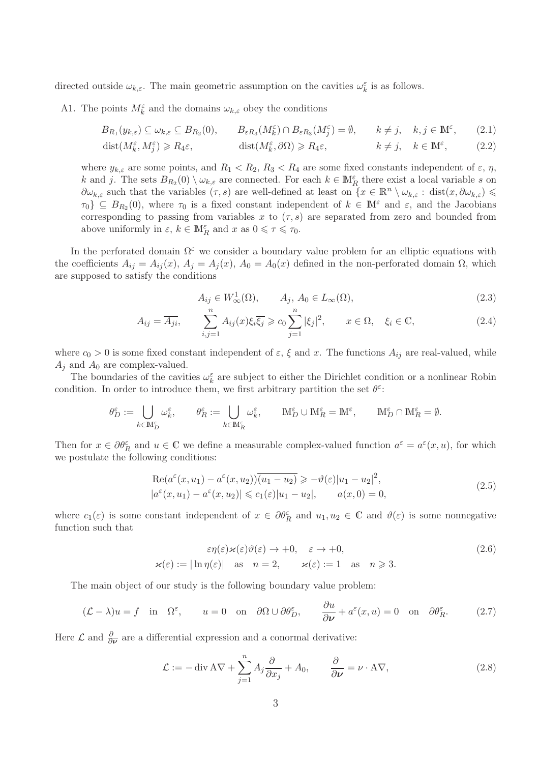directed outside $\omega_{k,\varepsilon}$. The main geometric assumption on the cavities $\omega_k^\varepsilon$ is as follows.

A1. The points $M_k^\varepsilon$ and the domains $\omega_{k,\varepsilon}$ obey the conditions

$$
B_{R_1}(y_{k,\varepsilon}) \subseteq \omega_{k,\varepsilon} \subseteq B_{R_2}(0), \qquad B_{\varepsilon R_3}(M_k^\varepsilon) \cap B_{\varepsilon R_3}(M_j^\varepsilon) = \emptyset, \qquad k \neq j, \quad k, j \in \mathbb{M}^\varepsilon, \tag{2.1}
$$

$$
\operatorname{dist}(M_k^\varepsilon, M_j^\varepsilon) \geqslant R_4\varepsilon, \qquad \operatorname{dist}(M_k^\varepsilon, \partial\Omega) \geqslant R_4\varepsilon, \qquad k \neq j, \quad k \in \mathbb{M}^\varepsilon, \tag{2.2}
$$

where $y_{k,\varepsilon}$ are some points, and $R_1 < R_2$, $R_3 < R_4$ are some fixed constants independent of $\varepsilon$, $\eta$, $k$ and $j$. The sets $B_{R_2}(0) \setminus \omega_{k,\varepsilon}$ are connected. For each $k \in \mathbb{M}_R^\varepsilon$ there exist a local variable $s$ on $\partial\omega_{k,\varepsilon}$ such that the variables $(\tau, s)$ are well-defined at least on $\{x \in \mathbb{R}^n \setminus \omega_{k,\varepsilon} : \operatorname{dist}(x, \partial\omega_{k,\varepsilon}) \leqslant \tau_0\} \subseteq B_{R_2}(0)$, where $\tau_0$ is a fixed constant independent of $k \in \mathbb{M}^\varepsilon$ and $\varepsilon$, and the Jacobians corresponding to passing from variables $x$ to $(\tau, s)$ are separated from zero and bounded from above uniformly in $\varepsilon$, $k \in \mathbb{M}_R^\varepsilon$ and $x$ as $0 \leqslant \tau \leqslant \tau_0$.

In the perforated domain $\Omega^\varepsilon$ we consider a boundary value problem for an elliptic equations with the coefficients $A_{ij} = A_{ij}(x)$, $A_j = A_j(x)$, $A_0 = A_0(x)$ defined in the non-perforated domain $\Omega$, which are supposed to satisfy the conditions

$$
A_{ij} \in W_\infty^1(\Omega), \qquad A_j,\, A_0 \in L_\infty(\Omega), \tag{2.3}
$$

$$
A_{ij} = \overline{A_{ji}}, \qquad \sum_{i,j=1}^n A_{ij}(x)\xi_i\overline{\xi_j} \geqslant c_0 \sum_{j=1}^n |\xi_j|^2, \qquad x \in \Omega, \quad \xi_i \in \mathbb{C}, \tag{2.4}
$$

where $c_0 > 0$ is some fixed constant independent of $\varepsilon$, $\xi$ and $x$. The functions $A_{ij}$ are real-valued, while $A_j$ and $A_0$ are complex-valued.

The boundaries of the cavities $\omega_k^\varepsilon$ are subject to either the Dirichlet condition or a nonlinear Robin condition. In order to introduce them, we first arbitrary partition the set $\theta^\varepsilon$:

$$
\theta_D^\varepsilon := \bigcup_{k \in \mathbb{M}_D^\varepsilon} \omega_k^\varepsilon, \qquad \theta_R^\varepsilon := \bigcup_{k \in \mathbb{M}_R^\varepsilon} \omega_k^\varepsilon, \qquad \mathbb{M}_D^\varepsilon \cup \mathbb{M}_R^\varepsilon = \mathbb{M}^\varepsilon, \qquad \mathbb{M}_D^\varepsilon \cap \mathbb{M}_R^\varepsilon = \emptyset.
$$

Then for $x \in \partial\theta_R^\varepsilon$ and $u \in \mathbb{C}$ we define a measurable complex-valued function $a^\varepsilon = a^\varepsilon(x, u)$, for which we postulate the following conditions:

$$
\begin{gathered}
\operatorname{Re}(a^\varepsilon(x, u_1) - a^\varepsilon(x, u_2))\overline{(u_1 - u_2)} \geqslant -\vartheta(\varepsilon)|u_1 - u_2|^2, \\
|a^\varepsilon(x, u_1) - a^\varepsilon(x, u_2)| \leqslant c_1(\varepsilon)|u_1 - u_2|, \qquad a(x, 0) = 0,
\end{gathered} \tag{2.5}
$$

where $c_1(\varepsilon)$ is some constant independent of $x \in \partial\theta_R^\varepsilon$ and $u_1, u_2 \in \mathbb{C}$ and $\vartheta(\varepsilon)$ is some nonnegative function such that

$$
\begin{gathered}
\varepsilon\eta(\varepsilon)\varkappa(\varepsilon)\vartheta(\varepsilon) \to +0, \quad \varepsilon \to +0, \\
\varkappa(\varepsilon) := |\ln\eta(\varepsilon)| \quad \text{as} \quad n = 2, \qquad \varkappa(\varepsilon) := 1 \quad \text{as} \quad n \geqslant 3.
\end{gathered} \tag{2.6}
$$

The main object of our study is the following boundary value problem:

$$
(\mathcal{L} - \lambda)u = f \quad \text{in} \quad \Omega^\varepsilon, \qquad u = 0 \quad \text{on} \quad \partial\Omega \cup \partial\theta_D^\varepsilon, \qquad \frac{\partial u}{\partial \boldsymbol{\nu}} + a^\varepsilon(x, u) = 0 \quad \text{on} \quad \partial\theta_R^\varepsilon. \tag{2.7}
$$

Here $\mathcal{L}$ and $\frac{\partial}{\partial \boldsymbol{\nu}}$ are a differential expression and a conormal derivative:

$$
\mathcal{L} := -\operatorname{div} \mathrm{A}\nabla + \sum_{j=1}^n A_j \frac{\partial}{\partial x_j} + A_0, \qquad \frac{\partial}{\partial \boldsymbol{\nu}} = \nu \cdot \mathrm{A}\nabla, \tag{2.8}
$$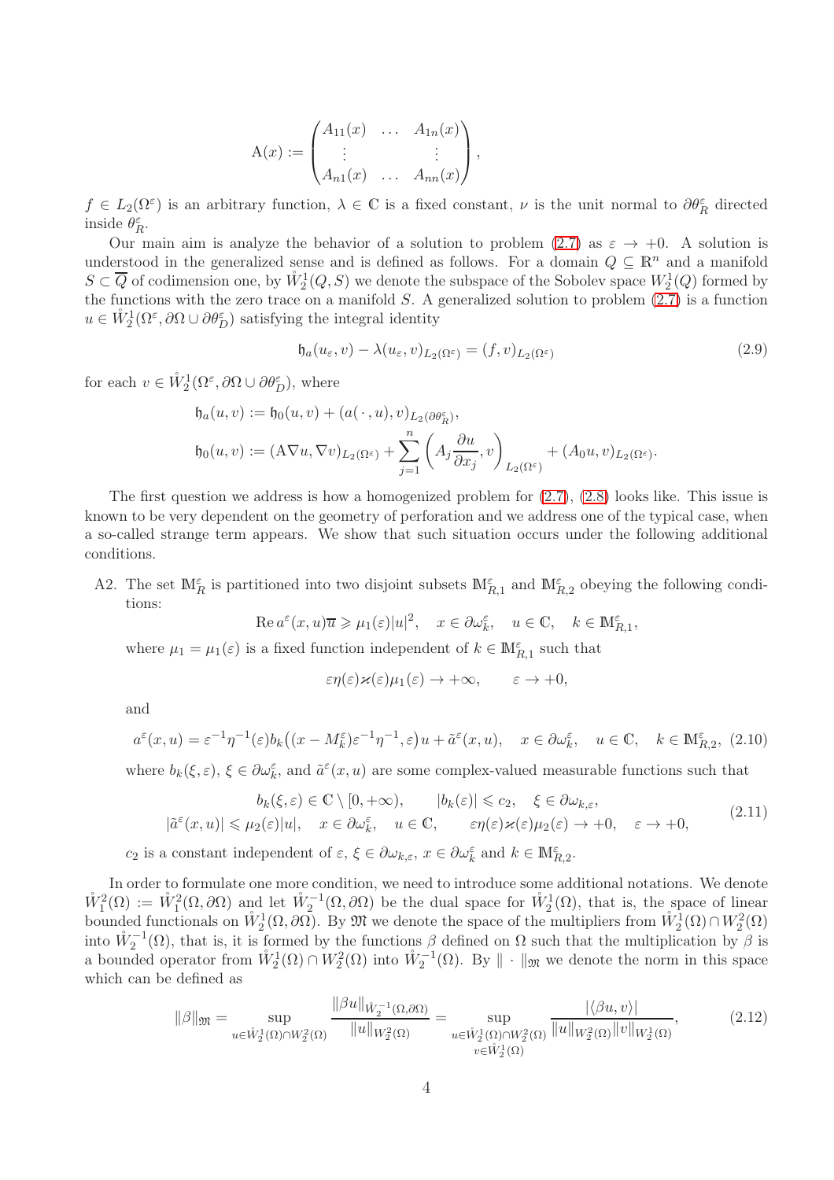$$\mathrm{A}(x) := \begin{pmatrix} A_{11}(x) & \dots & A_{1n}(x) \\ \vdots & & \vdots \\ A_{n1}(x) & \dots & A_{nn}(x) \end{pmatrix},$$

$f \in L_2(\Omega^\varepsilon)$ is an arbitrary function, $\lambda \in \mathbb{C}$ is a fixed constant, $\nu$ is the unit normal to $\partial\theta_R^\varepsilon$ directed inside $\theta_R^\varepsilon$.

Our main aim is analyze the behavior of a solution to problem (2.7) as $\varepsilon \to +0$. A solution is understood in the generalized sense and is defined as follows. For a domain $Q \subseteq \mathbb{R}^n$ and a manifold $S \subset \overline{Q}$ of codimension one, by $\mathring{W}_2^1(Q, S)$ we denote the subspace of the Sobolev space $W_2^1(Q)$ formed by the functions with the zero trace on a manifold $S$. A generalized solution to problem (2.7) is a function $u \in \mathring{W}_2^1(\Omega^\varepsilon, \partial\Omega \cup \partial\theta_D^\varepsilon)$ satisfying the integral identity

$$\mathfrak{h}_a(u_\varepsilon, v) - \lambda(u_\varepsilon, v)_{L_2(\Omega^\varepsilon)} = (f, v)_{L_2(\Omega^\varepsilon)} \tag{2.9}$$

for each $v \in \mathring{W}_2^1(\Omega^\varepsilon, \partial\Omega \cup \partial\theta_D^\varepsilon)$, where

$$\begin{aligned}
&\mathfrak{h}_a(u, v) := \mathfrak{h}_0(u, v) + (a(\,\cdot\,, u), v)_{L_2(\partial\theta_R^\varepsilon)}, \\
&\mathfrak{h}_0(u, v) := (\mathrm{A}\nabla u, \nabla v)_{L_2(\Omega^\varepsilon)} + \sum_{j=1}^n \left( A_j \frac{\partial u}{\partial x_j}, v \right)_{L_2(\Omega^\varepsilon)} + (A_0 u, v)_{L_2(\Omega^\varepsilon)}.
\end{aligned}$$

The first question we address is how a homogenized problem for (2.7), (2.8) looks like. This issue is known to be very dependent on the geometry of perforation and we address one of the typical case, when a so-called strange term appears. We show that such situation occurs under the following additional conditions.

A2. The set $\mathbb{M}_R^\varepsilon$ is partitioned into two disjoint subsets $\mathbb{M}_{R,1}^\varepsilon$ and $\mathbb{M}_{R,2}^\varepsilon$ obeying the following conditions:

$$\operatorname{Re} a^\varepsilon(x, u)\overline{u} \geqslant \mu_1(\varepsilon)|u|^2, \quad x \in \partial\omega_k^\varepsilon, \quad u \in \mathbb{C}, \quad k \in \mathbb{M}_{R,1}^\varepsilon,$$

where $\mu_1 = \mu_1(\varepsilon)$ is a fixed function independent of $k \in \mathbb{M}_{R,1}^\varepsilon$ such that

$$\varepsilon\eta(\varepsilon)\varkappa(\varepsilon)\mu_1(\varepsilon) \to +\infty, \qquad \varepsilon \to +0,$$

and

$$a^\varepsilon(x, u) = \varepsilon^{-1}\eta^{-1}(\varepsilon) b_k\big((x - M_k^\varepsilon)\varepsilon^{-1}\eta^{-1}, \varepsilon\big) u + \tilde{a}^\varepsilon(x, u), \quad x \in \partial\omega_k^\varepsilon, \quad u \in \mathbb{C}, \quad k \in \mathbb{M}_{R,2}^\varepsilon, \tag{2.10}$$

where $b_k(\xi, \varepsilon)$, $\xi \in \partial\omega_k^\varepsilon$, and $\tilde{a}^\varepsilon(x, u)$ are some complex-valued measurable functions such that

$$\begin{gathered}
b_k(\xi, \varepsilon) \in \mathbb{C} \setminus [0, +\infty), \qquad |b_k(\varepsilon)| \leqslant c_2, \quad \xi \in \partial\omega_{k,\varepsilon}, \\
|\tilde{a}^\varepsilon(x, u)| \leqslant \mu_2(\varepsilon)|u|, \quad x \in \partial\omega_k^\varepsilon, \quad u \in \mathbb{C}, \qquad \varepsilon\eta(\varepsilon)\varkappa(\varepsilon)\mu_2(\varepsilon) \to +0, \quad \varepsilon \to +0,
\end{gathered} \tag{2.11}$$

$c_2$ is a constant independent of $\varepsilon$, $\xi \in \partial\omega_{k,\varepsilon}$, $x \in \partial\omega_k^\varepsilon$ and $k \in \mathbb{M}_{R,2}^\varepsilon$.

In order to formulate one more condition, we need to introduce some additional notations. We denote $\mathring{W}_1^2(\Omega) := \mathring{W}_1^2(\Omega, \partial\Omega)$ and let $\mathring{W}_2^{-1}(\Omega, \partial\Omega)$ be the dual space for $\mathring{W}_2^1(\Omega)$, that is, the space of linear bounded functionals on $\mathring{W}_2^1(\Omega, \partial\Omega)$. By $\mathfrak{M}$ we denote the space of the multipliers from $\mathring{W}_2^1(\Omega) \cap W_2^2(\Omega)$ into $\mathring{W}_2^{-1}(\Omega)$, that is, it is formed by the functions $\beta$ defined on $\Omega$ such that the multiplication by $\beta$ is a bounded operator from $\mathring{W}_2^1(\Omega) \cap W_2^2(\Omega)$ into $\mathring{W}_2^{-1}(\Omega)$. By $\|\cdot\|_{\mathfrak{M}}$ we denote the norm in this space which can be defined as

$$\|\beta\|_{\mathfrak{M}} = \sup_{u \in \mathring{W}_2^1(\Omega) \cap W_2^2(\Omega)} \frac{\|\beta u\|_{\mathring{W}_2^{-1}(\Omega, \partial\Omega)}}{\|u\|_{W_2^2(\Omega)}} = \sup_{\substack{u \in \mathring{W}_2^1(\Omega) \cap W_2^2(\Omega) \\ v \in \mathring{W}_2^1(\Omega)}} \frac{|\langle \beta u, v \rangle|}{\|u\|_{W_2^2(\Omega)} \|v\|_{W_2^1(\Omega)}}, \tag{2.12}$$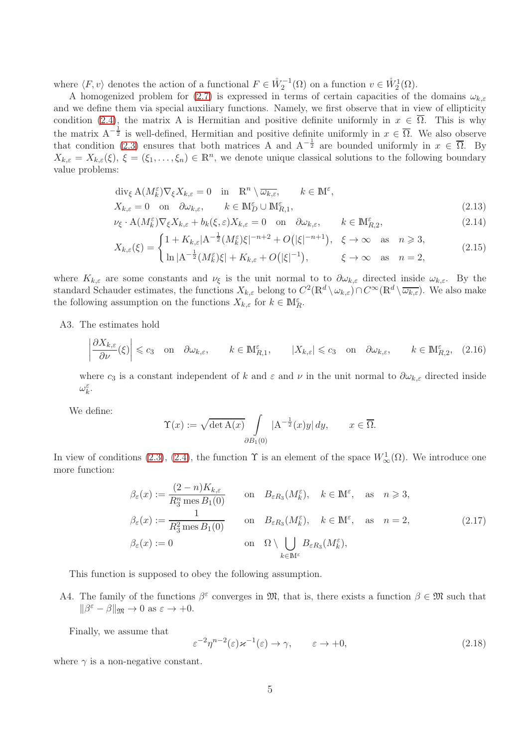where $\langle F, v\rangle$ denotes the action of a functional $F\in \mathring{W}_2^{-1}(\Omega)$ on a function $v\in\mathring{W}_2^1(\Omega)$.

A homogenized problem for (2.7) is expressed in terms of certain capacities of the domains $\omega_{k,\varepsilon}$ and we define them via special auxiliary functions. Namely, we first observe that in view of ellipticity condition (2.4), the matrix $\mathrm{A}$ is Hermitian and positive definite uniformly in $x\in\overline{\Omega}$. This is why the matrix $\mathrm{A}^{-\frac{1}{2}}$ is well-defined, Hermitian and positive definite uniformly in $x\in\overline{\Omega}$. We also observe that condition (2.3) ensures that both matrices $\mathrm{A}$ and $\mathrm{A}^{-\frac{1}{2}}$ are bounded uniformly in $x\in\overline{\Omega}$. By $X_{k,\varepsilon}=X_{k,\varepsilon}(\xi)$, $\xi=(\xi_1,\ldots,\xi_n)\in\mathbb{R}^n$, we denote unique classical solutions to the following boundary value problems:

$$
\begin{aligned}
&\operatorname{div}_\xi \mathrm{A}(M_k^\varepsilon)\nabla_\xi X_{k,\varepsilon}=0 \quad \text{in} \quad \mathbb{R}^n\setminus\overline{\omega_{k,\varepsilon}}, \qquad k\in\mathbb{M}^\varepsilon,\\
&X_{k,\varepsilon}=0 \quad \text{on} \quad \partial\omega_{k,\varepsilon}, \qquad k\in\mathbb{M}^\varepsilon_D\cup\mathbb{M}^\varepsilon_{R,1}, && (2.13)\\
&\nu_\xi\cdot \mathrm{A}(M_k^\varepsilon)\nabla_\xi X_{k,\varepsilon}+b_k(\xi,\varepsilon)X_{k,\varepsilon}=0 \quad \text{on} \quad \partial\omega_{k,\varepsilon}, \qquad k\in\mathbb{M}^\varepsilon_{R,2}, && (2.14)\\
&X_{k,\varepsilon}(\xi)=\begin{cases} 1+K_{k,\varepsilon}|\mathrm{A}^{-\frac{1}{2}}(M_k^\varepsilon)\xi|^{-n+2}+O\big(|\xi|^{-n+1}\big), & \xi\to\infty \quad\text{as}\quad n\geqslant 3,\\ \ln|\mathrm{A}^{-\frac{1}{2}}(M_k^\varepsilon)\xi|+K_{k,\varepsilon}+O\big(|\xi|^{-1}\big), & \xi\to\infty\quad\text{as}\quad n=2,\end{cases} && (2.15)
\end{aligned}
$$

where $K_{k,\varepsilon}$ are some constants and $\nu_\xi$ is the unit normal to to $\partial\omega_{k,\varepsilon}$ directed inside $\omega_{k,\varepsilon}$. By the standard Schauder estimates, the functions $X_{k,\varepsilon}$ belong to $C^2(\mathbb{R}^d\setminus\omega_{k,\varepsilon})\cap C^\infty(\mathbb{R}^d\setminus\overline{\omega_{k,\varepsilon}})$. We also make the following assumption on the functions $X_{k,\varepsilon}$ for $k\in\mathbb{M}^\varepsilon_R$.

A3. The estimates hold

$$
\left|\frac{\partial X_{k,\varepsilon}}{\partial\nu}(\xi)\right|\leqslant c_3 \quad\text{on}\quad \partial\omega_{k,\varepsilon},\qquad k\in\mathbb{M}^\varepsilon_{R,1},\qquad |X_{k,\varepsilon}|\leqslant c_3\quad\text{on}\quad\partial\omega_{k,\varepsilon},\qquad k\in\mathbb{M}^\varepsilon_{R,2}, \tag{2.16}
$$

where $c_3$ is a constant independent of $k$ and $\varepsilon$ and $\nu$ in the unit normal to $\partial\omega_{k,\varepsilon}$ directed inside $\omega^\varepsilon_k$.

We define:

$$
\Upsilon(x):=\sqrt{\det\mathrm{A}(x)}\int\limits_{\partial B_1(0)}|\mathrm{A}^{-\frac{1}{2}}(x)y|\,dy,\qquad x\in\overline{\Omega}.
$$

In view of conditions (2.3), (2.4), the function $\Upsilon$ is an element of the space $W^1_\infty(\Omega)$. We introduce one more function:

$$
\begin{aligned}
&\beta_\varepsilon(x):=\frac{(2-n)K_{k,\varepsilon}}{R_3^n\operatorname{mes}B_1(0)} && \text{on}\quad B_{\varepsilon R_3}(M_k^\varepsilon),\quad k\in\mathbb{M}^\varepsilon,\quad\text{as}\quad n\geqslant 3,\\
&\beta_\varepsilon(x):=\frac{1}{R_3^2\operatorname{mes}B_1(0)} && \text{on}\quad B_{\varepsilon R_3}(M_k^\varepsilon),\quad k\in\mathbb{M}^\varepsilon,\quad\text{as}\quad n=2,\\
&\beta_\varepsilon(x):=0 && \text{on}\quad \Omega\setminus\bigcup\limits_{k\in\mathbb{M}^\varepsilon}B_{\varepsilon R_3}(M_k^\varepsilon),
\end{aligned}
\tag{2.17}
$$

This function is supposed to obey the following assumption.

A4. The family of the functions $\beta^\varepsilon$ converges in $\mathfrak{M}$, that is, there exists a function $\beta\in\mathfrak{M}$ such that $\|\beta^\varepsilon-\beta\|_{\mathfrak{M}}\to 0$ as $\varepsilon\to+0$.

Finally, we assume that

$$
\varepsilon^{-2}\eta^{n-2}(\varepsilon)\varkappa^{-1}(\varepsilon)\to\gamma,\qquad \varepsilon\to+0, \tag{2.18}
$$

where $\gamma$ is a non-negative constant.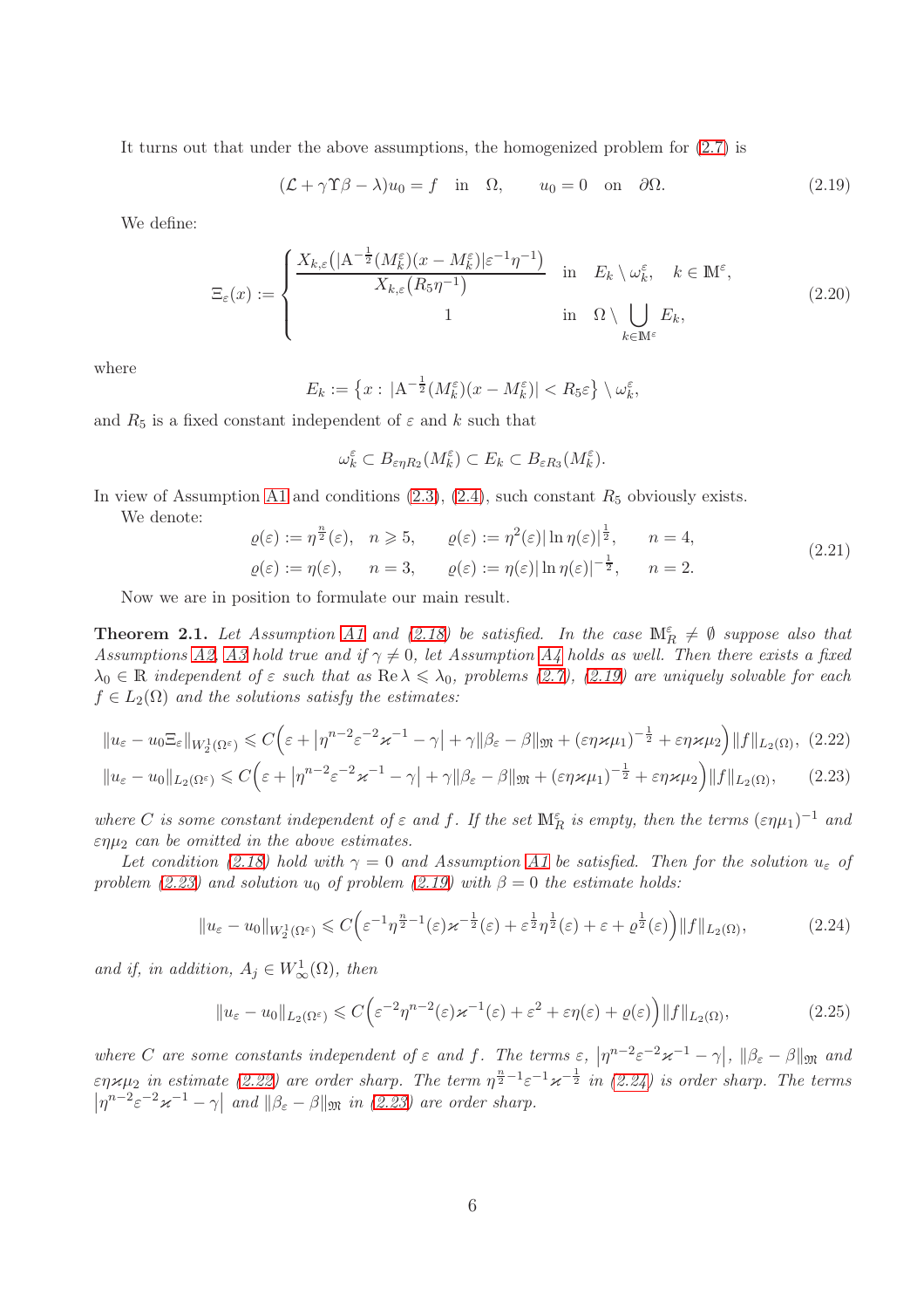It turns out that under the above assumptions, the homogenized problem for (2.7) is

$$(\mathcal{L}+\gamma\Upsilon\beta-\lambda)u_0=f \quad\text{in}\quad \Omega,\qquad u_0=0\quad\text{on}\quad \partial\Omega. \tag{2.19}$$

We define:

$$\Xi_\varepsilon(x):=\begin{cases}\dfrac{X_{k,\varepsilon}\big(|\mathrm{A}^{-\frac{1}{2}}(M_k^\varepsilon)(x-M_k^\varepsilon)|\varepsilon^{-1}\eta^{-1}\big)}{X_{k,\varepsilon}\big(R_5\eta^{-1}\big)} & \text{in}\quad E_k\setminus\omega_k^\varepsilon,\quad k\in\mathbb{M}^\varepsilon,\\[2mm] 1 & \text{in}\quad \Omega\setminus\bigcup\limits_{k\in\mathbb{M}^\varepsilon}E_k,\end{cases} \tag{2.20}$$

where

$$E_k:=\big\{x:\,|\mathrm{A}^{-\frac{1}{2}}(M_k^\varepsilon)(x-M_k^\varepsilon)|<R_5\varepsilon\big\}\setminus\omega_k^\varepsilon,$$

and $R_5$ is a fixed constant independent of $\varepsilon$ and $k$ such that

$$\omega_k^\varepsilon\subset B_{\varepsilon\eta R_2}(M_k^\varepsilon)\subset E_k\subset B_{\varepsilon R_3}(M_k^\varepsilon).$$

In view of Assumption A1 and conditions (2.3), (2.4), such constant $R_5$ obviously exists.

We denote:

$$\begin{aligned}&\varrho(\varepsilon):=\eta^{\frac{n}{2}}(\varepsilon),\quad n\geqslant 5,\qquad \varrho(\varepsilon):=\eta^2(\varepsilon)|\ln\eta(\varepsilon)|^{\frac{1}{2}},\qquad n=4,\\ &\varrho(\varepsilon):=\eta(\varepsilon),\qquad n=3,\qquad \varrho(\varepsilon):=\eta(\varepsilon)|\ln\eta(\varepsilon)|^{-\frac{1}{2}},\qquad n=2.\end{aligned} \tag{2.21}$$

Now we are in position to formulate our main result.

**Theorem 2.1.** *Let Assumption A1 and (2.18) be satisfied. In the case $\mathbb{M}_R^\varepsilon\neq\emptyset$ suppose also that Assumptions A2, A3 hold true and if $\gamma\neq0$, let Assumption A4 holds as well. Then there exists a fixed $\lambda_0\in\mathbb{R}$ independent of $\varepsilon$ such that as $\operatorname{Re}\lambda\leqslant\lambda_0$, problems (2.7), (2.19) are uniquely solvable for each $f\in L_2(\Omega)$ and the solutions satisfy the estimates:*

$$\|u_\varepsilon-u_0\Xi_\varepsilon\|_{W_2^1(\Omega^\varepsilon)}\leqslant C\Big(\varepsilon+\big|\eta^{n-2}\varepsilon^{-2}\varkappa^{-1}-\gamma\big|+\gamma\|\beta_\varepsilon-\beta\|_{\mathfrak{M}}+(\varepsilon\eta\varkappa\mu_1)^{-\frac{1}{2}}+\varepsilon\eta\varkappa\mu_2\Big)\|f\|_{L_2(\Omega)}, \tag{2.22}$$

$$\|u_\varepsilon-u_0\|_{L_2(\Omega^\varepsilon)}\leqslant C\Big(\varepsilon+\big|\eta^{n-2}\varepsilon^{-2}\varkappa^{-1}-\gamma\big|+\gamma\|\beta_\varepsilon-\beta\|_{\mathfrak{M}}+(\varepsilon\eta\varkappa\mu_1)^{-\frac{1}{2}}+\varepsilon\eta\varkappa\mu_2\Big)\|f\|_{L_2(\Omega)}, \tag{2.23}$$

*where $C$ is some constant independent of $\varepsilon$ and $f$. If the set $\mathbb{M}_R^\varepsilon$ is empty, then the terms $(\varepsilon\eta\mu_1)^{-1}$ and $\varepsilon\eta\mu_2$ can be omitted in the above estimates.*

*Let condition (2.18) hold with $\gamma=0$ and Assumption A1 be satisfied. Then for the solution $u_\varepsilon$ of problem (2.23) and solution $u_0$ of problem (2.19) with $\beta=0$ the estimate holds:*

$$\|u_\varepsilon-u_0\|_{W_2^1(\Omega^\varepsilon)}\leqslant C\Big(\varepsilon^{-1}\eta^{\frac{n}{2}-1}(\varepsilon)\varkappa^{-\frac{1}{2}}(\varepsilon)+\varepsilon^{\frac{1}{2}}\eta^{\frac{1}{2}}(\varepsilon)+\varepsilon+\varrho^{\frac{1}{2}}(\varepsilon)\Big)\|f\|_{L_2(\Omega)}, \tag{2.24}$$

*and if, in addition, $A_j\in W_\infty^1(\Omega)$, then*

$$\|u_\varepsilon-u_0\|_{L_2(\Omega^\varepsilon)}\leqslant C\Big(\varepsilon^{-2}\eta^{n-2}(\varepsilon)\varkappa^{-1}(\varepsilon)+\varepsilon^2+\varepsilon\eta(\varepsilon)+\varrho(\varepsilon)\Big)\|f\|_{L_2(\Omega)}, \tag{2.25}$$

*where $C$ are some constants independent of $\varepsilon$ and $f$. The terms $\varepsilon$, $\big|\eta^{n-2}\varepsilon^{-2}\varkappa^{-1}-\gamma\big|$, $\|\beta_\varepsilon-\beta\|_{\mathfrak{M}}$ and $\varepsilon\eta\varkappa\mu_2$ in estimate (2.22) are order sharp. The term $\eta^{\frac{n}{2}-1}\varepsilon^{-1}\varkappa^{-\frac{1}{2}}$ in (2.24) is order sharp. The terms $\big|\eta^{n-2}\varepsilon^{-2}\varkappa^{-1}-\gamma\big|$ and $\|\beta_\varepsilon-\beta\|_{\mathfrak{M}}$ in (2.23) are order sharp.*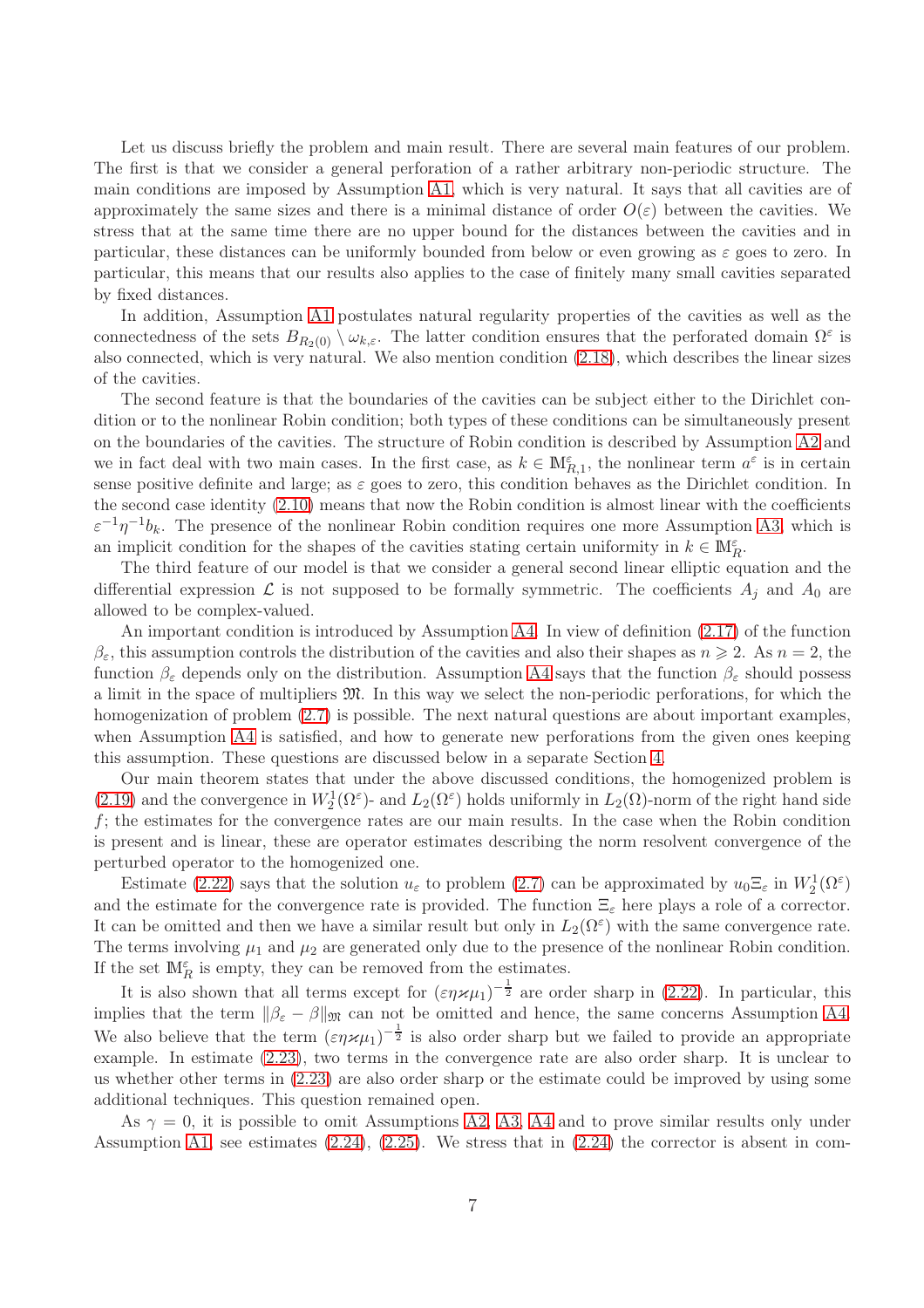Let us discuss briefly the problem and main result. There are several main features of our problem. The first is that we consider a general perforation of a rather arbitrary non-periodic structure. The main conditions are imposed by Assumption A1, which is very natural. It says that all cavities are of approximately the same sizes and there is a minimal distance of order $O(\varepsilon)$ between the cavities. We stress that at the same time there are no upper bound for the distances between the cavities and in particular, these distances can be uniformly bounded from below or even growing as $\varepsilon$ goes to zero. In particular, this means that our results also applies to the case of finitely many small cavities separated by fixed distances.

In addition, Assumption A1 postulates natural regularity properties of the cavities as well as the connectedness of the sets $B_{R_2(0)} \setminus \omega_{k,\varepsilon}$. The latter condition ensures that the perforated domain $\Omega^\varepsilon$ is also connected, which is very natural. We also mention condition (2.18), which describes the linear sizes of the cavities.

The second feature is that the boundaries of the cavities can be subject either to the Dirichlet condition or to the nonlinear Robin condition; both types of these conditions can be simultaneously present on the boundaries of the cavities. The structure of Robin condition is described by Assumption A2 and we in fact deal with two main cases. In the first case, as $k \in \mathbb{M}^\varepsilon_{R,1}$, the nonlinear term $a^\varepsilon$ is in certain sense positive definite and large; as $\varepsilon$ goes to zero, this condition behaves as the Dirichlet condition. In the second case identity (2.10) means that now the Robin condition is almost linear with the coefficients $\varepsilon^{-1}\eta^{-1}b_k$. The presence of the nonlinear Robin condition requires one more Assumption A3, which is an implicit condition for the shapes of the cavities stating certain uniformity in $k \in \mathbb{M}^\varepsilon_R$.

The third feature of our model is that we consider a general second linear elliptic equation and the differential expression $\mathcal{L}$ is not supposed to be formally symmetric. The coefficients $A_j$ and $A_0$ are allowed to be complex-valued.

An important condition is introduced by Assumption A4. In view of definition (2.17) of the function $\beta_\varepsilon$, this assumption controls the distribution of the cavities and also their shapes as $n \geqslant 2$. As $n = 2$, the function $\beta_\varepsilon$ depends only on the distribution. Assumption A4 says that the function $\beta_\varepsilon$ should possess a limit in the space of multipliers $\mathfrak{M}$. In this way we select the non-periodic perforations, for which the homogenization of problem (2.7) is possible. The next natural questions are about important examples, when Assumption A4 is satisfied, and how to generate new perforations from the given ones keeping this assumption. These questions are discussed below in a separate Section 4.

Our main theorem states that under the above discussed conditions, the homogenized problem is (2.19) and the convergence in $W_2^1(\Omega^\varepsilon)$- and $L_2(\Omega^\varepsilon)$ holds uniformly in $L_2(\Omega)$-norm of the right hand side $f$; the estimates for the convergence rates are our main results. In the case when the Robin condition is present and is linear, these are operator estimates describing the norm resolvent convergence of the perturbed operator to the homogenized one.

Estimate (2.22) says that the solution $u_\varepsilon$ to problem (2.7) can be approximated by $u_0\Xi_\varepsilon$ in $W_2^1(\Omega^\varepsilon)$ and the estimate for the convergence rate is provided. The function $\Xi_\varepsilon$ here plays a role of a corrector. It can be omitted and then we have a similar result but only in $L_2(\Omega^\varepsilon)$ with the same convergence rate. The terms involving $\mu_1$ and $\mu_2$ are generated only due to the presence of the nonlinear Robin condition. If the set $\mathbb{M}^\varepsilon_R$ is empty, they can be removed from the estimates.

It is also shown that all terms except for $(\varepsilon\eta\varkappa\mu_1)^{-\frac{1}{2}}$ are order sharp in (2.22). In particular, this implies that the term $\|\beta_\varepsilon - \beta\|_{\mathfrak{M}}$ can not be omitted and hence, the same concerns Assumption A4. We also believe that the term $(\varepsilon\eta\varkappa\mu_1)^{-\frac{1}{2}}$ is also order sharp but we failed to provide an appropriate example. In estimate (2.23), two terms in the convergence rate are also order sharp. It is unclear to us whether other terms in (2.23) are also order sharp or the estimate could be improved by using some additional techniques. This question remained open.

As $\gamma = 0$, it is possible to omit Assumptions A2, A3, A4 and to prove similar results only under Assumption A1, see estimates (2.24), (2.25). We stress that in (2.24) the corrector is absent in com-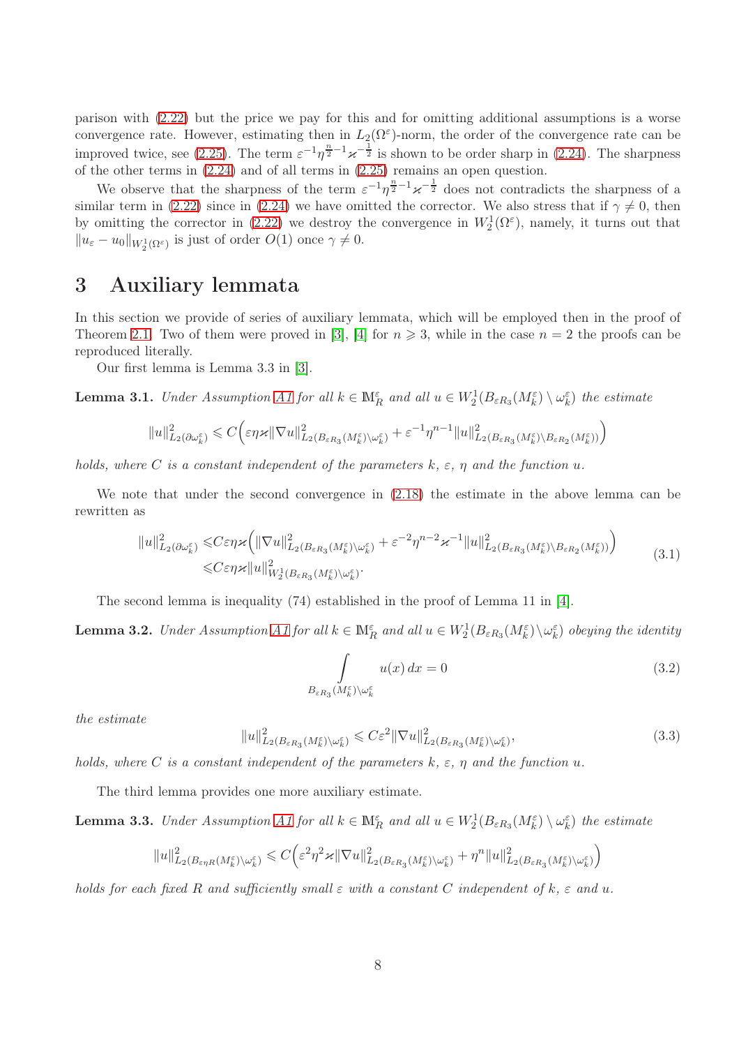parison with (2.22) but the price we pay for this and for omitting additional assumptions is a worse convergence rate. However, estimating then in $L_2(\Omega^\varepsilon)$-norm, the order of the convergence rate can be improved twice, see (2.25). The term $\varepsilon^{-1}\eta^{\frac{n}{2}-1}\varkappa^{-\frac{1}{2}}$ is shown to be order sharp in (2.24). The sharpness of the other terms in (2.24) and of all terms in (2.25) remains an open question.

We observe that the sharpness of the term $\varepsilon^{-1}\eta^{\frac{n}{2}-1}\varkappa^{-\frac{1}{2}}$ does not contradicts the sharpness of a similar term in (2.22) since in (2.24) we have omitted the corrector. We also stress that if $\gamma \neq 0$, then by omitting the corrector in (2.22) we destroy the convergence in $W_2^1(\Omega^\varepsilon)$, namely, it turns out that $\|u_\varepsilon - u_0\|_{W_2^1(\Omega^\varepsilon)}$ is just of order $O(1)$ once $\gamma \neq 0$.

# 3 Auxiliary lemmata

In this section we provide of series of auxiliary lemmata, which will be employed then in the proof of Theorem 2.1. Two of them were proved in [3], [4] for $n \geqslant 3$, while in the case $n = 2$ the proofs can be reproduced literally.

Our first lemma is Lemma 3.3 in [3].

**Lemma 3.1.** *Under Assumption A1 for all $k \in \mathbb{M}_R^\varepsilon$ and all $u \in W_2^1(B_{\varepsilon R_3}(M_k^\varepsilon) \setminus \omega_k^\varepsilon)$ the estimate*

$$\|u\|^2_{L_2(\partial\omega_k^\varepsilon)} \leqslant C\Big(\varepsilon\eta\varkappa\|\nabla u\|^2_{L_2(B_{\varepsilon R_3}(M_k^\varepsilon)\setminus\omega_k^\varepsilon)} + \varepsilon^{-1}\eta^{n-1}\|u\|^2_{L_2(B_{\varepsilon R_3}(M_k^\varepsilon)\setminus B_{\varepsilon R_2}(M_k^\varepsilon))}\Big)$$

*holds, where $C$ is a constant independent of the parameters $k$, $\varepsilon$, $\eta$ and the function $u$.*

We note that under the second convergence in (2.18) the estimate in the above lemma can be rewritten as

$$\begin{aligned}\|u\|^2_{L_2(\partial\omega_k^\varepsilon)} \leqslant & C\varepsilon\eta\varkappa\Big(\|\nabla u\|^2_{L_2(B_{\varepsilon R_3}(M_k^\varepsilon)\setminus\omega_k^\varepsilon)} + \varepsilon^{-2}\eta^{n-2}\varkappa^{-1}\|u\|^2_{L_2(B_{\varepsilon R_3}(M_k^\varepsilon)\setminus B_{\varepsilon R_2}(M_k^\varepsilon))}\Big) \\ \leqslant & C\varepsilon\eta\varkappa\|u\|^2_{W_2^1(B_{\varepsilon R_3}(M_k^\varepsilon)\setminus\omega_k^\varepsilon)}.\end{aligned} \tag{3.1}$$

The second lemma is inequality (74) established in the proof of Lemma 11 in [4].

**Lemma 3.2.** *Under Assumption A1 for all $k \in \mathbb{M}_R^\varepsilon$ and all $u \in W_2^1(B_{\varepsilon R_3}(M_k^\varepsilon)\setminus\omega_k^\varepsilon)$ obeying the identity*

$$\int\limits_{B_{\varepsilon R_3}(M_k^\varepsilon)\setminus\omega_k^\varepsilon} u(x)\,dx = 0 \tag{3.2}$$

*the estimate*

$$\|u\|^2_{L_2(B_{\varepsilon R_3}(M_k^\varepsilon)\setminus\omega_k^\varepsilon)} \leqslant C\varepsilon^2\|\nabla u\|^2_{L_2(B_{\varepsilon R_3}(M_k^\varepsilon)\setminus\omega_k^\varepsilon)}, \tag{3.3}$$

*holds, where $C$ is a constant independent of the parameters $k$, $\varepsilon$, $\eta$ and the function $u$.*

The third lemma provides one more auxiliary estimate.

**Lemma 3.3.** *Under Assumption A1 for all $k \in \mathbb{M}_R^\varepsilon$ and all $u \in W_2^1(B_{\varepsilon R_3}(M_k^\varepsilon)\setminus\omega_k^\varepsilon)$ the estimate*

$$\|u\|^2_{L_2(B_{\varepsilon\eta R}(M_k^\varepsilon)\setminus\omega_k^\varepsilon)} \leqslant C\Big(\varepsilon^2\eta^2\varkappa\|\nabla u\|^2_{L_2(B_{\varepsilon R_3}(M_k^\varepsilon)\setminus\omega_k^\varepsilon)} + \eta^n\|u\|^2_{L_2(B_{\varepsilon R_3}(M_k^\varepsilon)\setminus\omega_k^\varepsilon)}\Big)$$

*holds for each fixed $R$ and sufficiently small $\varepsilon$ with a constant $C$ independent of $k$, $\varepsilon$ and $u$.*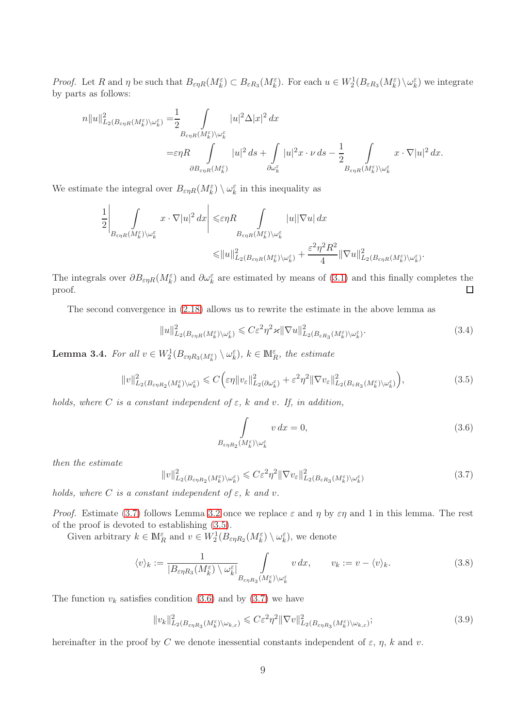*Proof.* Let $R$ and $\eta$ be such that $B_{\varepsilon\eta R}(M_k^\varepsilon) \subset B_{\varepsilon R_3}(M_k^\varepsilon)$. For each $u \in W_2^1(B_{\varepsilon R_3}(M_k^\varepsilon)\setminus\omega_k^\varepsilon)$ we integrate by parts as follows:

$$
\begin{aligned}
n\|u\|^2_{L_2(B_{\varepsilon\eta R}(M_k^\varepsilon)\setminus\omega_k^\varepsilon)} =& \frac{1}{2}\int\limits_{B_{\varepsilon\eta R}(M_k^\varepsilon)\setminus\omega_k^\varepsilon} |u|^2\Delta|x|^2\,dx \\
=& \varepsilon\eta R \int\limits_{\partial B_{\varepsilon\eta R}(M_k^\varepsilon)} |u|^2\,ds + \int\limits_{\partial\omega_k^\varepsilon} |u|^2 x\cdot\nu\,ds - \frac{1}{2}\int\limits_{B_{\varepsilon\eta R}(M_k^\varepsilon)\setminus\omega_k^\varepsilon} x\cdot\nabla|u|^2\,dx.
\end{aligned}
$$

We estimate the integral over $B_{\varepsilon\eta R}(M_k^\varepsilon)\setminus\omega_k^\varepsilon$ in this inequality as

$$
\begin{aligned}
\frac{1}{2}\left|\int\limits_{B_{\varepsilon\eta R}(M_k^\varepsilon)\setminus\omega_k^\varepsilon} x\cdot\nabla|u|^2\,dx\right| \leqslant& \varepsilon\eta R\int\limits_{B_{\varepsilon\eta R}(M_k^\varepsilon)\setminus\omega_k^\varepsilon} |u||\nabla u|\,dx \\
\leqslant& \|u\|^2_{L_2(B_{\varepsilon\eta R}(M_k^\varepsilon)\setminus\omega_k^\varepsilon)} + \frac{\varepsilon^2\eta^2R^2}{4}\|\nabla u\|^2_{L_2(B_{\varepsilon\eta R}(M_k^\varepsilon)\setminus\omega_k^\varepsilon)}.
\end{aligned}
$$

The integrals over $\partial B_{\varepsilon\eta R}(M_k^\varepsilon)$ and $\partial\omega_k^\varepsilon$ are estimated by means of (3.1) and this finally completes the proof. $\square$

The second convergence in (2.18) allows us to rewrite the estimate in the above lemma as

$$
\|u\|^2_{L_2(B_{\varepsilon\eta R}(M_k^\varepsilon)\setminus\omega_k^\varepsilon)} \leqslant C\varepsilon^2\eta^2\varkappa\|\nabla u\|^2_{L_2(B_{\varepsilon R_3}(M_k^\varepsilon)\setminus\omega_k^\varepsilon)}. \tag{3.4}
$$

**Lemma 3.4.** *For all $v \in W_2^1(B_{\varepsilon\eta R_3(M_k^\varepsilon)}\setminus\omega_k^\varepsilon)$, $k\in\mathbb{M}_R^\varepsilon$, the estimate*

$$
\|v\|^2_{L_2(B_{\varepsilon\eta R_2}(M_k^\varepsilon)\setminus\omega_k^\varepsilon)} \leqslant C\Big(\varepsilon\eta\|v_\varepsilon\|^2_{L_2(\partial\omega_k^\varepsilon)} + \varepsilon^2\eta^2\|\nabla v_\varepsilon\|^2_{L_2(B_{\varepsilon R_3}(M_k^\varepsilon)\setminus\omega_k^\varepsilon)}\Big), \tag{3.5}
$$

*holds, where $C$ is a constant independent of $\varepsilon$, $k$ and $v$. If, in addition,*

$$
\int\limits_{B_{\varepsilon\eta R_2}(M_k^\varepsilon)\setminus\omega_k^\varepsilon} v\,dx = 0, \tag{3.6}
$$

*then the estimate*

$$
\|v\|^2_{L_2(B_{\varepsilon\eta R_2}(M_k^\varepsilon)\setminus\omega_k^\varepsilon)} \leqslant C\varepsilon^2\eta^2\|\nabla v_\varepsilon\|^2_{L_2(B_{\varepsilon R_3}(M_k^\varepsilon)\setminus\omega_k^\varepsilon)} \tag{3.7}
$$

*holds, where $C$ is a constant independent of $\varepsilon$, $k$ and $v$.*

*Proof.* Estimate (3.7) follows Lemma 3.2 once we replace $\varepsilon$ and $\eta$ by $\varepsilon\eta$ and 1 in this lemma. The rest of the proof is devoted to establishing (3.5).

Given arbitrary $k\in\mathbb{M}_R^\varepsilon$ and $v\in W_2^1(B_{\varepsilon\eta R_2}(M_k^\varepsilon)\setminus\omega_k^\varepsilon)$, we denote

$$
\langle v\rangle_k := \frac{1}{|B_{\varepsilon\eta R_3}(M_k^\varepsilon)\setminus\omega_k^\varepsilon|}\int\limits_{B_{\varepsilon\eta R_3}(M_k^\varepsilon)\setminus\omega_k^\varepsilon} v\,dx, \qquad v_k := v - \langle v\rangle_k. \tag{3.8}
$$

The function $v_k$ satisfies condition (3.6) and by (3.7) we have

$$
\|v_k\|^2_{L_2(B_{\varepsilon\eta R_3}(M_k^\varepsilon)\setminus\omega_{k,\varepsilon})} \leqslant C\varepsilon^2\eta^2\|\nabla v\|^2_{L_2(B_{\varepsilon\eta R_3}(M_k^\varepsilon)\setminus\omega_{k,\varepsilon})}; \tag{3.9}
$$

hereinafter in the proof by $C$ we denote inessential constants independent of $\varepsilon$, $\eta$, $k$ and $v$.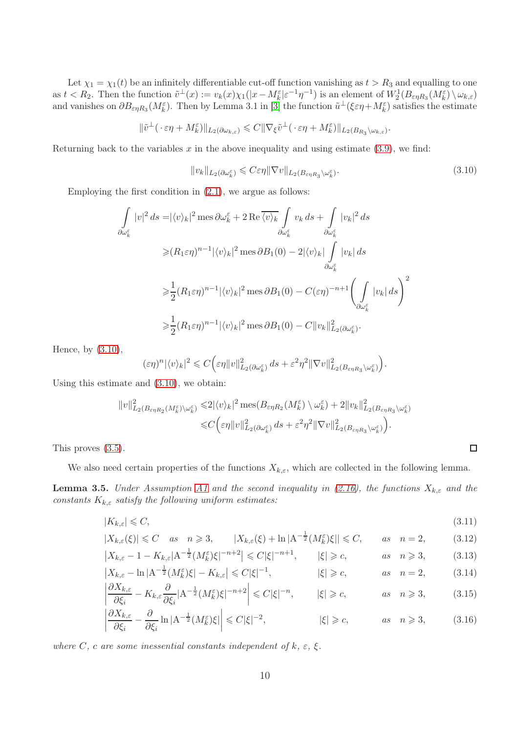Let $\chi_1 = \chi_1(t)$ be an infinitely differentiable cut-off function vanishing as $t > R_3$ and equalling to one as $t < R_2$. Then the function $\tilde{v}^\perp(x) := v_k(x)\chi_1(|x - M_k^\varepsilon|\varepsilon^{-1}\eta^{-1})$ is an element of $W_2^1(B_{\varepsilon\eta R_3}(M_k^\varepsilon)\setminus\omega_{k,\varepsilon})$ and vanishes on $\partial B_{\varepsilon\eta R_3}(M_k^\varepsilon)$. Then by Lemma 3.1 in [3] the function $\tilde{u}^\perp(\xi\varepsilon\eta + M_k^\varepsilon)$ satisfies the estimate

$$\|\tilde{v}^\perp(\,\cdot\,\varepsilon\eta + M_k^\varepsilon)\|_{L_2(\partial\omega_{k,\varepsilon})} \leqslant C\|\nabla_\xi \tilde{v}^\perp(\,\cdot\,\varepsilon\eta + M_k^\varepsilon)\|_{L_2(B_{R_3}\setminus\omega_{k,\varepsilon})}.$$

Returning back to the variables $x$ in the above inequality and using estimate (3.9), we find:

$$\|v_k\|_{L_2(\partial\omega_k^\varepsilon)} \leqslant C\varepsilon\eta\|\nabla v\|_{L_2(B_{\varepsilon\eta R_3}\setminus\omega_k^\varepsilon)}. \tag{3.10}$$

Employing the first condition in (2.1), we argue as follows:

$$\begin{aligned}
\int\limits_{\partial\omega_k^\varepsilon} |v|^2\,ds =& |\langle v\rangle_k|^2 \operatorname{mes}\partial\omega_k^\varepsilon + 2\operatorname{Re}\overline{\langle v\rangle_k}\int\limits_{\partial\omega_k^\varepsilon} v_k\,ds + \int\limits_{\partial\omega_k^\varepsilon}|v_k|^2\,ds
\\
\geqslant& (R_1\varepsilon\eta)^{n-1}|\langle v\rangle_k|^2\operatorname{mes}\partial B_1(0) - 2|\langle v\rangle_k|\int\limits_{\partial\omega_k^\varepsilon}|v_k|\,ds
\\
\geqslant& \frac{1}{2}(R_1\varepsilon\eta)^{n-1}|\langle v\rangle_k|^2\operatorname{mes}\partial B_1(0) - C(\varepsilon\eta)^{-n+1}\Bigg(\int\limits_{\partial\omega_k^\varepsilon}|v_k|\,ds\Bigg)^2
\\
\geqslant& \frac{1}{2}(R_1\varepsilon\eta)^{n-1}|\langle v\rangle_k|^2\operatorname{mes}\partial B_1(0) - C\|v_k\|_{L_2(\partial\omega_k^\varepsilon)}^2.
\end{aligned}$$

Hence, by (3.10),

$$(\varepsilon\eta)^n|\langle v\rangle_k|^2 \leqslant C\Big(\varepsilon\eta\|v\|_{L_2(\partial\omega_k^\varepsilon)}^2\,ds + \varepsilon^2\eta^2\|\nabla v\|_{L_2(B_{\varepsilon\eta R_3}\setminus\omega_k^\varepsilon)}^2\Big).$$

Using this estimate and (3.10), we obtain:

$$\begin{aligned}
\|v\|_{L_2(B_{\varepsilon\eta R_2}(M_k^\varepsilon)\setminus\omega_k^\varepsilon)}^2 \leqslant& 2|\langle v\rangle_k|^2\operatorname{mes}(B_{\varepsilon\eta R_2}(M_k^\varepsilon)\setminus\omega_k^\varepsilon) + 2\|v_k\|_{L_2(B_{\varepsilon\eta R_3}\setminus\omega_k^\varepsilon)}^2
\\
\leqslant& C\Big(\varepsilon\eta\|v\|_{L_2(\partial\omega_k^\varepsilon)}^2\,ds + \varepsilon^2\eta^2\|\nabla v\|_{L_2(B_{\varepsilon\eta R_3}\setminus\omega_k^\varepsilon)}^2\Big).
\end{aligned}$$

This proves (3.5). ∎

We also need certain properties of the functions $X_{k,\varepsilon}$, which are collected in the following lemma.

**Lemma 3.5.** *Under Assumption A1 and the second inequality in (2.16), the functions $X_{k,\varepsilon}$ and the constants $K_{k,\varepsilon}$ satisfy the following uniform estimates:*

$$|K_{k,\varepsilon}| \leqslant C, \tag{3.11}$$

$$|X_{k,\varepsilon}(\xi)| \leqslant C \quad \text{as} \quad n \geqslant 3, \qquad |X_{k,\varepsilon}(\xi) + \ln|\mathrm{A}^{-\frac{1}{2}}(M_k^\varepsilon)\xi|| \leqslant C, \qquad \text{as} \quad n = 2, \tag{3.12}$$

$$\big|X_{k,\varepsilon} - 1 - K_{k,\varepsilon}|\mathrm{A}^{-\frac{1}{2}}(M_k^\varepsilon)\xi|^{-n+2}\big| \leqslant C|\xi|^{-n+1}, \qquad |\xi| \geqslant c, \qquad \text{as} \quad n \geqslant 3, \tag{3.13}$$

$$\big|X_{k,\varepsilon} - \ln|\mathrm{A}^{-\frac{1}{2}}(M_k^\varepsilon)\xi| - K_{k,\varepsilon}\big| \leqslant C|\xi|^{-1}, \qquad |\xi| \geqslant c, \qquad \text{as} \quad n = 2, \tag{3.14}$$

$$\bigg|\frac{\partial X_{k,\varepsilon}}{\partial\xi_i} - K_{k,\varepsilon}\frac{\partial}{\partial\xi_i}|\mathrm{A}^{-\frac{1}{2}}(M_k^\varepsilon)\xi|^{-n+2}\bigg| \leqslant C|\xi|^{-n}, \qquad |\xi| \geqslant c, \qquad \text{as} \quad n \geqslant 3, \tag{3.15}$$

$$\bigg|\frac{\partial X_{k,\varepsilon}}{\partial\xi_i} - \frac{\partial}{\partial\xi_i}\ln|\mathrm{A}^{-\frac{1}{2}}(M_k^\varepsilon)\xi|\bigg| \leqslant C|\xi|^{-2}, \qquad |\xi| \geqslant c, \qquad \text{as} \quad n \geqslant 3, \tag{3.16}$$

*where $C$, $c$ are some inessential constants independent of $k$, $\varepsilon$, $\xi$.*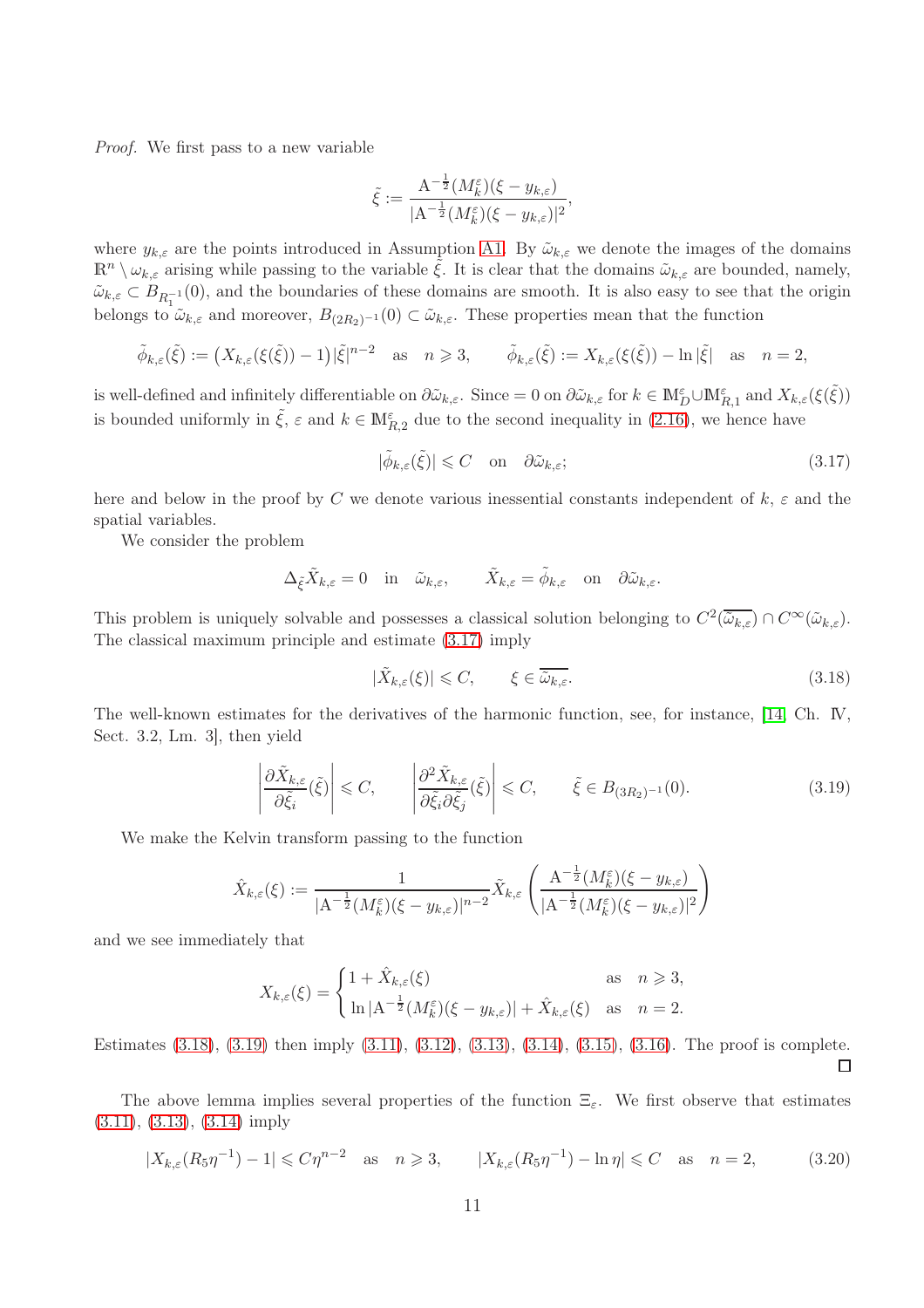*Proof.* We first pass to a new variable

$$\tilde{\xi} := \frac{\mathrm{A}^{-\frac{1}{2}}(M_k^\varepsilon)(\xi - y_{k,\varepsilon})}{|\mathrm{A}^{-\frac{1}{2}}(M_k^\varepsilon)(\xi - y_{k,\varepsilon})|^2},$$

where $y_{k,\varepsilon}$ are the points introduced in Assumption A1. By $\tilde{\omega}_{k,\varepsilon}$ we denote the images of the domains $\mathbb{R}^n \setminus \omega_{k,\varepsilon}$ arising while passing to the variable $\tilde{\xi}$. It is clear that the domains $\tilde{\omega}_{k,\varepsilon}$ are bounded, namely, $\tilde{\omega}_{k,\varepsilon} \subset B_{R_1^{-1}}(0)$, and the boundaries of these domains are smooth. It is also easy to see that the origin belongs to $\tilde{\omega}_{k,\varepsilon}$ and moreover, $B_{(2R_2)^{-1}}(0) \subset \tilde{\omega}_{k,\varepsilon}$. These properties mean that the function

$$\tilde{\phi}_{k,\varepsilon}(\tilde{\xi}) := \big(X_{k,\varepsilon}(\xi(\tilde{\xi})) - 1\big)|\tilde{\xi}|^{n-2} \quad \text{as} \quad n \geqslant 3, \qquad \tilde{\phi}_{k,\varepsilon}(\tilde{\xi}) := X_{k,\varepsilon}(\xi(\tilde{\xi})) - \ln|\tilde{\xi}| \quad \text{as} \quad n = 2,$$

is well-defined and infinitely differentiable on $\partial\tilde{\omega}_{k,\varepsilon}$. Since $= 0$ on $\partial\tilde{\omega}_{k,\varepsilon}$ for $k \in \mathbb{M}_D^\varepsilon \cup \mathbb{M}_{R,1}^\varepsilon$ and $X_{k,\varepsilon}(\xi(\tilde{\xi}))$ is bounded uniformly in $\tilde{\xi}$, $\varepsilon$ and $k \in \mathbb{M}_{R,2}^\varepsilon$ due to the second inequality in (2.16), we hence have

$$|\tilde{\phi}_{k,\varepsilon}(\tilde{\xi})| \leqslant C \quad \text{on} \quad \partial\tilde{\omega}_{k,\varepsilon}; \tag{3.17}$$

here and below in the proof by $C$ we denote various inessential constants independent of $k$, $\varepsilon$ and the spatial variables.

We consider the problem

$$\Delta_{\tilde{\xi}} \tilde{X}_{k,\varepsilon} = 0 \quad \text{in} \quad \tilde{\omega}_{k,\varepsilon}, \qquad \tilde{X}_{k,\varepsilon} = \tilde{\phi}_{k,\varepsilon} \quad \text{on} \quad \partial\tilde{\omega}_{k,\varepsilon}.$$

This problem is uniquely solvable and possesses a classical solution belonging to $C^2(\overline{\tilde{\omega}_{k,\varepsilon}}) \cap C^\infty(\tilde{\omega}_{k,\varepsilon})$. The classical maximum principle and estimate (3.17) imply

$$|\tilde{X}_{k,\varepsilon}(\xi)| \leqslant C, \qquad \xi \in \overline{\tilde{\omega}_{k,\varepsilon}}. \tag{3.18}$$

The well-known estimates for the derivatives of the harmonic function, see, for instance, [14, Ch. IV, Sect. 3.2, Lm. 3], then yield

$$\left|\frac{\partial \tilde{X}_{k,\varepsilon}}{\partial \tilde{\xi}_i}(\tilde{\xi})\right| \leqslant C, \qquad \left|\frac{\partial^2 \tilde{X}_{k,\varepsilon}}{\partial \tilde{\xi}_i \partial \tilde{\xi}_j}(\tilde{\xi})\right| \leqslant C, \qquad \tilde{\xi} \in B_{(3R_2)^{-1}}(0). \tag{3.19}$$

We make the Kelvin transform passing to the function

$$\hat{X}_{k,\varepsilon}(\xi) := \frac{1}{|\mathrm{A}^{-\frac{1}{2}}(M_k^\varepsilon)(\xi - y_{k,\varepsilon})|^{n-2}} \tilde{X}_{k,\varepsilon}\left(\frac{\mathrm{A}^{-\frac{1}{2}}(M_k^\varepsilon)(\xi - y_{k,\varepsilon})}{|\mathrm{A}^{-\frac{1}{2}}(M_k^\varepsilon)(\xi - y_{k,\varepsilon})|^2}\right)$$

and we see immediately that

$$X_{k,\varepsilon}(\xi) = \begin{cases} 1 + \hat{X}_{k,\varepsilon}(\xi) & \text{as} \quad n \geqslant 3, \\ \ln|\mathrm{A}^{-\frac{1}{2}}(M_k^\varepsilon)(\xi - y_{k,\varepsilon})| + \hat{X}_{k,\varepsilon}(\xi) & \text{as} \quad n = 2. \end{cases}$$

Estimates (3.18), (3.19) then imply (3.11), (3.12), (3.13), (3.14), (3.15), (3.16). The proof is complete. ◻

The above lemma implies several properties of the function $\Xi_\varepsilon$. We first observe that estimates (3.11), (3.13), (3.14) imply

$$|X_{k,\varepsilon}(R_5\eta^{-1}) - 1| \leqslant C\eta^{n-2} \quad \text{as} \quad n \geqslant 3, \qquad |X_{k,\varepsilon}(R_5\eta^{-1}) - \ln\eta| \leqslant C \quad \text{as} \quad n = 2, \tag{3.20}$$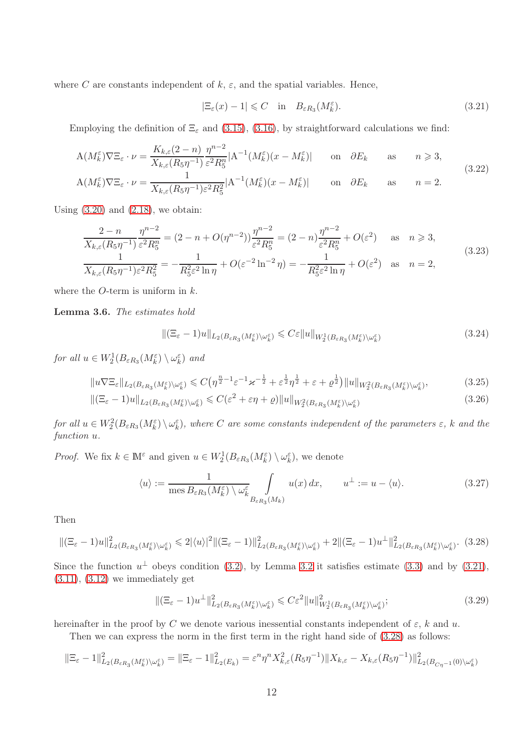where $C$ are constants independent of $k$, $\varepsilon$, and the spatial variables. Hence,

$$|\Xi_\varepsilon(x) - 1| \leqslant C \quad \text{in} \quad B_{\varepsilon R_3}(M_k^\varepsilon). \tag{3.21}$$

Employing the definition of $\Xi_\varepsilon$ and (3.15), (3.16), by straightforward calculations we find:

$$\begin{aligned}
&\mathrm{A}(M_k^\varepsilon)\nabla\Xi_\varepsilon\cdot\nu = \frac{K_{k,\varepsilon}(2-n)}{X_{k,\varepsilon}(R_5\eta^{-1})}\frac{\eta^{n-2}}{\varepsilon^2 R_5^n}|\mathrm{A}^{-1}(M_k^\varepsilon)(x-M_k^\varepsilon)| \qquad \text{on} \quad \partial E_k \qquad \text{as} \qquad n\geqslant 3,\\
&\mathrm{A}(M_k^\varepsilon)\nabla\Xi_\varepsilon\cdot\nu = \frac{1}{X_{k,\varepsilon}(R_5\eta^{-1})\varepsilon^2 R_5^2}|\mathrm{A}^{-1}(M_k^\varepsilon)(x-M_k^\varepsilon)| \qquad \text{on} \quad \partial E_k \qquad \text{as} \qquad n=2.
\end{aligned} \tag{3.22}$$

Using (3.20) and (2.18), we obtain:

$$\begin{aligned}
&\frac{2-n}{X_{k,\varepsilon}(R_5\eta^{-1})}\frac{\eta^{n-2}}{\varepsilon^2 R_5^n} = (2-n+O(\eta^{n-2}))\frac{\eta^{n-2}}{\varepsilon^2 R_5^n} = (2-n)\frac{\eta^{n-2}}{\varepsilon^2 R_5^n} + O(\varepsilon^2) \quad \text{as} \quad n\geqslant 3,\\
&\frac{1}{X_{k,\varepsilon}(R_5\eta^{-1})\varepsilon^2 R_5^2} = -\frac{1}{R_5^2\varepsilon^2\ln\eta} + O(\varepsilon^{-2}\ln^{-2}\eta) = -\frac{1}{R_5^2\varepsilon^2\ln\eta} + O(\varepsilon^2) \quad \text{as} \quad n=2,
\end{aligned} \tag{3.23}$$

where the $O$-term is uniform in $k$.

**Lemma 3.6.** *The estimates hold*

$$\|(\Xi_\varepsilon - 1)u\|_{L_2(B_{\varepsilon R_3}(M_k^\varepsilon)\setminus\omega_k^\varepsilon)} \leqslant C\varepsilon\|u\|_{W_2^1(B_{\varepsilon R_3}(M_k^\varepsilon)\setminus\omega_k^\varepsilon)} \tag{3.24}$$

*for all* $u\in W_2^1(B_{\varepsilon R_3}(M_k^\varepsilon)\setminus\omega_k^\varepsilon)$ *and*

$$\|u\nabla\Xi_\varepsilon\|_{L_2(B_{\varepsilon R_3}(M_k^\varepsilon)\setminus\omega_k^\varepsilon)} \leqslant C\big(\eta^{\frac{n}{2}-1}\varepsilon^{-1}\varkappa^{-\frac{1}{2}} + \varepsilon^{\frac{1}{2}}\eta^{\frac{1}{2}} + \varepsilon + \varrho^{\frac{1}{2}}\big)\|u\|_{W_2^2(B_{\varepsilon R_3}(M_k^\varepsilon)\setminus\omega_k^\varepsilon)}, \tag{3.25}$$

$$\|(\Xi_\varepsilon - 1)u\|_{L_2(B_{\varepsilon R_3}(M_k^\varepsilon)\setminus\omega_k^\varepsilon)} \leqslant C(\varepsilon^2+\varepsilon\eta+\varrho)\|u\|_{W_2^2(B_{\varepsilon R_3}(M_k^\varepsilon)\setminus\omega_k^\varepsilon)} \tag{3.26}$$

*for all* $u\in W_2^2(B_{\varepsilon R_3}(M_k^\varepsilon)\setminus\omega_k^\varepsilon)$, *where* $C$ *are some constants independent of the parameters* $\varepsilon$, $k$ *and the function* $u$.

*Proof.* We fix $k\in\mathbb{M}^\varepsilon$ and given $u\in W_2^1(B_{\varepsilon R_3}(M_k^\varepsilon)\setminus\omega_k^\varepsilon)$, we denote

$$\langle u\rangle := \frac{1}{\operatorname{mes} B_{\varepsilon R_3}(M_k^\varepsilon)\setminus\omega_k^\varepsilon}\int\limits_{B_{\varepsilon R_3}(M_k)} u(x)\,dx, \qquad u^\perp := u - \langle u\rangle. \tag{3.27}$$

Then

$$\|(\Xi_\varepsilon-1)u\|^2_{L_2(B_{\varepsilon R_3}(M_k^\varepsilon)\setminus\omega_k^\varepsilon)} \leqslant 2|\langle u\rangle|^2\|(\Xi_\varepsilon-1)\|^2_{L_2(B_{\varepsilon R_3}(M_k^\varepsilon)\setminus\omega_k^\varepsilon)} + 2\|(\Xi_\varepsilon-1)u^\perp\|^2_{L_2(B_{\varepsilon R_3}(M_k^\varepsilon)\setminus\omega_k^\varepsilon)}. \tag{3.28}$$

Since the function $u^\perp$ obeys condition (3.2), by Lemma 3.2 it satisfies estimate (3.3) and by (3.21), (3.11), (3.12) we immediately get

$$\|(\Xi_\varepsilon-1)u^\perp\|^2_{L_2(B_{\varepsilon R_3}(M_k^\varepsilon)\setminus\omega_k^\varepsilon)} \leqslant C\varepsilon^2\|u\|^2_{W_2^1(B_{\varepsilon R_3}(M_k^\varepsilon)\setminus\omega_k^\varepsilon)}; \tag{3.29}$$

hereinafter in the proof by $C$ we denote various inessential constants independent of $\varepsilon$, $k$ and $u$.

Then we can express the norm in the first term in the right hand side of (3.28) as follows:

$$\|\Xi_\varepsilon-1\|^2_{L_2(B_{\varepsilon R_3}(M_k^\varepsilon)\setminus\omega_k^\varepsilon)} = \|\Xi_\varepsilon-1\|^2_{L_2(E_k)} = \varepsilon^n\eta^n X^2_{k,\varepsilon}(R_5\eta^{-1})\|X_{k,\varepsilon}-X_{k,\varepsilon}(R_5\eta^{-1})\|^2_{L_2(B_{C\eta^{-1}}(0)\setminus\omega_k^\varepsilon)}$$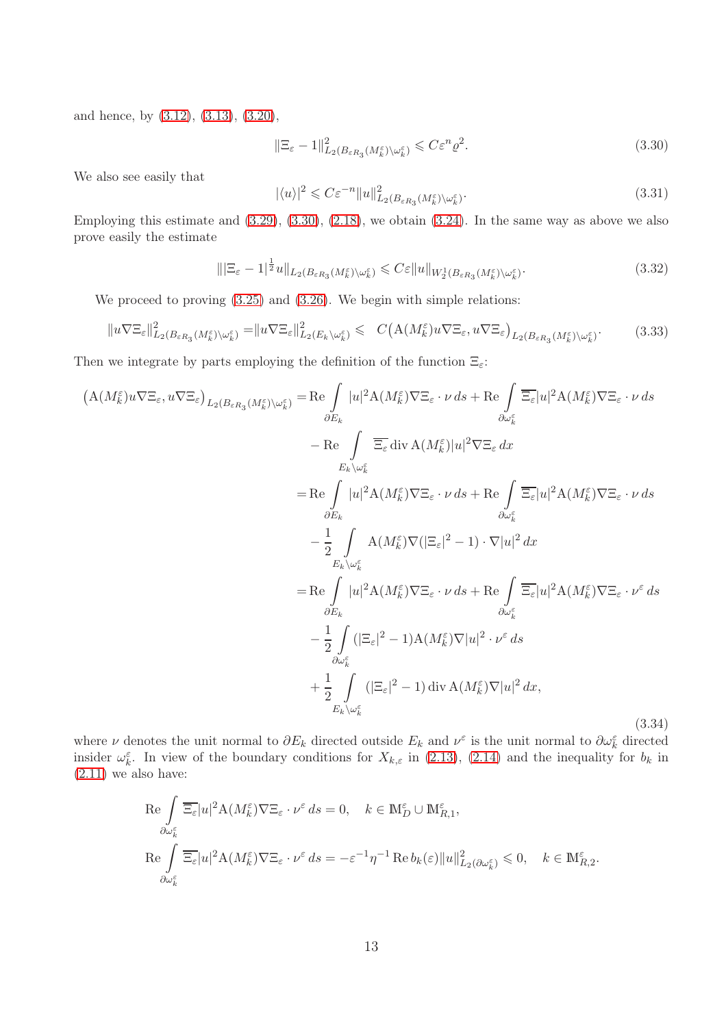and hence, by (3.12), (3.13), (3.20),

$$\|\Xi_\varepsilon - 1\|^2_{L_2(B_{\varepsilon R_3}(M_k^\varepsilon)\setminus\omega_k^\varepsilon)} \leqslant C\varepsilon^n\varrho^2. \tag{3.30}$$

We also see easily that

$$|\langle u\rangle|^2 \leqslant C\varepsilon^{-n}\|u\|^2_{L_2(B_{\varepsilon R_3}(M_k^\varepsilon)\setminus\omega_k^\varepsilon)}. \tag{3.31}$$

Employing this estimate and (3.29), (3.30), (2.18), we obtain (3.24). In the same way as above we also prove easily the estimate

$$\||\Xi_\varepsilon - 1|^{\frac{1}{2}} u\|_{L_2(B_{\varepsilon R_3}(M_k^\varepsilon)\setminus\omega_k^\varepsilon)} \leqslant C\varepsilon\|u\|_{W_2^1(B_{\varepsilon R_3}(M_k^\varepsilon)\setminus\omega_k^\varepsilon)}. \tag{3.32}$$

We proceed to proving (3.25) and (3.26). We begin with simple relations:

$$\|u\nabla\Xi_\varepsilon\|^2_{L_2(B_{\varepsilon R_3}(M_k^\varepsilon)\setminus\omega_k^\varepsilon)} = \|u\nabla\Xi_\varepsilon\|^2_{L_2(E_k\setminus\omega_k^\varepsilon)} \leqslant \ C\big(\mathrm{A}(M_k^\varepsilon)u\nabla\Xi_\varepsilon, u\nabla\Xi_\varepsilon\big)_{L_2(B_{\varepsilon R_3}(M_k^\varepsilon)\setminus\omega_k^\varepsilon)}. \tag{3.33}$$

Then we integrate by parts employing the definition of the function $\Xi_\varepsilon$:

$$\begin{aligned}
\big(\mathrm{A}(M_k^\varepsilon)u\nabla\Xi_\varepsilon, u\nabla\Xi_\varepsilon\big)_{L_2(B_{\varepsilon R_3}(M_k^\varepsilon)\setminus\omega_k^\varepsilon)} =& \operatorname{Re}\int\limits_{\partial E_k} |u|^2\mathrm{A}(M_k^\varepsilon)\nabla\Xi_\varepsilon\cdot\nu\,ds + \operatorname{Re}\int\limits_{\partial\omega_k^\varepsilon} \overline{\Xi_\varepsilon}|u|^2\mathrm{A}(M_k^\varepsilon)\nabla\Xi_\varepsilon\cdot\nu\,ds \\
&- \operatorname{Re}\int\limits_{E_k\setminus\omega_k^\varepsilon} \overline{\Xi_\varepsilon}\operatorname{div}\mathrm{A}(M_k^\varepsilon)|u|^2\nabla\Xi_\varepsilon\,dx \\
=& \operatorname{Re}\int\limits_{\partial E_k} |u|^2\mathrm{A}(M_k^\varepsilon)\nabla\Xi_\varepsilon\cdot\nu\,ds + \operatorname{Re}\int\limits_{\partial\omega_k^\varepsilon} \overline{\Xi_\varepsilon}|u|^2\mathrm{A}(M_k^\varepsilon)\nabla\Xi_\varepsilon\cdot\nu\,ds \\
&- \frac{1}{2}\int\limits_{E_k\setminus\omega_k^\varepsilon} \mathrm{A}(M_k^\varepsilon)\nabla(|\Xi_\varepsilon|^2-1)\cdot\nabla|u|^2\,dx \\
=& \operatorname{Re}\int\limits_{\partial E_k} |u|^2\mathrm{A}(M_k^\varepsilon)\nabla\Xi_\varepsilon\cdot\nu\,ds + \operatorname{Re}\int\limits_{\partial\omega_k^\varepsilon} \overline{\Xi_\varepsilon}|u|^2\mathrm{A}(M_k^\varepsilon)\nabla\Xi_\varepsilon\cdot\nu^\varepsilon\,ds \\
&- \frac{1}{2}\int\limits_{\partial\omega_k^\varepsilon} (|\Xi_\varepsilon|^2-1)\mathrm{A}(M_k^\varepsilon)\nabla|u|^2\cdot\nu^\varepsilon\,ds \\
&+ \frac{1}{2}\int\limits_{E_k\setminus\omega_k^\varepsilon} (|\Xi_\varepsilon|^2-1)\operatorname{div}\mathrm{A}(M_k^\varepsilon)\nabla|u|^2\,dx,
\end{aligned} \tag{3.34}$$

where $\nu$ denotes the unit normal to $\partial E_k$ directed outside $E_k$ and $\nu^\varepsilon$ is the unit normal to $\partial\omega_k^\varepsilon$ directed insider $\omega_k^\varepsilon$. In view of the boundary conditions for $X_{k,\varepsilon}$ in (2.13), (2.14) and the inequality for $b_k$ in (2.11) we also have:

$$\begin{aligned}
&\operatorname{Re}\int\limits_{\partial\omega_k^\varepsilon} \overline{\Xi_\varepsilon}|u|^2\mathrm{A}(M_k^\varepsilon)\nabla\Xi_\varepsilon\cdot\nu^\varepsilon\,ds = 0, \quad k\in\mathbb{M}_D^\varepsilon\cup\mathbb{M}_{R,1}^\varepsilon, \\
&\operatorname{Re}\int\limits_{\partial\omega_k^\varepsilon} \overline{\Xi_\varepsilon}|u|^2\mathrm{A}(M_k^\varepsilon)\nabla\Xi_\varepsilon\cdot\nu^\varepsilon\,ds = -\varepsilon^{-1}\eta^{-1}\operatorname{Re} b_k(\varepsilon)\|u\|^2_{L_2(\partial\omega_k^\varepsilon)} \leqslant 0, \quad k\in\mathbb{M}_{R,2}^\varepsilon.
\end{aligned}$$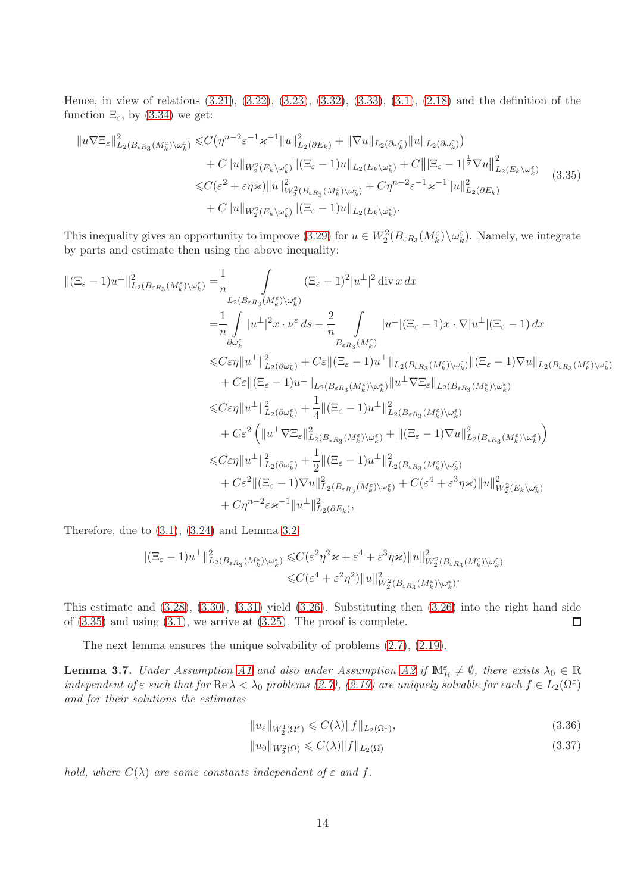Hence, in view of relations (3.21), (3.22), (3.23), (3.32), (3.33), (3.1), (2.18) and the definition of the function $\Xi_\varepsilon$, by (3.34) we get:

$$
\begin{aligned}
\|u\nabla\Xi_\varepsilon\|^2_{L_2(B_{\varepsilon R_3}(M_k^\varepsilon)\setminus\omega_k^\varepsilon)} \leqslant & C\big(\eta^{n-2}\varepsilon^{-1}\varkappa^{-1}\|u\|^2_{L_2(\partial E_k)} + \|\nabla u\|_{L_2(\partial\omega_k^\varepsilon)}\|u\|_{L_2(\partial\omega_k^\varepsilon)}\big) \\
& + C\|u\|_{W_2^2(E_k\setminus\omega_k^\varepsilon)}\|(\Xi_\varepsilon - 1)u\|_{L_2(E_k\setminus\omega_k^\varepsilon)} + C\big\||\Xi_\varepsilon - 1|^{\frac{1}{2}}\nabla u\big\|^2_{L_2(E_k\setminus\omega_k^\varepsilon)} \\
\leqslant & C(\varepsilon^2 + \varepsilon\eta\varkappa)\|u\|^2_{W_2^2(B_{\varepsilon R_3}(M_k^\varepsilon)\setminus\omega_k^\varepsilon)} + C\eta^{n-2}\varepsilon^{-1}\varkappa^{-1}\|u\|^2_{L_2(\partial E_k)} \\
& + C\|u\|_{W_2^2(E_k\setminus\omega_k^\varepsilon)}\|(\Xi_\varepsilon - 1)u\|_{L_2(E_k\setminus\omega_k^\varepsilon)}.
\end{aligned}
\tag{3.35}
$$

This inequality gives an opportunity to improve (3.29) for $u \in W_2^2(B_{\varepsilon R_3}(M_k^\varepsilon)\setminus\omega_k^\varepsilon)$. Namely, we integrate by parts and estimate then using the above inequality:

$$
\begin{aligned}
\|(\Xi_\varepsilon - 1)u^\perp\|^2_{L_2(B_{\varepsilon R_3}(M_k^\varepsilon)\setminus\omega_k^\varepsilon)} = & \frac{1}{n}\int\limits_{L_2(B_{\varepsilon R_3}(M_k^\varepsilon)\setminus\omega_k^\varepsilon)} (\Xi_\varepsilon - 1)^2|u^\perp|^2 \operatorname{div} x\, dx \\
= & \frac{1}{n}\int\limits_{\partial\omega_k^\varepsilon} |u^\perp|^2 x\cdot\nu^\varepsilon\, ds - \frac{2}{n}\int\limits_{B_{\varepsilon R_3}(M_k^\varepsilon)} |u^\perp|(\Xi_\varepsilon - 1)x\cdot\nabla|u^\perp|(\Xi_\varepsilon - 1)\, dx \\
\leqslant & C\varepsilon\eta\|u^\perp\|^2_{L_2(\partial\omega_k^\varepsilon)} + C\varepsilon\|(\Xi_\varepsilon - 1)u^\perp\|_{L_2(B_{\varepsilon R_3}(M_k^\varepsilon)\setminus\omega_k^\varepsilon)}\|(\Xi_\varepsilon - 1)\nabla u\|_{L_2(B_{\varepsilon R_3}(M_k^\varepsilon)\setminus\omega_k^\varepsilon)} \\
& + C\varepsilon\|(\Xi_\varepsilon - 1)u^\perp\|_{L_2(B_{\varepsilon R_3}(M_k^\varepsilon)\setminus\omega_k^\varepsilon)}\|u^\perp\nabla\Xi_\varepsilon\|_{L_2(B_{\varepsilon R_3}(M_k^\varepsilon)\setminus\omega_k^\varepsilon)} \\
\leqslant & C\varepsilon\eta\|u^\perp\|^2_{L_2(\partial\omega_k^\varepsilon)} + \frac{1}{4}\|(\Xi_\varepsilon - 1)u^\perp\|^2_{L_2(B_{\varepsilon R_3}(M_k^\varepsilon)\setminus\omega_k^\varepsilon)} \\
& + C\varepsilon^2\left(\|u^\perp\nabla\Xi_\varepsilon\|^2_{L_2(B_{\varepsilon R_3}(M_k^\varepsilon)\setminus\omega_k^\varepsilon)} + \|(\Xi_\varepsilon - 1)\nabla u\|^2_{L_2(B_{\varepsilon R_3}(M_k^\varepsilon)\setminus\omega_k^\varepsilon)}\right) \\
\leqslant & C\varepsilon\eta\|u^\perp\|^2_{L_2(\partial\omega_k^\varepsilon)} + \frac{1}{2}\|(\Xi_\varepsilon - 1)u^\perp\|^2_{L_2(B_{\varepsilon R_3}(M_k^\varepsilon)\setminus\omega_k^\varepsilon)} \\
& + C\varepsilon^2\|(\Xi_\varepsilon - 1)\nabla u\|^2_{L_2(B_{\varepsilon R_3}(M_k^\varepsilon)\setminus\omega_k^\varepsilon)} + C(\varepsilon^4 + \varepsilon^3\eta\varkappa)\|u\|^2_{W_2^2(E_k\setminus\omega_k^\varepsilon)} \\
& + C\eta^{n-2}\varepsilon\varkappa^{-1}\|u^\perp\|^2_{L_2(\partial E_k)},
\end{aligned}
$$

Therefore, due to (3.1), (3.24) and Lemma 3.2,

$$
\begin{aligned}
\|(\Xi_\varepsilon - 1)u^\perp\|^2_{L_2(B_{\varepsilon R_3}(M_k^\varepsilon)\setminus\omega_k^\varepsilon)} \leqslant & C(\varepsilon^2\eta^2\varkappa + \varepsilon^4 + \varepsilon^3\eta\varkappa)\|u\|^2_{W_2^2(B_{\varepsilon R_3}(M_k^\varepsilon)\setminus\omega_k^\varepsilon)} \\
\leqslant & C(\varepsilon^4 + \varepsilon^2\eta^2)\|u\|^2_{W_2^2(B_{\varepsilon R_3}(M_k^\varepsilon)\setminus\omega_k^\varepsilon)}.
\end{aligned}
$$

This estimate and (3.28), (3.30), (3.31) yield (3.26). Substituting then (3.26) into the right hand side of (3.35) and using (3.1), we arrive at (3.25). The proof is complete. ☐

The next lemma ensures the unique solvability of problems (2.7), (2.19).

**Lemma 3.7.** *Under Assumption A1 and also under Assumption A2 if $\mathbb{M}_R^\varepsilon \neq \emptyset$, there exists $\lambda_0 \in \mathbb{R}$ independent of $\varepsilon$ such that for $\operatorname{Re}\lambda < \lambda_0$ problems (2.7), (2.19) are uniquely solvable for each $f \in L_2(\Omega^\varepsilon)$ and for their solutions the estimates*

$$
\|u_\varepsilon\|_{W_2^1(\Omega^\varepsilon)} \leqslant C(\lambda)\|f\|_{L_2(\Omega^\varepsilon)}, \tag{3.36}
$$

$$
\|u_0\|_{W_2^2(\Omega)} \leqslant C(\lambda)\|f\|_{L_2(\Omega)} \tag{3.37}
$$

*hold, where $C(\lambda)$ are some constants independent of $\varepsilon$ and $f$.*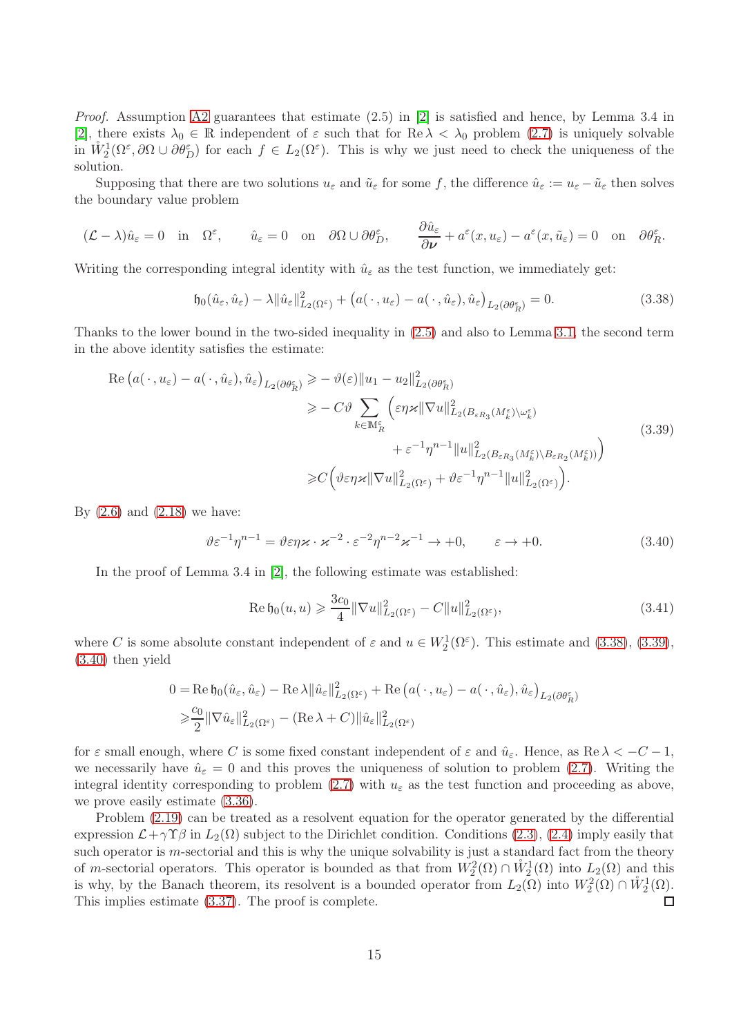*Proof.* Assumption A2 guarantees that estimate (2.5) in [2] is satisfied and hence, by Lemma 3.4 in [2], there exists $\lambda_0 \in \mathbb{R}$ independent of $\varepsilon$ such that for $\operatorname{Re}\lambda < \lambda_0$ problem (2.7) is uniquely solvable in $\mathring{W}_2^1(\Omega^\varepsilon, \partial\Omega \cup \partial\theta_D^\varepsilon)$ for each $f \in L_2(\Omega^\varepsilon)$. This is why we just need to check the uniqueness of the solution.

Supposing that there are two solutions $u_\varepsilon$ and $\tilde{u}_\varepsilon$ for some $f$, the difference $\hat{u}_\varepsilon := u_\varepsilon - \tilde{u}_\varepsilon$ then solves the boundary value problem

$$(\mathcal{L} - \lambda)\hat{u}_\varepsilon = 0 \quad \text{in} \quad \Omega^\varepsilon, \qquad \hat{u}_\varepsilon = 0 \quad \text{on} \quad \partial\Omega \cup \partial\theta_D^\varepsilon, \qquad \frac{\partial \hat{u}_\varepsilon}{\partial \boldsymbol{\nu}} + a^\varepsilon(x, u_\varepsilon) - a^\varepsilon(x, \tilde{u}_\varepsilon) = 0 \quad \text{on} \quad \partial\theta_R^\varepsilon.$$

Writing the corresponding integral identity with $\hat{u}_\varepsilon$ as the test function, we immediately get:

$$\mathfrak{h}_0(\hat{u}_\varepsilon, \hat{u}_\varepsilon) - \lambda \|\hat{u}_\varepsilon\|^2_{L_2(\Omega^\varepsilon)} + \big(a(\,\cdot\,, u_\varepsilon) - a(\,\cdot\,, \hat{u}_\varepsilon), \hat{u}_\varepsilon\big)_{L_2(\partial\theta_R^\varepsilon)} = 0. \tag{3.38}$$

Thanks to the lower bound in the two-sided inequality in (2.5) and also to Lemma 3.1, the second term in the above identity satisfies the estimate:

$$\begin{aligned}
\operatorname{Re}\big(a(\,\cdot\,, u_\varepsilon) - a(\,\cdot\,, \hat{u}_\varepsilon), \hat{u}_\varepsilon\big)_{L_2(\partial\theta_R^\varepsilon)} \geqslant & - \vartheta(\varepsilon)\|u_1 - u_2\|^2_{L_2(\partial\theta_R^\varepsilon)} \\
\geqslant & - C\vartheta \sum_{k \in \mathbb{M}_R^\varepsilon} \Big( \varepsilon\eta\varkappa \|\nabla u\|^2_{L_2(B_{\varepsilon R_3}(M_k^\varepsilon)\setminus\omega_k^\varepsilon)} \\
& + \varepsilon^{-1}\eta^{n-1}\|u\|^2_{L_2(B_{\varepsilon R_3}(M_k^\varepsilon)\setminus B_{\varepsilon R_2}(M_k^\varepsilon))}\Big) \\
\geqslant & C\Big(\vartheta\varepsilon\eta\varkappa\|\nabla u\|^2_{L_2(\Omega^\varepsilon)} + \vartheta\varepsilon^{-1}\eta^{n-1}\|u\|^2_{L_2(\Omega^\varepsilon)}\Big).
\end{aligned} \tag{3.39}$$

By (2.6) and (2.18) we have:

$$\vartheta\varepsilon^{-1}\eta^{n-1} = \vartheta\varepsilon\eta\varkappa \cdot \varkappa^{-2} \cdot \varepsilon^{-2}\eta^{n-2}\varkappa^{-1} \to +0, \qquad \varepsilon \to +0. \tag{3.40}$$

In the proof of Lemma 3.4 in [2], the following estimate was established:

$$\operatorname{Re}\mathfrak{h}_0(u,u) \geqslant \frac{3c_0}{4}\|\nabla u\|^2_{L_2(\Omega^\varepsilon)} - C\|u\|^2_{L_2(\Omega^\varepsilon)}, \tag{3.41}$$

where $C$ is some absolute constant independent of $\varepsilon$ and $u \in W_2^1(\Omega^\varepsilon)$. This estimate and (3.38), (3.39), (3.40) then yield

$$\begin{aligned}
0 = & \operatorname{Re}\mathfrak{h}_0(\hat{u}_\varepsilon, \hat{u}_\varepsilon) - \operatorname{Re}\lambda\|\hat{u}_\varepsilon\|^2_{L_2(\Omega^\varepsilon)} + \operatorname{Re}\big(a(\,\cdot\,, u_\varepsilon) - a(\,\cdot\,, \hat{u}_\varepsilon), \hat{u}_\varepsilon\big)_{L_2(\partial\theta_R^\varepsilon)} \\
\geqslant & \frac{c_0}{2}\|\nabla \hat{u}_\varepsilon\|^2_{L_2(\Omega^\varepsilon)} - (\operatorname{Re}\lambda + C)\|\hat{u}_\varepsilon\|^2_{L_2(\Omega^\varepsilon)}
\end{aligned}$$

for $\varepsilon$ small enough, where $C$ is some fixed constant independent of $\varepsilon$ and $\hat{u}_\varepsilon$. Hence, as $\operatorname{Re}\lambda < -C - 1$, we necessarily have $\hat{u}_\varepsilon = 0$ and this proves the uniqueness of solution to problem (2.7). Writing the integral identity corresponding to problem (2.7) with $u_\varepsilon$ as the test function and proceeding as above, we prove easily estimate (3.36).

Problem (2.19) can be treated as a resolvent equation for the operator generated by the differential expression $\mathcal{L} + \gamma\Upsilon\beta$ in $L_2(\Omega)$ subject to the Dirichlet condition. Conditions (2.3), (2.4) imply easily that such operator is $m$-sectorial and this is why the unique solvability is just a standard fact from the theory of $m$-sectorial operators. This operator is bounded as that from $W_2^2(\Omega) \cap \mathring{W}_2^1(\Omega)$ into $L_2(\Omega)$ and this is why, by the Banach theorem, its resolvent is a bounded operator from $L_2(\Omega)$ into $W_2^2(\Omega) \cap \mathring{W}_2^1(\Omega)$. This implies estimate (3.37). The proof is complete. ◻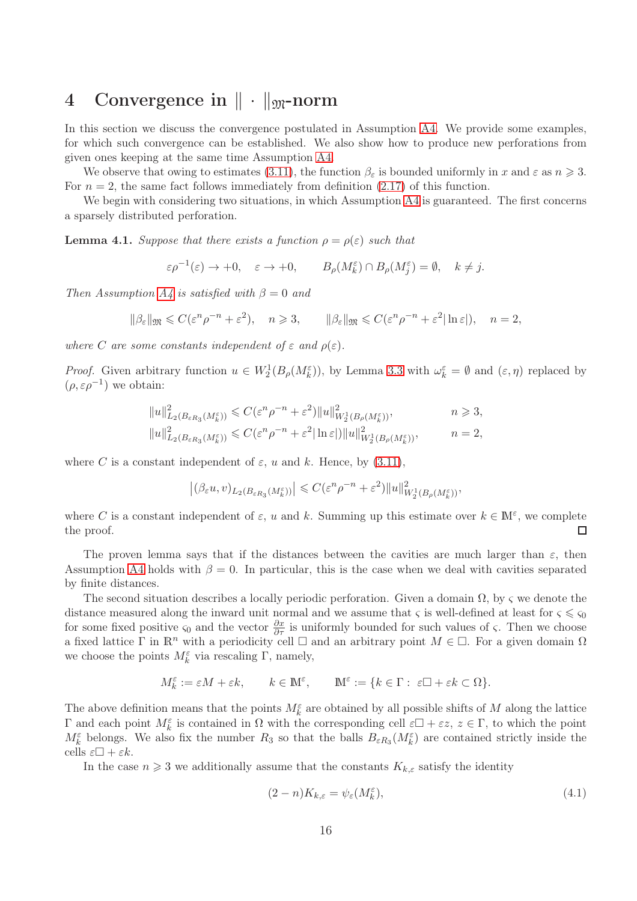# 4 Convergence in $\|\cdot\|_{\mathfrak{M}}$-norm

In this section we discuss the convergence postulated in Assumption A4. We provide some examples, for which such convergence can be established. We also show how to produce new perforations from given ones keeping at the same time Assumption A4.

We observe that owing to estimates (3.11), the function $\beta_\varepsilon$ is bounded uniformly in $x$ and $\varepsilon$ as $n\geqslant 3$. For $n=2$, the same fact follows immediately from definition (2.17) of this function.

We begin with considering two situations, in which Assumption A4 is guaranteed. The first concerns a sparsely distributed perforation.

**Lemma 4.1.** *Suppose that there exists a function $\rho=\rho(\varepsilon)$ such that*

$$\varepsilon\rho^{-1}(\varepsilon)\to+0,\quad \varepsilon\to+0,\qquad B_\rho(M_k^\varepsilon)\cap B_\rho(M_j^\varepsilon)=\emptyset,\quad k\neq j.$$

*Then Assumption A4 is satisfied with $\beta=0$ and*

$$\|\beta_\varepsilon\|_{\mathfrak{M}}\leqslant C(\varepsilon^n\rho^{-n}+\varepsilon^2),\quad n\geqslant 3,\qquad \|\beta_\varepsilon\|_{\mathfrak{M}}\leqslant C(\varepsilon^n\rho^{-n}+\varepsilon^2|\ln\varepsilon|),\quad n=2,$$

*where $C$ are some constants independent of $\varepsilon$ and $\rho(\varepsilon)$.*

*Proof.* Given arbitrary function $u\in W_2^1(B_\rho(M_k^\varepsilon))$, by Lemma 3.3 with $\omega_k^\varepsilon=\emptyset$ and $(\varepsilon,\eta)$ replaced by $(\rho,\varepsilon\rho^{-1})$ we obtain:

$$\begin{aligned}
&\|u\|^2_{L_2(B_{\varepsilon R_3}(M_k^\varepsilon))}\leqslant C(\varepsilon^n\rho^{-n}+\varepsilon^2)\|u\|^2_{W_2^1(B_\rho(M_k^\varepsilon))}, && n\geqslant 3,\\
&\|u\|^2_{L_2(B_{\varepsilon R_3}(M_k^\varepsilon))}\leqslant C(\varepsilon^n\rho^{-n}+\varepsilon^2|\ln\varepsilon|)\|u\|^2_{W_2^1(B_\rho(M_k^\varepsilon))}, && n=2,
\end{aligned}$$

where $C$ is a constant independent of $\varepsilon$, $u$ and $k$. Hence, by (3.11),

$$\big|(\beta_\varepsilon u,v)_{L_2(B_{\varepsilon R_3}(M_k^\varepsilon))}\big|\leqslant C(\varepsilon^n\rho^{-n}+\varepsilon^2)\|u\|^2_{W_2^1(B_\rho(M_k^\varepsilon))},$$

where $C$ is a constant independent of $\varepsilon$, $u$ and $k$. Summing up this estimate over $k\in\mathbb{M}^\varepsilon$, we complete the proof. ∎

The proven lemma says that if the distances between the cavities are much larger than $\varepsilon$, then Assumption A4 holds with $\beta=0$. In particular, this is the case when we deal with cavities separated by finite distances.

The second situation describes a locally periodic perforation. Given a domain $\Omega$, by $\varsigma$ we denote the distance measured along the inward unit normal and we assume that $\varsigma$ is well-defined at least for $\varsigma\leqslant\varsigma_0$ for some fixed positive $\varsigma_0$ and the vector $\frac{\partial x}{\partial\tau}$ is uniformly bounded for such values of $\varsigma$. Then we choose a fixed lattice $\Gamma$ in $\mathbb{R}^n$ with a periodicity cell $\square$ and an arbitrary point $M\in\square$. For a given domain $\Omega$ we choose the points $M_k^\varepsilon$ via rescaling $\Gamma$, namely,

$$M_k^\varepsilon:=\varepsilon M+\varepsilon k,\qquad k\in\mathbb{M}^\varepsilon,\qquad \mathbb{M}^\varepsilon:=\{k\in\Gamma:\ \varepsilon\square+\varepsilon k\subset\Omega\}.$$

The above definition means that the points $M_k^\varepsilon$ are obtained by all possible shifts of $M$ along the lattice $\Gamma$ and each point $M_k^\varepsilon$ is contained in $\Omega$ with the corresponding cell $\varepsilon\square+\varepsilon z$, $z\in\Gamma$, to which the point $M_k^\varepsilon$ belongs. We also fix the number $R_3$ so that the balls $B_{\varepsilon R_3}(M_k^\varepsilon)$ are contained strictly inside the cells $\varepsilon\square+\varepsilon k$.

In the case $n\geqslant 3$ we additionally assume that the constants $K_{k,\varepsilon}$ satisfy the identity

$$(2-n)K_{k,\varepsilon}=\psi_\varepsilon(M_k^\varepsilon),\tag{4.1}$$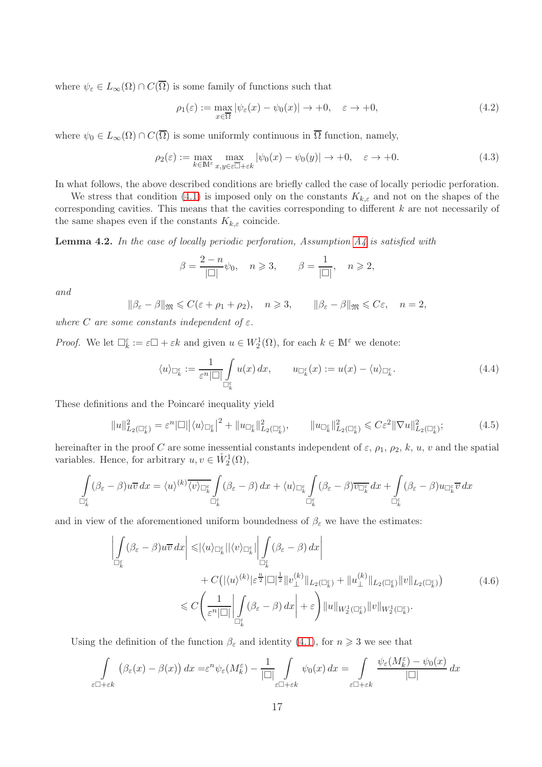where $\psi_\varepsilon \in L_\infty(\Omega) \cap C(\overline{\Omega})$ is some family of functions such that

$$\rho_1(\varepsilon) := \max_{x\in\overline{\Omega}} |\psi_\varepsilon(x) - \psi_0(x)| \to +0, \quad \varepsilon \to +0, \tag{4.2}$$

where $\psi_0 \in L_\infty(\Omega) \cap C(\overline{\Omega})$ is some uniformly continuous in $\overline{\Omega}$ function, namely,

$$\rho_2(\varepsilon) := \max_{k\in\mathbb{M}^\varepsilon} \max_{x,y\in\varepsilon\overline{\square}+\varepsilon k} |\psi_0(x) - \psi_0(y)| \to +0, \quad \varepsilon \to +0. \tag{4.3}$$

In what follows, the above described conditions are briefly called the case of locally periodic perforation.

We stress that condition (4.1) is imposed only on the constants $K_{k,\varepsilon}$ and not on the shapes of the corresponding cavities. This means that the cavities corresponding to different $k$ are not necessarily of the same shapes even if the constants $K_{k,\varepsilon}$ coincide.

**Lemma 4.2.** *In the case of locally periodic perforation, Assumption A4 is satisfied with*

$$\beta = \frac{2-n}{|\square|}\psi_0, \quad n \geqslant 3, \qquad \beta = \frac{1}{|\square|}, \quad n \geqslant 2,$$

*and*

$$\|\beta_\varepsilon - \beta\|_{\mathfrak{M}} \leqslant C(\varepsilon + \rho_1 + \rho_2), \quad n \geqslant 3, \qquad \|\beta_\varepsilon - \beta\|_{\mathfrak{M}} \leqslant C\varepsilon, \quad n = 2,$$

*where $C$ are some constants independent of $\varepsilon$.*

*Proof.* We let $\square_k^\varepsilon := \varepsilon\square + \varepsilon k$ and given $u \in W_2^1(\Omega)$, for each $k \in \mathbb{M}^\varepsilon$ we denote:

$$\langle u\rangle_{\square_k^\varepsilon} := \frac{1}{\varepsilon^n|\square|}\int\limits_{\square_k^\varepsilon} u(x)\,dx, \qquad u_{\square_k^\varepsilon}(x) := u(x) - \langle u\rangle_{\square_k^\varepsilon}. \tag{4.4}$$

These definitions and the Poincaré inequality yield

$$\|u\|_{L_2(\square_k^\varepsilon)}^2 = \varepsilon^n|\square|\big|\langle u\rangle_{\square_k^\varepsilon}\big|^2 + \|u_{\square_k^\varepsilon}\|_{L_2(\square_k^\varepsilon)}^2, \qquad \|u_{\square_k^\varepsilon}\|_{L_2(\square_k^\varepsilon)}^2 \leqslant C\varepsilon^2\|\nabla u\|_{L_2(\square_k^\varepsilon)}^2; \tag{4.5}$$

hereinafter in the proof $C$ are some inessential constants independent of $\varepsilon$, $\rho_1$, $\rho_2$, $k$, $u$, $v$ and the spatial variables. Hence, for arbitrary $u, v \in \mathring{W}_2^1(\Omega)$,

$$\int\limits_{\square_k^\varepsilon} (\beta_\varepsilon - \beta)u\overline{v}\,dx = \langle u\rangle^{(k)}\overline{\langle v\rangle_{\square_k^\varepsilon}}\int\limits_{\square_k^\varepsilon}(\beta_\varepsilon - \beta)\,dx + \langle u\rangle_{\square_k^\varepsilon}\int\limits_{\square_k^\varepsilon}(\beta_\varepsilon - \beta)\overline{v_{\square_k^\varepsilon}}\,dx + \int\limits_{\square_k^\varepsilon}(\beta_\varepsilon - \beta)u_{\square_k^\varepsilon}\overline{v}\,dx$$

and in view of the aforementioned uniform boundedness of $\beta_\varepsilon$ we have the estimates:

$$\begin{aligned}
\Bigg|\int\limits_{\square_k^\varepsilon}(\beta_\varepsilon - \beta)u\overline{v}\,dx\Bigg| \leqslant & |\langle u\rangle_{\square_k^\varepsilon}||\langle v\rangle_{\square_k^\varepsilon}|\Bigg|\int\limits_{\square_k^\varepsilon}(\beta_\varepsilon - \beta)\,dx\Bigg| \\
& + C\big(|\langle u\rangle^{(k)}|\varepsilon^{\frac{n}{2}}|\square|^{\frac{1}{2}}\|v_\perp^{(k)}\|_{L_2(\square_k^\varepsilon)} + \|u_\perp^{(k)}\|_{L_2(\square_k^\varepsilon)}\|v\|_{L_2(\square_k^\varepsilon)}\big) \\
\leqslant & C\Bigg(\frac{1}{\varepsilon^n|\square|}\Bigg|\int\limits_{\square_k^\varepsilon}(\beta_\varepsilon - \beta)\,dx\Bigg| + \varepsilon\Bigg)\|u\|_{W_2^1(\square_k^\varepsilon)}\|v\|_{W_2^1(\square_k^\varepsilon)}.
\end{aligned} \tag{4.6}$$

Using the definition of the function $\beta_\varepsilon$ and identity (4.1), for $n \geqslant 3$ we see that

$$\int\limits_{\varepsilon\square+\varepsilon k}\big(\beta_\varepsilon(x) - \beta(x)\big)\,dx = \varepsilon^n\psi_\varepsilon(M_k^\varepsilon) - \frac{1}{|\square|}\int\limits_{\varepsilon\square+\varepsilon k}\psi_0(x)\,dx = \int\limits_{\varepsilon\square+\varepsilon k}\frac{\psi_\varepsilon(M_k^\varepsilon) - \psi_0(x)}{|\square|}\,dx$$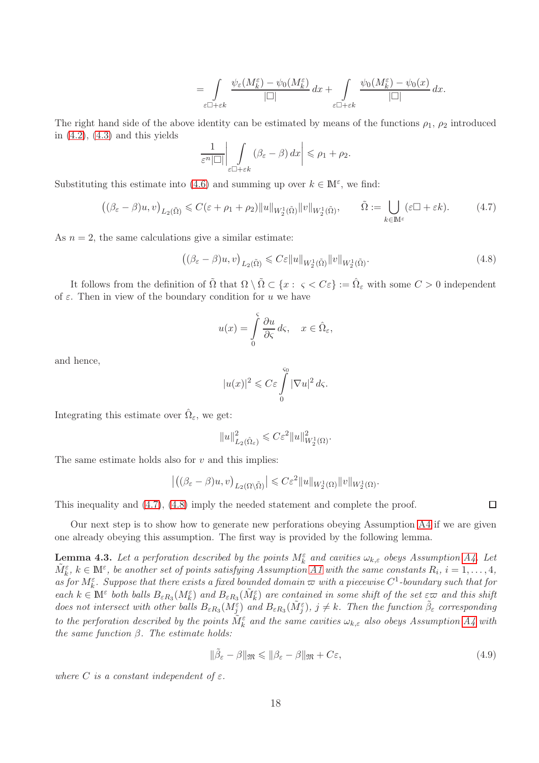$$= \int\limits_{\varepsilon\square+\varepsilon k} \frac{\psi_\varepsilon(M_k^\varepsilon)-\psi_0(M_k^\varepsilon)}{|\square|}\,dx + \int\limits_{\varepsilon\square+\varepsilon k} \frac{\psi_0(M_k^\varepsilon)-\psi_0(x)}{|\square|}\,dx.$$

The right hand side of the above identity can be estimated by means of the functions $\rho_1$, $\rho_2$ introduced in (4.2), (4.3) and this yields

$$\frac{1}{\varepsilon^n|\square|}\Bigg|\int\limits_{\varepsilon\square+\varepsilon k} (\beta_\varepsilon-\beta)\,dx\Bigg| \leqslant \rho_1+\rho_2.$$

Substituting this estimate into (4.6) and summing up over $k\in\mathbb{M}^\varepsilon$, we find:

$$\big((\beta_\varepsilon-\beta)u,v\big)_{L_2(\tilde\Omega)} \leqslant C(\varepsilon+\rho_1+\rho_2)\|u\|_{W_2^1(\tilde\Omega)}\|v\|_{W_2^1(\tilde\Omega)}, \qquad \tilde\Omega := \bigcup_{k\in\mathbb{M}^\varepsilon}(\varepsilon\square+\varepsilon k). \tag{4.7}$$

As $n=2$, the same calculations give a similar estimate:

$$\big((\beta_\varepsilon-\beta)u,v\big)_{L_2(\tilde\Omega)} \leqslant C\varepsilon\|u\|_{W_2^1(\tilde\Omega)}\|v\|_{W_2^1(\tilde\Omega)}. \tag{4.8}$$

It follows from the definition of $\tilde\Omega$ that $\Omega\setminus\tilde\Omega\subset\{x:\ \varsigma<C\varepsilon\}:=\hat\Omega_\varepsilon$ with some $C>0$ independent of $\varepsilon$. Then in view of the boundary condition for $u$ we have

$$u(x)=\int\limits_0^\varsigma \frac{\partial u}{\partial\varsigma}\,d\varsigma,\quad x\in\hat\Omega_\varepsilon,$$

and hence,

$$|u(x)|^2\leqslant C\varepsilon\int\limits_0^{\varsigma_0}|\nabla u|^2\,d\varsigma.$$

Integrating this estimate over $\hat\Omega_\varepsilon$, we get:

$$\|u\|_{L_2(\hat\Omega_\varepsilon)}^2\leqslant C\varepsilon^2\|u\|_{W_2^1(\Omega)}^2.$$

The same estimate holds also for $v$ and this implies:

$$\big|\big((\beta_\varepsilon-\beta)u,v\big)_{L_2(\Omega\setminus\tilde\Omega)}\big|\leqslant C\varepsilon^2\|u\|_{W_2^1(\Omega)}\|v\|_{W_2^1(\Omega)}.$$

This inequality and (4.7), (4.8) imply the needed statement and complete the proof. ∎

Our next step is to show how to generate new perforations obeying Assumption A4 if we are given one already obeying this assumption. The first way is provided by the following lemma.

**Lemma 4.3.** *Let a perforation described by the points $M_k^\varepsilon$ and cavities $\omega_{k,\varepsilon}$ obeys Assumption A4. Let $\tilde M_k^\varepsilon$, $k\in\mathbb{M}^\varepsilon$, be another set of points satisfying Assumption A1 with the same constants $R_i$, $i=1,\dots,4$, as for $M_k^\varepsilon$. Suppose that there exists a fixed bounded domain $\varpi$ with a piecewise $C^1$-boundary such that for each $k\in\mathbb{M}^\varepsilon$ both balls $B_{\varepsilon R_3}(M_k^\varepsilon)$ and $B_{\varepsilon R_3}(\tilde M_k^\varepsilon)$ are contained in some shift of the set $\varepsilon\varpi$ and this shift does not intersect with other balls $B_{\varepsilon R_3}(M_j^\varepsilon)$ and $B_{\varepsilon R_3}(\tilde M_j^\varepsilon)$, $j\neq k$. Then the function $\tilde\beta_\varepsilon$ corresponding to the perforation described by the points $\tilde M_k^\varepsilon$ and the same cavities $\omega_{k,\varepsilon}$ also obeys Assumption A4 with the same function $\beta$. The estimate holds:*

$$\|\tilde\beta_\varepsilon-\beta\|_{\mathfrak{M}}\leqslant\|\beta_\varepsilon-\beta\|_{\mathfrak{M}}+C\varepsilon, \tag{4.9}$$

*where $C$ is a constant independent of $\varepsilon$.*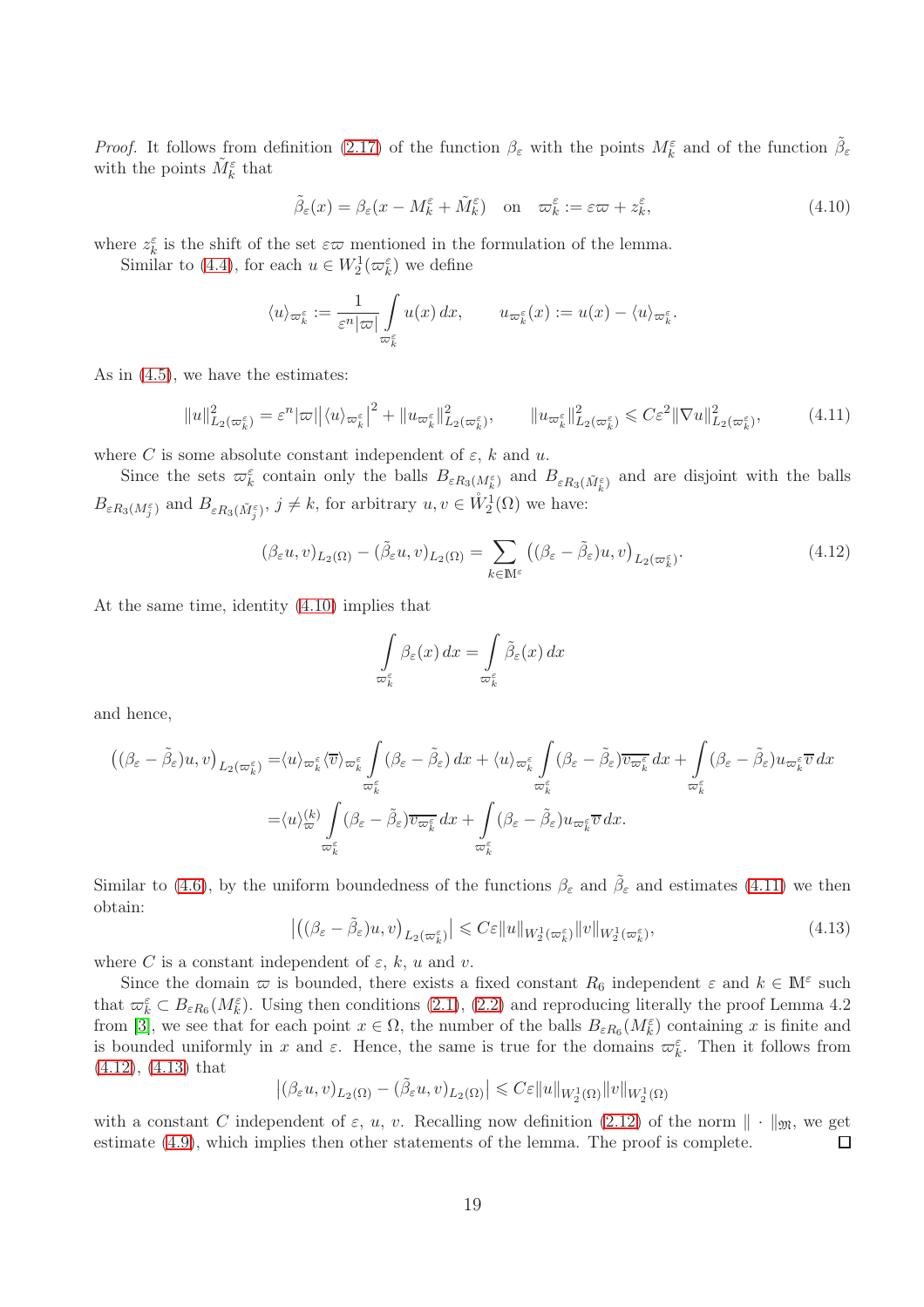*Proof.* It follows from definition (2.17) of the function $\beta_\varepsilon$ with the points $M_k^\varepsilon$ and of the function $\tilde\beta_\varepsilon$ with the points $\tilde M_k^\varepsilon$ that

$$\tilde\beta_\varepsilon(x) = \beta_\varepsilon(x - M_k^\varepsilon + \tilde M_k^\varepsilon) \quad \text{on} \quad \varpi_k^\varepsilon := \varepsilon\varpi + z_k^\varepsilon, \tag{4.10}$$

where $z_k^\varepsilon$ is the shift of the set $\varepsilon\varpi$ mentioned in the formulation of the lemma.

Similar to (4.4), for each $u \in W_2^1(\varpi_k^\varepsilon)$ we define

$$\langle u\rangle_{\varpi_k^\varepsilon} := \frac{1}{\varepsilon^n|\varpi|}\int\limits_{\varpi_k^\varepsilon} u(x)\,dx, \qquad u_{\varpi_k^\varepsilon}(x) := u(x) - \langle u\rangle_{\varpi_k^\varepsilon}.$$

As in (4.5), we have the estimates:

$$\|u\|^2_{L_2(\varpi_k^\varepsilon)} = \varepsilon^n|\varpi|\big|\langle u\rangle_{\varpi_k^\varepsilon}\big|^2 + \|u_{\varpi_k^\varepsilon}\|^2_{L_2(\varpi_k^\varepsilon)}, \qquad \|u_{\varpi_k^\varepsilon}\|^2_{L_2(\varpi_k^\varepsilon)} \leqslant C\varepsilon^2\|\nabla u\|^2_{L_2(\varpi_k^\varepsilon)}, \tag{4.11}$$

where $C$ is some absolute constant independent of $\varepsilon$, $k$ and $u$.

Since the sets $\varpi_k^\varepsilon$ contain only the balls $B_{\varepsilon R_3(M_k^\varepsilon)}$ and $B_{\varepsilon R_3(\tilde M_k^\varepsilon)}$ and are disjoint with the balls $B_{\varepsilon R_3(M_j^\varepsilon)}$ and $B_{\varepsilon R_3(\tilde M_j^\varepsilon)}$, $j \neq k$, for arbitrary $u, v \in \mathring{W}_2^1(\Omega)$ we have:

$$(\beta_\varepsilon u, v)_{L_2(\Omega)} - (\tilde\beta_\varepsilon u, v)_{L_2(\Omega)} = \sum_{k\in\mathbb{M}^\varepsilon} \big((\beta_\varepsilon - \tilde\beta_\varepsilon)u, v\big)_{L_2(\varpi_k^\varepsilon)}. \tag{4.12}$$

At the same time, identity (4.10) implies that

$$\int\limits_{\varpi_k^\varepsilon} \beta_\varepsilon(x)\,dx = \int\limits_{\varpi_k^\varepsilon} \tilde\beta_\varepsilon(x)\,dx$$

and hence,

$$\begin{aligned}
\big((\beta_\varepsilon - \tilde\beta_\varepsilon)u, v\big)_{L_2(\varpi_k^\varepsilon)} =& \langle u\rangle_{\varpi_k^\varepsilon}\langle \overline{v}\rangle_{\varpi_k^\varepsilon}\int\limits_{\varpi_k^\varepsilon}(\beta_\varepsilon - \tilde\beta_\varepsilon)\,dx + \langle u\rangle_{\varpi_k^\varepsilon}\int\limits_{\varpi_k^\varepsilon}(\beta_\varepsilon - \tilde\beta_\varepsilon)\overline{v_{\varpi_k^\varepsilon}}\,dx + \int\limits_{\varpi_k^\varepsilon}(\beta_\varepsilon - \tilde\beta_\varepsilon)u_{\varpi_k^\varepsilon}\overline{v}\,dx \\
=& \langle u\rangle_{\varpi}^{(k)}\int\limits_{\varpi_k^\varepsilon}(\beta_\varepsilon - \tilde\beta_\varepsilon)\overline{v_{\varpi_k^\varepsilon}}\,dx + \int\limits_{\varpi_k^\varepsilon}(\beta_\varepsilon - \tilde\beta_\varepsilon)u_{\varpi_k^\varepsilon}\overline{v}\,dx.
\end{aligned}$$

Similar to (4.6), by the uniform boundedness of the functions $\beta_\varepsilon$ and $\tilde\beta_\varepsilon$ and estimates (4.11) we then obtain:

$$\big|\big((\beta_\varepsilon - \tilde\beta_\varepsilon)u, v\big)_{L_2(\varpi_k^\varepsilon)}\big| \leqslant C\varepsilon\|u\|_{W_2^1(\varpi_k^\varepsilon)}\|v\|_{W_2^1(\varpi_k^\varepsilon)}, \tag{4.13}$$

where $C$ is a constant independent of $\varepsilon$, $k$, $u$ and $v$.

Since the domain $\varpi$ is bounded, there exists a fixed constant $R_6$ independent $\varepsilon$ and $k \in \mathbb{M}^\varepsilon$ such that $\varpi_k^\varepsilon \subset B_{\varepsilon R_6}(M_k^\varepsilon)$. Using then conditions (2.1), (2.2) and reproducing literally the proof Lemma 4.2 from [3], we see that for each point $x \in \Omega$, the number of the balls $B_{\varepsilon R_6}(M_k^\varepsilon)$ containing $x$ is finite and is bounded uniformly in $x$ and $\varepsilon$. Hence, the same is true for the domains $\varpi_k^\varepsilon$. Then it follows from (4.12), (4.13) that

$$\big|(\beta_\varepsilon u, v)_{L_2(\Omega)} - (\tilde\beta_\varepsilon u, v)_{L_2(\Omega)}\big| \leqslant C\varepsilon\|u\|_{W_2^1(\Omega)}\|v\|_{W_2^1(\Omega)}$$

with a constant $C$ independent of $\varepsilon$, $u$, $v$. Recalling now definition (2.12) of the norm $\|\cdot\|_{\mathfrak{M}}$, we get estimate (4.9), which implies then other statements of the lemma. The proof is complete. $\square$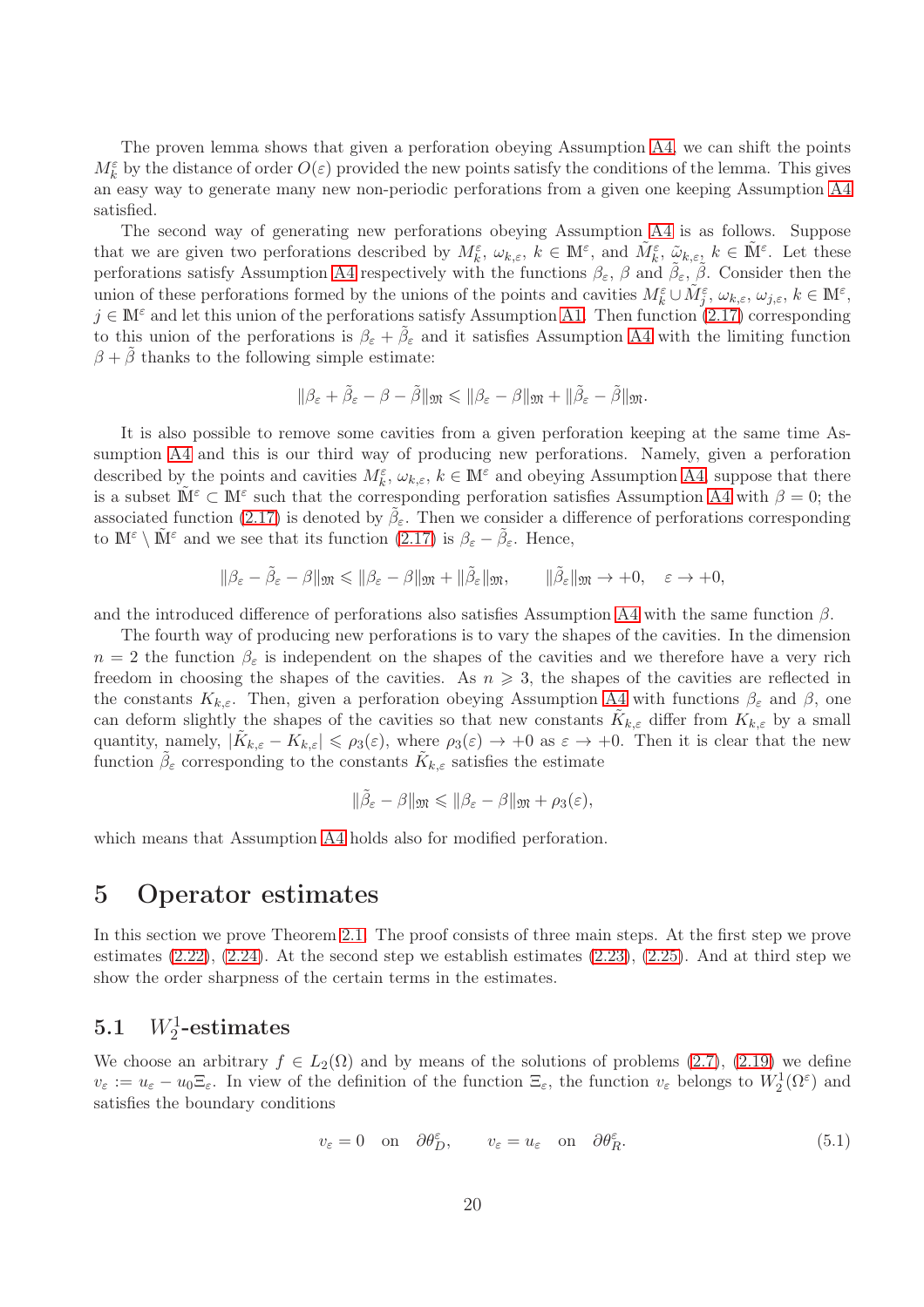The proven lemma shows that given a perforation obeying Assumption A4, we can shift the points $M_k^\varepsilon$ by the distance of order $O(\varepsilon)$ provided the new points satisfy the conditions of the lemma. This gives an easy way to generate many new non-periodic perforations from a given one keeping Assumption A4 satisfied.

The second way of generating new perforations obeying Assumption A4 is as follows. Suppose that we are given two perforations described by $M_k^\varepsilon$, $\omega_{k,\varepsilon}$, $k\in\mathbb{M}^\varepsilon$, and $\tilde{M}_k^\varepsilon$, $\tilde{\omega}_{k,\varepsilon}$, $k\in\tilde{\mathbb{M}}^\varepsilon$. Let these perforations satisfy Assumption A4 respectively with the functions $\beta_\varepsilon$, $\beta$ and $\tilde{\beta}_\varepsilon$, $\tilde{\beta}$. Consider then the union of these perforations formed by the unions of the points and cavities $M_k^\varepsilon\cup\tilde{M}_j^\varepsilon$, $\omega_{k,\varepsilon}$, $\omega_{j,\varepsilon}$, $k\in\mathbb{M}^\varepsilon$, $j\in\mathbb{M}^\varepsilon$ and let this union of the perforations satisfy Assumption A1. Then function (2.17) corresponding to this union of the perforations is $\beta_\varepsilon+\tilde{\beta}_\varepsilon$ and it satisfies Assumption A4 with the limiting function $\beta+\tilde{\beta}$ thanks to the following simple estimate:

$$\|\beta_\varepsilon+\tilde{\beta}_\varepsilon-\beta-\tilde{\beta}\|_{\mathfrak{m}}\leqslant\|\beta_\varepsilon-\beta\|_{\mathfrak{m}}+\|\tilde{\beta}_\varepsilon-\tilde{\beta}\|_{\mathfrak{m}}.$$

It is also possible to remove some cavities from a given perforation keeping at the same time Assumption A4 and this is our third way of producing new perforations. Namely, given a perforation described by the points and cavities $M_k^\varepsilon$, $\omega_{k,\varepsilon}$, $k\in\mathbb{M}^\varepsilon$ and obeying Assumption A4, suppose that there is a subset $\tilde{\mathbb{M}}^\varepsilon\subset\mathbb{M}^\varepsilon$ such that the corresponding perforation satisfies Assumption A4 with $\beta=0$; the associated function (2.17) is denoted by $\tilde{\beta}_\varepsilon$. Then we consider a difference of perforations corresponding to $\mathbb{M}^\varepsilon\setminus\tilde{\mathbb{M}}^\varepsilon$ and we see that its function (2.17) is $\beta_\varepsilon-\tilde{\beta}_\varepsilon$. Hence,

$$\|\beta_\varepsilon-\tilde{\beta}_\varepsilon-\beta\|_{\mathfrak{m}}\leqslant\|\beta_\varepsilon-\beta\|_{\mathfrak{m}}+\|\tilde{\beta}_\varepsilon\|_{\mathfrak{m}},\qquad \|\tilde{\beta}_\varepsilon\|_{\mathfrak{m}}\to+0,\quad\varepsilon\to+0,$$

and the introduced difference of perforations also satisfies Assumption A4 with the same function $\beta$.

The fourth way of producing new perforations is to vary the shapes of the cavities. In the dimension $n=2$ the function $\beta_\varepsilon$ is independent on the shapes of the cavities and we therefore have a very rich freedom in choosing the shapes of the cavities. As $n\geqslant 3$, the shapes of the cavities are reflected in the constants $K_{k,\varepsilon}$. Then, given a perforation obeying Assumption A4 with functions $\beta_\varepsilon$ and $\beta$, one can deform slightly the shapes of the cavities so that new constants $\tilde{K}_{k,\varepsilon}$ differ from $K_{k,\varepsilon}$ by a small quantity, namely, $|\tilde{K}_{k,\varepsilon}-K_{k,\varepsilon}|\leqslant\rho_3(\varepsilon)$, where $\rho_3(\varepsilon)\to+0$ as $\varepsilon\to+0$. Then it is clear that the new function $\tilde{\beta}_\varepsilon$ corresponding to the constants $\tilde{K}_{k,\varepsilon}$ satisfies the estimate

$$\|\tilde{\beta}_\varepsilon-\beta\|_{\mathfrak{m}}\leqslant\|\beta_\varepsilon-\beta\|_{\mathfrak{m}}+\rho_3(\varepsilon),$$

which means that Assumption A4 holds also for modified perforation.

# 5 Operator estimates

In this section we prove Theorem 2.1. The proof consists of three main steps. At the first step we prove estimates (2.22), (2.24). At the second step we establish estimates (2.23), (2.25). And at third step we show the order sharpness of the certain terms in the estimates.

## 5.1 $W_2^1$-estimates

We choose an arbitrary $f\in L_2(\Omega)$ and by means of the solutions of problems (2.7), (2.19) we define $v_\varepsilon:=u_\varepsilon-u_0\Xi_\varepsilon$. In view of the definition of the function $\Xi_\varepsilon$, the function $v_\varepsilon$ belongs to $W_2^1(\Omega^\varepsilon)$ and satisfies the boundary conditions

$$v_\varepsilon=0\quad\text{on}\quad\partial\theta_D^\varepsilon,\qquad v_\varepsilon=u_\varepsilon\quad\text{on}\quad\partial\theta_R^\varepsilon. \tag{5.1}$$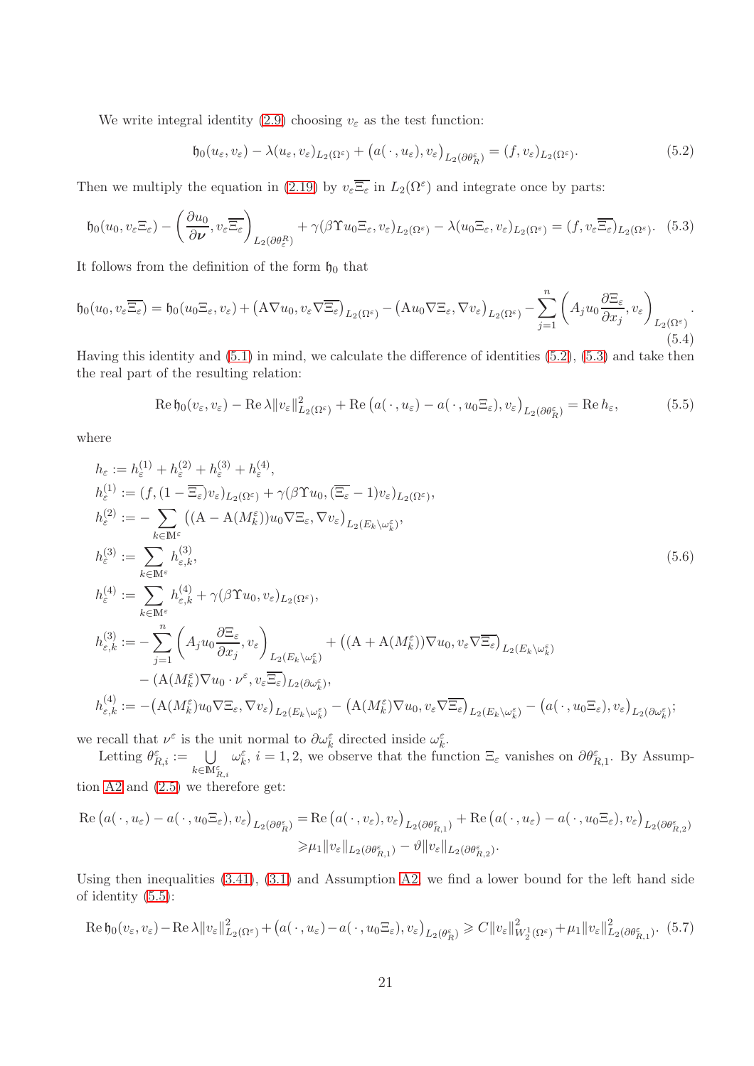We write integral identity (2.9) choosing $v_\varepsilon$ as the test function:

$$\mathfrak{h}_0(u_\varepsilon, v_\varepsilon) - \lambda(u_\varepsilon, v_\varepsilon)_{L_2(\Omega^\varepsilon)} + \big(a(\,\cdot\,, u_\varepsilon), v_\varepsilon\big)_{L_2(\partial\theta^\varepsilon_R)} = (f, v_\varepsilon)_{L_2(\Omega^\varepsilon)}. \tag{5.2}$$

Then we multiply the equation in (2.19) by $v_\varepsilon\overline{\Xi_\varepsilon}$ in $L_2(\Omega^\varepsilon)$ and integrate once by parts:

$$\mathfrak{h}_0(u_0, v_\varepsilon\Xi_\varepsilon) - \left(\frac{\partial u_0}{\partial \boldsymbol{\nu}}, v_\varepsilon\overline{\Xi_\varepsilon}\right)_{L_2(\partial\theta^R_\varepsilon)} + \gamma(\beta\Upsilon u_0\Xi_\varepsilon, v_\varepsilon)_{L_2(\Omega^\varepsilon)} - \lambda(u_0\Xi_\varepsilon, v_\varepsilon)_{L_2(\Omega^\varepsilon)} = (f, v_\varepsilon\overline{\Xi_\varepsilon})_{L_2(\Omega^\varepsilon)}. \tag{5.3}$$

It follows from the definition of the form $\mathfrak{h}_0$ that

$$\mathfrak{h}_0(u_0, v_\varepsilon\overline{\Xi_\varepsilon}) = \mathfrak{h}_0(u_0\Xi_\varepsilon, v_\varepsilon) + \big(\mathrm{A}\nabla u_0, v_\varepsilon\nabla\overline{\Xi_\varepsilon}\big)_{L_2(\Omega^\varepsilon)} - \big(\mathrm{A}u_0\nabla\Xi_\varepsilon, \nabla v_\varepsilon\big)_{L_2(\Omega^\varepsilon)} - \sum_{j=1}^{n}\left(A_j u_0\frac{\partial \Xi_\varepsilon}{\partial x_j}, v_\varepsilon\right)_{L_2(\Omega^\varepsilon)}. \tag{5.4}$$

Having this identity and (5.1) in mind, we calculate the difference of identities (5.2), (5.3) and take then the real part of the resulting relation:

$$\operatorname{Re}\mathfrak{h}_0(v_\varepsilon, v_\varepsilon) - \operatorname{Re}\lambda\|v_\varepsilon\|^2_{L_2(\Omega^\varepsilon)} + \operatorname{Re}\big(a(\,\cdot\,, u_\varepsilon) - a(\,\cdot\,, u_0\Xi_\varepsilon), v_\varepsilon\big)_{L_2(\partial\theta^\varepsilon_R)} = \operatorname{Re} h_\varepsilon, \tag{5.5}$$

where

$$\begin{aligned}
h_\varepsilon :=\,& h^{(1)}_\varepsilon + h^{(2)}_\varepsilon + h^{(3)}_\varepsilon + h^{(4)}_\varepsilon,\\
h^{(1)}_\varepsilon :=\,& (f, (1-\overline{\Xi_\varepsilon})v_\varepsilon)_{L_2(\Omega^\varepsilon)} + \gamma(\beta\Upsilon u_0, (\overline{\Xi_\varepsilon}-1)v_\varepsilon)_{L_2(\Omega^\varepsilon)},\\
h^{(2)}_\varepsilon :=\,& -\sum_{k\in\mathbb{M}^\varepsilon}\big((\mathrm{A}-\mathrm{A}(M^\varepsilon_k))u_0\nabla\Xi_\varepsilon, \nabla v_\varepsilon\big)_{L_2(E_k\setminus\omega^\varepsilon_k)},\\
h^{(3)}_\varepsilon :=\,& \sum_{k\in\mathbb{M}^\varepsilon} h^{(3)}_{\varepsilon,k},\\
h^{(4)}_\varepsilon :=\,& \sum_{k\in\mathbb{M}^\varepsilon} h^{(4)}_{\varepsilon,k} + \gamma(\beta\Upsilon u_0, v_\varepsilon)_{L_2(\Omega^\varepsilon)},\\
h^{(3)}_{\varepsilon,k} :=\,& -\sum_{j=1}^{n}\left(A_j u_0\frac{\partial\Xi_\varepsilon}{\partial x_j}, v_\varepsilon\right)_{L_2(E_k\setminus\omega^\varepsilon_k)} + \big((\mathrm{A}+\mathrm{A}(M^\varepsilon_k))\nabla u_0, v_\varepsilon\nabla\overline{\Xi_\varepsilon}\big)_{L_2(E_k\setminus\omega^\varepsilon_k)}\\
&- (\mathrm{A}(M^\varepsilon_k)\nabla u_0\cdot\nu^\varepsilon, v_\varepsilon\overline{\Xi_\varepsilon})_{L_2(\partial\omega^\varepsilon_k)},\\
h^{(4)}_{\varepsilon,k} :=\,& -\big(\mathrm{A}(M^\varepsilon_k)u_0\nabla\Xi_\varepsilon, \nabla v_\varepsilon\big)_{L_2(E_k\setminus\omega^\varepsilon_k)} - \big(\mathrm{A}(M^\varepsilon_k)\nabla u_0, v_\varepsilon\nabla\overline{\Xi_\varepsilon}\big)_{L_2(E_k\setminus\omega^\varepsilon_k)} - \big(a(\,\cdot\,, u_0\Xi_\varepsilon), v_\varepsilon\big)_{L_2(\partial\omega^\varepsilon_k)};
\end{aligned} \tag{5.6}$$

we recall that $\nu^\varepsilon$ is the unit normal to $\partial\omega^\varepsilon_k$ directed inside $\omega^\varepsilon_k$.

Letting $\theta^\varepsilon_{R,i} := \bigcup\limits_{k\in\mathbb{M}^\varepsilon_{R,i}} \omega^\varepsilon_k$, $i=1,2$, we observe that the function $\Xi_\varepsilon$ vanishes on $\partial\theta^\varepsilon_{R,1}$. By Assumption A2 and (2.5) we therefore get:

$$\begin{aligned}
\operatorname{Re}\big(a(\,\cdot\,, u_\varepsilon) - a(\,\cdot\,, u_0\Xi_\varepsilon), v_\varepsilon\big)_{L_2(\partial\theta^\varepsilon_R)} =& \operatorname{Re}\big(a(\,\cdot\,, v_\varepsilon), v_\varepsilon\big)_{L_2(\partial\theta^\varepsilon_{R,1})} + \operatorname{Re}\big(a(\,\cdot\,, u_\varepsilon) - a(\,\cdot\,, u_0\Xi_\varepsilon), v_\varepsilon\big)_{L_2(\partial\theta^\varepsilon_{R,2})}\\
\geqslant& \mu_1\|v_\varepsilon\|_{L_2(\partial\theta^\varepsilon_{R,1})} - \vartheta\|v_\varepsilon\|_{L_2(\partial\theta^\varepsilon_{R,2})}.
\end{aligned}$$

Using then inequalities (3.41), (3.1) and Assumption A2 we find a lower bound for the left hand side of identity (5.5):

$$\operatorname{Re}\mathfrak{h}_0(v_\varepsilon, v_\varepsilon) - \operatorname{Re}\lambda\|v_\varepsilon\|^2_{L_2(\Omega^\varepsilon)} + \big(a(\,\cdot\,, u_\varepsilon) - a(\,\cdot\,, u_0\Xi_\varepsilon), v_\varepsilon\big)_{L_2(\theta^\varepsilon_R)} \geqslant C\|v_\varepsilon\|^2_{W^1_2(\Omega^\varepsilon)} + \mu_1\|v_\varepsilon\|^2_{L_2(\partial\theta^\varepsilon_{R,1})}. \tag{5.7}$$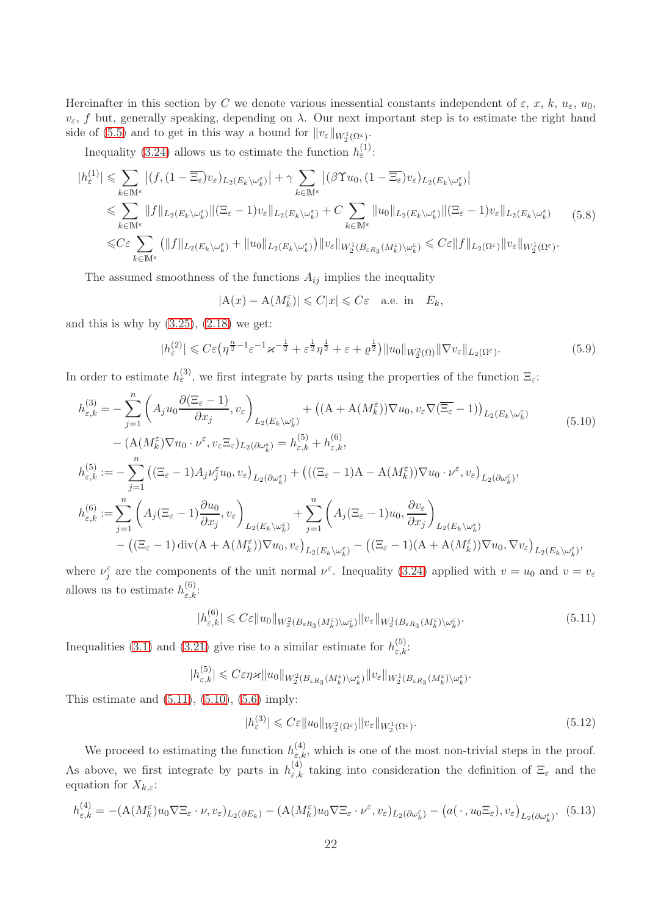Hereinafter in this section by $C$ we denote various inessential constants independent of $\varepsilon$, $x$, $k$, $u_\varepsilon$, $u_0$, $v_\varepsilon$, $f$ but, generally speaking, depending on $\lambda$. Our next important step is to estimate the right hand side of (5.5) and to get in this way a bound for $\|v_\varepsilon\|_{W_2^1(\Omega^\varepsilon)}$.

Inequality (3.24) allows us to estimate the function $h_\varepsilon^{(1)}$:

$$
\begin{aligned}
|h_\varepsilon^{(1)}| \leqslant & \sum_{k\in\mathbb{M}^\varepsilon} \big|(f,(1-\overline{\Xi_\varepsilon})v_\varepsilon)_{L_2(E_k\setminus\omega_k^\varepsilon)}\big| + \gamma \sum_{k\in\mathbb{M}^\varepsilon} \big|(\beta\Upsilon u_0,(1-\overline{\Xi_\varepsilon})v_\varepsilon)_{L_2(E_k\setminus\omega_k^\varepsilon)}\big|
\\
\leqslant & \sum_{k\in\mathbb{M}^\varepsilon} \|f\|_{L_2(E_k\setminus\omega_k^\varepsilon)} \|(\Xi_\varepsilon-1)v_\varepsilon\|_{L_2(E_k\setminus\omega_k^\varepsilon)} + C\sum_{k\in\mathbb{M}^\varepsilon} \|u_0\|_{L_2(E_k\setminus\omega_k^\varepsilon)} \|(\Xi_\varepsilon-1)v_\varepsilon\|_{L_2(E_k\setminus\omega_k^\varepsilon)}
\\
\leqslant & C\varepsilon \sum_{k\in\mathbb{M}^\varepsilon} \big(\|f\|_{L_2(E_k\setminus\omega_k^\varepsilon)} + \|u_0\|_{L_2(E_k\setminus\omega_k^\varepsilon)}\big)\|v_\varepsilon\|_{W_2^1(B_{\varepsilon R_3}(M_k^\varepsilon)\setminus\omega_k^\varepsilon)} \leqslant C\varepsilon\|f\|_{L_2(\Omega^\varepsilon)}\|v_\varepsilon\|_{W_2^1(\Omega^\varepsilon)}.
\end{aligned}
\tag{5.8}
$$

The assumed smoothness of the functions $A_{ij}$ implies the inequality

$$
|\mathrm{A}(x)-\mathrm{A}(M_k^\varepsilon)| \leqslant C|x| \leqslant C\varepsilon \quad \text{a.e. in} \quad E_k,
$$

and this is why by (3.25), (2.18) we get:

$$
|h_\varepsilon^{(2)}| \leqslant C\varepsilon\big(\eta^{\frac{n}{2}-1}\varepsilon^{-1}\varkappa^{-\frac{1}{2}} + \varepsilon^{\frac{1}{2}}\eta^{\frac{1}{2}} + \varepsilon + \varrho^{\frac{1}{2}}\big)\|u_0\|_{W_2^2(\Omega)}\|\nabla v_\varepsilon\|_{L_2(\Omega^\varepsilon)}. \tag{5.9}
$$

In order to estimate $h_\varepsilon^{(3)}$, we first integrate by parts using the properties of the function $\Xi_\varepsilon$:

$$
\begin{aligned}
h_{\varepsilon,k}^{(3)} = & -\sum_{j=1}^n \left(A_j u_0 \frac{\partial(\Xi_\varepsilon-1)}{\partial x_j}, v_\varepsilon\right)_{L_2(E_k\setminus\omega_k^\varepsilon)} + \big((\mathrm{A}+\mathrm{A}(M_k^\varepsilon))\nabla u_0, v_\varepsilon\nabla(\overline{\Xi_\varepsilon}-1)\big)_{L_2(E_k\setminus\omega_k^\varepsilon)}
\\
& - (\mathrm{A}(M_k^\varepsilon)\nabla u_0\cdot\nu^\varepsilon, v_\varepsilon\Xi_\varepsilon)_{L_2(\partial\omega_k^\varepsilon)} = h_{\varepsilon,k}^{(5)} + h_{\varepsilon,k}^{(6)},
\\
h_{\varepsilon,k}^{(5)} := & -\sum_{j=1}^n \big((\Xi_\varepsilon-1)A_j\nu_j^\varepsilon u_0, v_\varepsilon\big)_{L_2(\partial\omega_k^\varepsilon)} + \big(((\Xi_\varepsilon-1)\mathrm{A}-\mathrm{A}(M_k^\varepsilon))\nabla u_0\cdot\nu^\varepsilon, v_\varepsilon\big)_{L_2(\partial\omega_k^\varepsilon)},
\\
h_{\varepsilon,k}^{(6)} := & \sum_{j=1}^n \left(A_j(\Xi_\varepsilon-1)\frac{\partial u_0}{\partial x_j}, v_\varepsilon\right)_{L_2(E_k\setminus\omega_k^\varepsilon)} + \sum_{j=1}^n \left(A_j(\Xi_\varepsilon-1)u_0, \frac{\partial v_\varepsilon}{\partial x_j}\right)_{L_2(E_k\setminus\omega_k^\varepsilon)}
\\
& - \big((\Xi_\varepsilon-1)\operatorname{div}(\mathrm{A}+\mathrm{A}(M_k^\varepsilon))\nabla u_0, v_\varepsilon\big)_{L_2(E_k\setminus\omega_k^\varepsilon)} - \big((\Xi_\varepsilon-1)(\mathrm{A}+\mathrm{A}(M_k^\varepsilon))\nabla u_0, \nabla v_\varepsilon\big)_{L_2(E_k\setminus\omega_k^\varepsilon)},
\end{aligned}
\tag{5.10}
$$

where $\nu_j^\varepsilon$ are the components of the unit normal $\nu^\varepsilon$. Inequality (3.24) applied with $v=u_0$ and $v=v_\varepsilon$ allows us to estimate $h_{\varepsilon,k}^{(6)}$:

$$
|h_{\varepsilon,k}^{(6)}| \leqslant C\varepsilon\|u_0\|_{W_2^2(B_{\varepsilon R_3}(M_k^\varepsilon)\setminus\omega_k^\varepsilon)}\|v_\varepsilon\|_{W_2^1(B_{\varepsilon R_3}(M_k^\varepsilon)\setminus\omega_k^\varepsilon)}. \tag{5.11}
$$

Inequalities (3.1) and (3.21) give rise to a similar estimate for $h_{\varepsilon,k}^{(5)}$:

$$
|h_{\varepsilon,k}^{(5)}| \leqslant C\varepsilon\eta\varkappa\|u_0\|_{W_2^2(B_{\varepsilon R_3}(M_k^\varepsilon)\setminus\omega_k^\varepsilon)}\|v_\varepsilon\|_{W_2^1(B_{\varepsilon R_3}(M_k^\varepsilon)\setminus\omega_k^\varepsilon)}.
$$

This estimate and (5.11), (5.10), (5.6) imply:

$$
|h_\varepsilon^{(3)}| \leqslant C\varepsilon\|u_0\|_{W_2^2(\Omega^\varepsilon)}\|v_\varepsilon\|_{W_2^1(\Omega^\varepsilon)}. \tag{5.12}
$$

We proceed to estimating the function $h_{\varepsilon,k}^{(4)}$, which is one of the most non-trivial steps in the proof. As above, we first integrate by parts in $h_{\varepsilon,k}^{(4)}$ taking into consideration the definition of $\Xi_\varepsilon$ and the equation for $X_{k,\varepsilon}$:

$$
h_{\varepsilon,k}^{(4)} = -(\mathrm{A}(M_k^\varepsilon)u_0\nabla\Xi_\varepsilon\cdot\nu, v_\varepsilon)_{L_2(\partial E_k)} - (\mathrm{A}(M_k^\varepsilon)u_0\nabla\Xi_\varepsilon\cdot\nu^\varepsilon, v_\varepsilon)_{L_2(\partial\omega_k^\varepsilon)} - \big(a(\,\cdot\,,u_0\Xi_\varepsilon), v_\varepsilon\big)_{L_2(\partial\omega_k^\varepsilon)}, \tag{5.13}
$$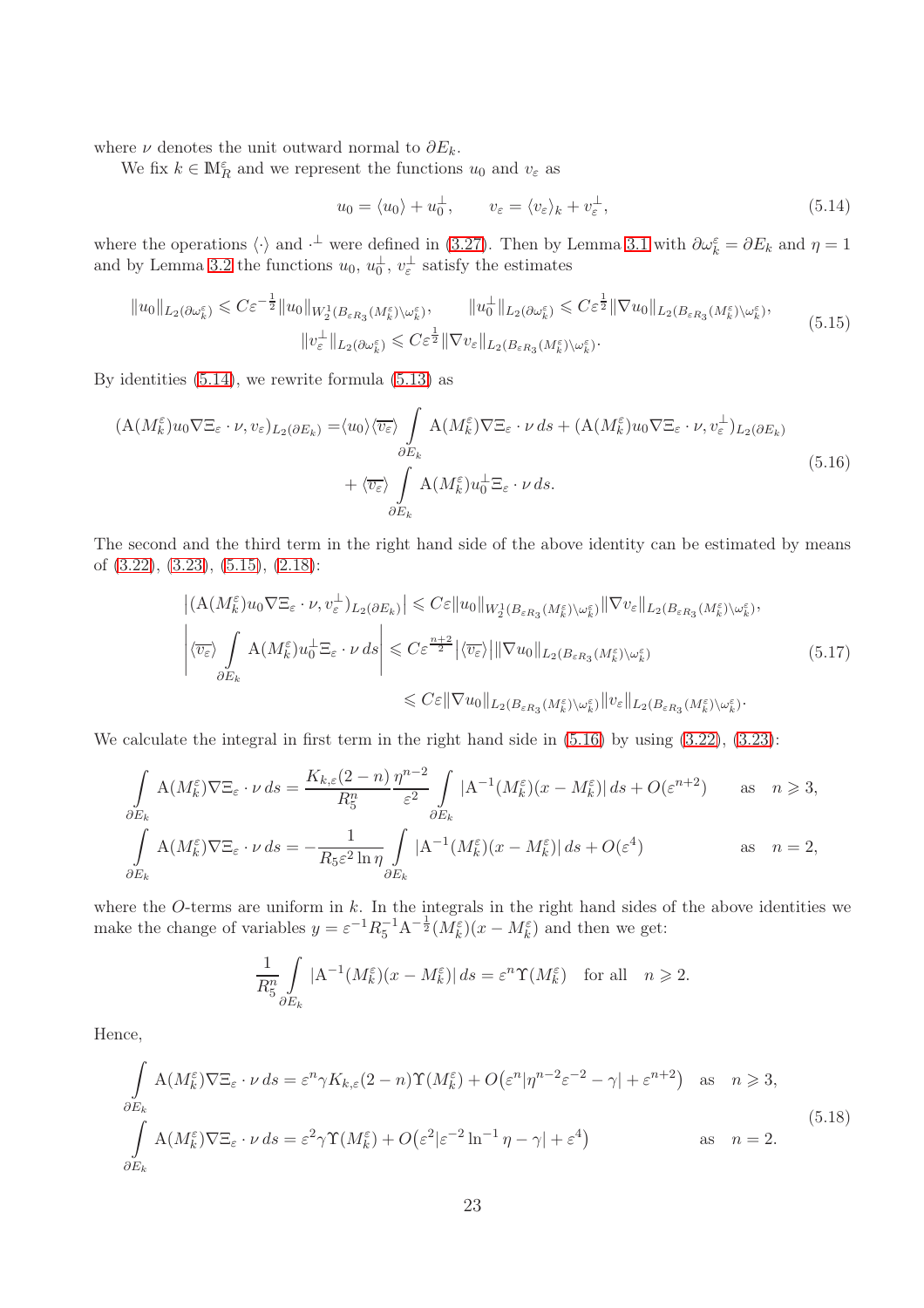where $\nu$ denotes the unit outward normal to $\partial E_k$.

We fix $k \in \mathbb{M}_R^\varepsilon$ and we represent the functions $u_0$ and $v_\varepsilon$ as

$$u_0 = \langle u_0 \rangle + u_0^\perp, \qquad v_\varepsilon = \langle v_\varepsilon \rangle_k + v_\varepsilon^\perp, \tag{5.14}$$

where the operations $\langle \cdot \rangle$ and $\cdot^\perp$ were defined in (3.27). Then by Lemma 3.1 with $\partial\omega_k^\varepsilon = \partial E_k$ and $\eta = 1$ and by Lemma 3.2 the functions $u_0$, $u_0^\perp$, $v_\varepsilon^\perp$ satisfy the estimates

$$\begin{gathered}\|u_0\|_{L_2(\partial\omega_k^\varepsilon)} \leqslant C\varepsilon^{-\frac{1}{2}}\|u_0\|_{W_2^1(B_{\varepsilon R_3}(M_k^\varepsilon)\setminus\omega_k^\varepsilon)}, \qquad \|u_0^\perp\|_{L_2(\partial\omega_k^\varepsilon)} \leqslant C\varepsilon^{\frac{1}{2}}\|\nabla u_0\|_{L_2(B_{\varepsilon R_3}(M_k^\varepsilon)\setminus\omega_k^\varepsilon)}, \\ \|v_\varepsilon^\perp\|_{L_2(\partial\omega_k^\varepsilon)} \leqslant C\varepsilon^{\frac{1}{2}}\|\nabla v_\varepsilon\|_{L_2(B_{\varepsilon R_3}(M_k^\varepsilon)\setminus\omega_k^\varepsilon)}.\end{gathered} \tag{5.15}$$

By identities (5.14), we rewrite formula (5.13) as

$$\begin{aligned}(\mathrm{A}(M_k^\varepsilon)u_0\nabla\Xi_\varepsilon\cdot\nu, v_\varepsilon)_{L_2(\partial E_k)} = &\langle u_0\rangle\langle\overline{v_\varepsilon}\rangle\int\limits_{\partial E_k}\mathrm{A}(M_k^\varepsilon)\nabla\Xi_\varepsilon\cdot\nu\,ds + (\mathrm{A}(M_k^\varepsilon)u_0\nabla\Xi_\varepsilon\cdot\nu, v_\varepsilon^\perp)_{L_2(\partial E_k)} \\ &+ \langle\overline{v_\varepsilon}\rangle\int\limits_{\partial E_k}\mathrm{A}(M_k^\varepsilon)u_0^\perp\Xi_\varepsilon\cdot\nu\,ds.\end{aligned} \tag{5.16}$$

The second and the third term in the right hand side of the above identity can be estimated by means of (3.22), (3.23), (5.15), (2.18):

$$\begin{aligned}&\big|(\mathrm{A}(M_k^\varepsilon)u_0\nabla\Xi_\varepsilon\cdot\nu, v_\varepsilon^\perp)_{L_2(\partial E_k)}\big| \leqslant C\varepsilon\|u_0\|_{W_2^1(B_{\varepsilon R_3}(M_k^\varepsilon)\setminus\omega_k^\varepsilon)}\|\nabla v_\varepsilon\|_{L_2(B_{\varepsilon R_3}(M_k^\varepsilon)\setminus\omega_k^\varepsilon)}, \\ &\left|\langle\overline{v_\varepsilon}\rangle\int\limits_{\partial E_k}\mathrm{A}(M_k^\varepsilon)u_0^\perp\Xi_\varepsilon\cdot\nu\,ds\right| \leqslant C\varepsilon^{\frac{n+2}{2}}\big|\langle\overline{v_\varepsilon}\rangle\big|\|\nabla u_0\|_{L_2(B_{\varepsilon R_3}(M_k^\varepsilon)\setminus\omega_k^\varepsilon)} \\ &\hphantom{\left|\langle\overline{v_\varepsilon}\rangle\int\limits_{\partial E_k}\mathrm{A}(M_k^\varepsilon)u_0^\perp\Xi_\varepsilon\cdot\nu\,ds\right|} \leqslant C\varepsilon\|\nabla u_0\|_{L_2(B_{\varepsilon R_3}(M_k^\varepsilon)\setminus\omega_k^\varepsilon)}\|v_\varepsilon\|_{L_2(B_{\varepsilon R_3}(M_k^\varepsilon)\setminus\omega_k^\varepsilon)}.\end{aligned} \tag{5.17}$$

We calculate the integral in first term in the right hand side in (5.16) by using (3.22), (3.23):

$$\begin{aligned}&\int\limits_{\partial E_k}\mathrm{A}(M_k^\varepsilon)\nabla\Xi_\varepsilon\cdot\nu\,ds = \frac{K_{k,\varepsilon}(2-n)}{R_5^n}\frac{\eta^{n-2}}{\varepsilon^2}\int\limits_{\partial E_k}|\mathrm{A}^{-1}(M_k^\varepsilon)(x-M_k^\varepsilon)|\,ds + O(\varepsilon^{n+2}) \qquad \text{as} \quad n\geqslant 3, \\ &\int\limits_{\partial E_k}\mathrm{A}(M_k^\varepsilon)\nabla\Xi_\varepsilon\cdot\nu\,ds = -\frac{1}{R_5\varepsilon^2\ln\eta}\int\limits_{\partial E_k}|\mathrm{A}^{-1}(M_k^\varepsilon)(x-M_k^\varepsilon)|\,ds + O(\varepsilon^4) \qquad\qquad \text{as} \quad n=2,\end{aligned}$$

where the $O$-terms are uniform in $k$. In the integrals in the right hand sides of the above identities we make the change of variables $y = \varepsilon^{-1}R_5^{-1}\mathrm{A}^{-\frac{1}{2}}(M_k^\varepsilon)(x-M_k^\varepsilon)$ and then we get:

$$\frac{1}{R_5^n}\int\limits_{\partial E_k}|\mathrm{A}^{-1}(M_k^\varepsilon)(x-M_k^\varepsilon)|\,ds = \varepsilon^n\Upsilon(M_k^\varepsilon) \quad \text{for all} \quad n\geqslant 2.$$

Hence,

$$\begin{aligned}&\int\limits_{\partial E_k}\mathrm{A}(M_k^\varepsilon)\nabla\Xi_\varepsilon\cdot\nu\,ds = \varepsilon^n\gamma K_{k,\varepsilon}(2-n)\Upsilon(M_k^\varepsilon) + O\big(\varepsilon^n|\eta^{n-2}\varepsilon^{-2}-\gamma| + \varepsilon^{n+2}\big) \quad \text{as} \quad n\geqslant 3, \\ &\int\limits_{\partial E_k}\mathrm{A}(M_k^\varepsilon)\nabla\Xi_\varepsilon\cdot\nu\,ds = \varepsilon^2\gamma\Upsilon(M_k^\varepsilon) + O\big(\varepsilon^2|\varepsilon^{-2}\ln^{-1}\eta - \gamma| + \varepsilon^4\big) \qquad\qquad\quad \text{as} \quad n=2.\end{aligned} \tag{5.18}$$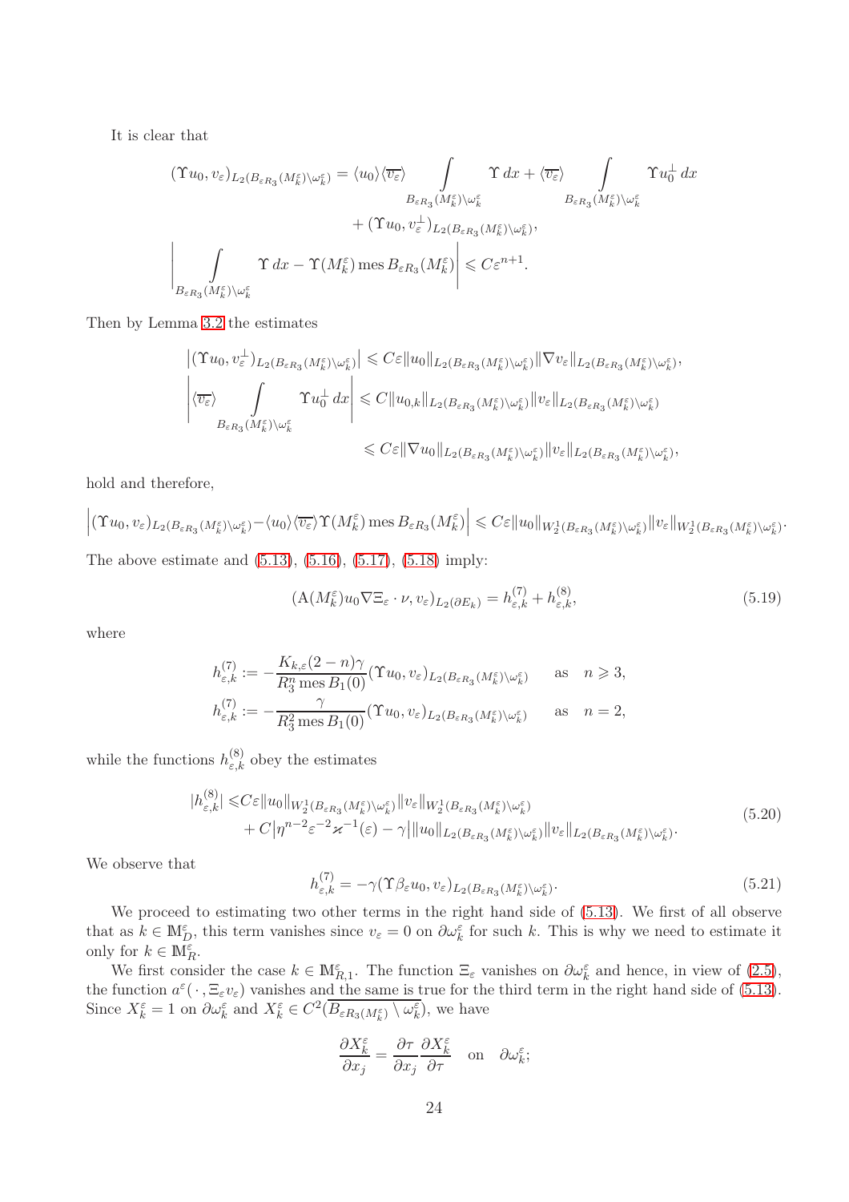It is clear that

$$
\begin{aligned}
(\Upsilon u_0, v_\varepsilon)_{L_2(B_{\varepsilon R_3}(M_k^\varepsilon)\setminus\omega_k^\varepsilon)} = \langle u_0\rangle\langle\overline{v_\varepsilon}\rangle \int\limits_{B_{\varepsilon R_3}(M_k^\varepsilon)\setminus\omega_k^\varepsilon} \Upsilon\,dx + \langle\overline{v_\varepsilon}\rangle \int\limits_{B_{\varepsilon R_3}(M_k^\varepsilon)\setminus\omega_k^\varepsilon} \Upsilon u_0^\perp\,dx \\
+ (\Upsilon u_0, v_\varepsilon^\perp)_{L_2(B_{\varepsilon R_3}(M_k^\varepsilon)\setminus\omega_k^\varepsilon)},
\end{aligned}
$$

$$
\Bigg| \int\limits_{B_{\varepsilon R_3}(M_k^\varepsilon)\setminus\omega_k^\varepsilon} \Upsilon\,dx - \Upsilon(M_k^\varepsilon)\operatorname{mes} B_{\varepsilon R_3}(M_k^\varepsilon)\Bigg| \leqslant C\varepsilon^{n+1}.
$$

Then by Lemma 3.2 the estimates

$$
\begin{aligned}
&\big|(\Upsilon u_0, v_\varepsilon^\perp)_{L_2(B_{\varepsilon R_3}(M_k^\varepsilon)\setminus\omega_k^\varepsilon)}\big| \leqslant C\varepsilon\|u_0\|_{L_2(B_{\varepsilon R_3}(M_k^\varepsilon)\setminus\omega_k^\varepsilon)}\|\nabla v_\varepsilon\|_{L_2(B_{\varepsilon R_3}(M_k^\varepsilon)\setminus\omega_k^\varepsilon)},\\
&\Bigg|\langle\overline{v_\varepsilon}\rangle \int\limits_{B_{\varepsilon R_3}(M_k^\varepsilon)\setminus\omega_k^\varepsilon} \Upsilon u_0^\perp\,dx\Bigg| \leqslant C\|u_{0,k}\|_{L_2(B_{\varepsilon R_3}(M_k^\varepsilon)\setminus\omega_k^\varepsilon)}\|v_\varepsilon\|_{L_2(B_{\varepsilon R_3}(M_k^\varepsilon)\setminus\omega_k^\varepsilon)}\\
&\qquad\qquad\qquad\qquad\qquad\qquad \leqslant C\varepsilon\|\nabla u_0\|_{L_2(B_{\varepsilon R_3}(M_k^\varepsilon)\setminus\omega_k^\varepsilon)}\|v_\varepsilon\|_{L_2(B_{\varepsilon R_3}(M_k^\varepsilon)\setminus\omega_k^\varepsilon)},
\end{aligned}
$$

hold and therefore,

$$
\Big|(\Upsilon u_0, v_\varepsilon)_{L_2(B_{\varepsilon R_3}(M_k^\varepsilon)\setminus\omega_k^\varepsilon)} - \langle u_0\rangle\langle\overline{v_\varepsilon}\rangle\Upsilon(M_k^\varepsilon)\operatorname{mes} B_{\varepsilon R_3}(M_k^\varepsilon)\Big| \leqslant C\varepsilon\|u_0\|_{W_2^1(B_{\varepsilon R_3}(M_k^\varepsilon)\setminus\omega_k^\varepsilon)}\|v_\varepsilon\|_{W_2^1(B_{\varepsilon R_3}(M_k^\varepsilon)\setminus\omega_k^\varepsilon)}.
$$

The above estimate and (5.13), (5.16), (5.17), (5.18) imply:

$$
(\mathrm{A}(M_k^\varepsilon)u_0\nabla\Xi_\varepsilon\cdot\nu, v_\varepsilon)_{L_2(\partial E_k)} = h_{\varepsilon,k}^{(7)} + h_{\varepsilon,k}^{(8)}, \tag{5.19}
$$

where

$$
\begin{aligned}
&h_{\varepsilon,k}^{(7)} := -\frac{K_{k,\varepsilon}(2-n)\gamma}{R_3^n\operatorname{mes}B_1(0)}(\Upsilon u_0, v_\varepsilon)_{L_2(B_{\varepsilon R_3}(M_k^\varepsilon)\setminus\omega_k^\varepsilon)} \qquad \text{as}\quad n\geqslant 3,\\
&h_{\varepsilon,k}^{(7)} := -\frac{\gamma}{R_3^2\operatorname{mes}B_1(0)}(\Upsilon u_0, v_\varepsilon)_{L_2(B_{\varepsilon R_3}(M_k^\varepsilon)\setminus\omega_k^\varepsilon)} \qquad \text{as}\quad n=2,
\end{aligned}
$$

while the functions $h_{\varepsilon,k}^{(8)}$ obey the estimates

$$
\begin{aligned}
|h_{\varepsilon,k}^{(8)}| \leqslant & C\varepsilon\|u_0\|_{W_2^1(B_{\varepsilon R_3}(M_k^\varepsilon)\setminus\omega_k^\varepsilon)}\|v_\varepsilon\|_{W_2^1(B_{\varepsilon R_3}(M_k^\varepsilon)\setminus\omega_k^\varepsilon)}\\
&+ C\big|\eta^{n-2}\varepsilon^{-2}\varkappa^{-1}(\varepsilon)-\gamma\big|\|u_0\|_{L_2(B_{\varepsilon R_3}(M_k^\varepsilon)\setminus\omega_k^\varepsilon)}\|v_\varepsilon\|_{L_2(B_{\varepsilon R_3}(M_k^\varepsilon)\setminus\omega_k^\varepsilon)}.
\end{aligned} \tag{5.20}
$$

We observe that

$$
h_{\varepsilon,k}^{(7)} = -\gamma(\Upsilon\beta_\varepsilon u_0, v_\varepsilon)_{L_2(B_{\varepsilon R_3}(M_k^\varepsilon)\setminus\omega_k^\varepsilon)}. \tag{5.21}
$$

We proceed to estimating two other terms in the right hand side of (5.13). We first of all observe that as $k\in\mathbb{M}_D^\varepsilon$, this term vanishes since $v_\varepsilon=0$ on $\partial\omega_k^\varepsilon$ for such $k$. This is why we need to estimate it only for $k\in\mathbb{M}_R^\varepsilon$.

We first consider the case $k\in\mathbb{M}_{R,1}^\varepsilon$. The function $\Xi_\varepsilon$ vanishes on $\partial\omega_k^\varepsilon$ and hence, in view of (2.5), the function $a^\varepsilon(\,\cdot\,,\Xi_\varepsilon v_\varepsilon)$ vanishes and the same is true for the third term in the right hand side of (5.13). Since $X_k^\varepsilon=1$ on $\partial\omega_k^\varepsilon$ and $X_k^\varepsilon\in C^2(\overline{B_{\varepsilon R_3(M_k^\varepsilon)}\setminus\omega_k^\varepsilon})$, we have

$$
\frac{\partial X_k^\varepsilon}{\partial x_j} = \frac{\partial\tau}{\partial x_j}\frac{\partial X_k^\varepsilon}{\partial\tau} \quad \text{on} \quad \partial\omega_k^\varepsilon;
$$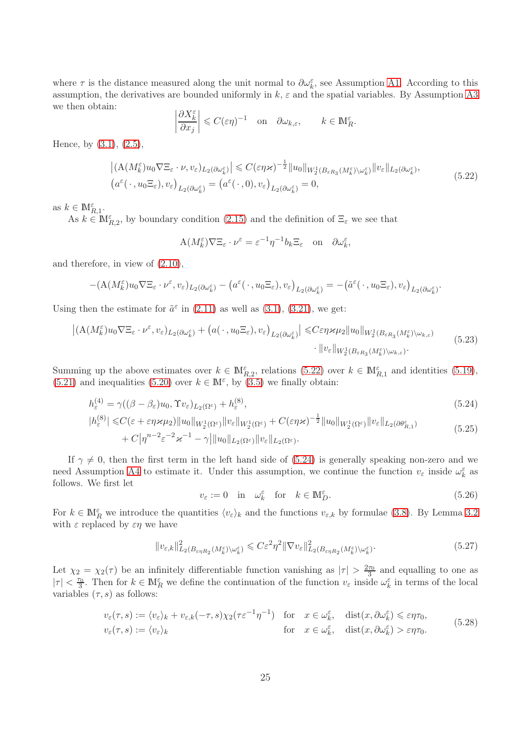where $\tau$ is the distance measured along the unit normal to $\partial\omega_k^\varepsilon$, see Assumption A1. According to this assumption, the derivatives are bounded uniformly in $k$, $\varepsilon$ and the spatial variables. By Assumption A3 we then obtain:

$$\left|\frac{\partial X_k^\varepsilon}{\partial x_j}\right| \leqslant C(\varepsilon\eta)^{-1} \quad \text{on} \quad \partial\omega_{k,\varepsilon}, \qquad k\in \mathbb{M}_R^\varepsilon.$$

Hence, by (3.1), (2.5),

$$\begin{aligned}
&\big|(\mathrm{A}(M_k^\varepsilon)u_0\nabla\Xi_\varepsilon\cdot\nu, v_\varepsilon)_{L_2(\partial\omega_k^\varepsilon)}\big| \leqslant C(\varepsilon\eta\varkappa)^{-\frac{1}{2}}\|u_0\|_{W_2^1(B_{\varepsilon R_3}(M_k^\varepsilon)\setminus\omega_k^\varepsilon)}\|v_\varepsilon\|_{L_2(\partial\omega_k^\varepsilon)},\\
&\big(a^\varepsilon(\,\cdot\,,u_0\Xi_\varepsilon),v_\varepsilon\big)_{L_2(\partial\omega_k^\varepsilon)} = \big(a^\varepsilon(\,\cdot\,,0),v_\varepsilon\big)_{L_2(\partial\omega_k^\varepsilon)}=0,
\end{aligned}\tag{5.22}$$

as $k\in\mathbb{M}_{R,1}^\varepsilon$.

As $k\in\mathbb{M}_{R,2}^\varepsilon$, by boundary condition (2.15) and the definition of $\Xi_\varepsilon$ we see that

$$\mathrm{A}(M_k^\varepsilon)\nabla\Xi_\varepsilon\cdot\nu^\varepsilon = \varepsilon^{-1}\eta^{-1}b_k\Xi_\varepsilon \quad \text{on} \quad \partial\omega_k^\varepsilon,$$

and therefore, in view of (2.10),

$$-(\mathrm{A}(M_k^\varepsilon)u_0\nabla\Xi_\varepsilon\cdot\nu^\varepsilon, v_\varepsilon)_{L_2(\partial\omega_k^\varepsilon)} - \big(a^\varepsilon(\,\cdot\,,u_0\Xi_\varepsilon),v_\varepsilon\big)_{L_2(\partial\omega_k^\varepsilon)} = -\big(\tilde{a}^\varepsilon(\,\cdot\,,u_0\Xi_\varepsilon),v_\varepsilon\big)_{L_2(\partial\omega_k^\varepsilon)}.$$

Using then the estimate for $\tilde{a}^\varepsilon$ in (2.11) as well as (3.1), (3.21), we get:

$$\begin{aligned}
\big|(\mathrm{A}(M_k^\varepsilon)u_0\nabla\Xi_\varepsilon\cdot\nu^\varepsilon, v_\varepsilon)_{L_2(\partial\omega_k^\varepsilon)} + \big(a(\,\cdot\,,u_0\Xi_\varepsilon),v_\varepsilon\big)_{L_2(\partial\omega_k^\varepsilon)}\big| \leqslant & C\varepsilon\eta\varkappa\mu_2\|u_0\|_{W_2^1(B_{\varepsilon R_3}(M_k^\varepsilon)\setminus\omega_{k,\varepsilon})}\\
&\cdot\|v_\varepsilon\|_{W_2^1(B_{\varepsilon R_3}(M_k^\varepsilon)\setminus\omega_{k,\varepsilon})}.
\end{aligned}\tag{5.23}$$

Summing up the above estimates over $k\in\mathbb{M}_{R,2}^\varepsilon$, relations (5.22) over $k\in\mathbb{M}_{R,1}^\varepsilon$ and identities (5.19), (5.21) and inequalities (5.20) over $k\in\mathbb{M}^\varepsilon$, by (3.5) we finally obtain:

$$h_\varepsilon^{(4)} = \gamma((\beta-\beta_\varepsilon)u_0,\Upsilon v_\varepsilon)_{L_2(\Omega^\varepsilon)} + h_\varepsilon^{(8)},\tag{5.24}$$

$$\begin{aligned}
|h_\varepsilon^{(8)}| \leqslant & C(\varepsilon+\varepsilon\eta\varkappa\mu_2)\|u_0\|_{W_2^1(\Omega^\varepsilon)}\|v_\varepsilon\|_{W_2^1(\Omega^\varepsilon)} + C(\varepsilon\eta\varkappa)^{-\frac{1}{2}}\|u_0\|_{W_2^1(\Omega^\varepsilon)}\|v_\varepsilon\|_{L_2(\partial\theta_{R,1}^\varepsilon)}\\
&+C\big|\eta^{n-2}\varepsilon^{-2}\varkappa^{-1}-\gamma\big|\|u_0\|_{L_2(\Omega^\varepsilon)}\|v_\varepsilon\|_{L_2(\Omega^\varepsilon)}.
\end{aligned}\tag{5.25}$$

If $\gamma\neq 0$, then the first term in the left hand side of (5.24) is generally speaking non-zero and we need Assumption A4 to estimate it. Under this assumption, we continue the function $v_\varepsilon$ inside $\omega_k^\varepsilon$ as follows. We first let

$$v_\varepsilon := 0 \quad \text{in} \quad \omega_k^\varepsilon \quad \text{for} \quad k\in\mathbb{M}_D^\varepsilon.\tag{5.26}$$

For $k\in\mathbb{M}_R^\varepsilon$ we introduce the quantities $\langle v_\varepsilon\rangle_k$ and the functions $v_{\varepsilon,k}$ by formulae (3.8). By Lemma 3.2 with $\varepsilon$ replaced by $\varepsilon\eta$ we have

$$\|v_{\varepsilon,k}\|_{L_2(B_{\varepsilon\eta R_2}(M_k^\varepsilon)\setminus\omega_k^\varepsilon)}^2 \leqslant C\varepsilon^2\eta^2\|\nabla v_\varepsilon\|_{L_2(B_{\varepsilon\eta R_2}(M_k^\varepsilon)\setminus\omega_k^\varepsilon)}^2.\tag{5.27}$$

Let $\chi_2=\chi_2(\tau)$ be an infinitely differentiable function vanishing as $|\tau|>\frac{2\tau_0}{3}$ and equalling to one as $|\tau|<\frac{\tau_0}{3}$. Then for $k\in\mathbb{M}_R^\varepsilon$ we define the continuation of the function $v_\varepsilon$ inside $\omega_k^\varepsilon$ in terms of the local variables $(\tau,s)$ as follows:

$$\begin{aligned}
&v_\varepsilon(\tau,s) := \langle v_\varepsilon\rangle_k + v_{\varepsilon,k}(-\tau,s)\chi_2(\tau\varepsilon^{-1}\eta^{-1}) && \text{for} \quad x\in\omega_k^\varepsilon, \quad \operatorname{dist}(x,\partial\omega_k^\varepsilon)\leqslant\varepsilon\eta\tau_0,\\
&v_\varepsilon(\tau,s) := \langle v_\varepsilon\rangle_k && \text{for} \quad x\in\omega_k^\varepsilon, \quad \operatorname{dist}(x,\partial\omega_k^\varepsilon)>\varepsilon\eta\tau_0.
\end{aligned}\tag{5.28}$$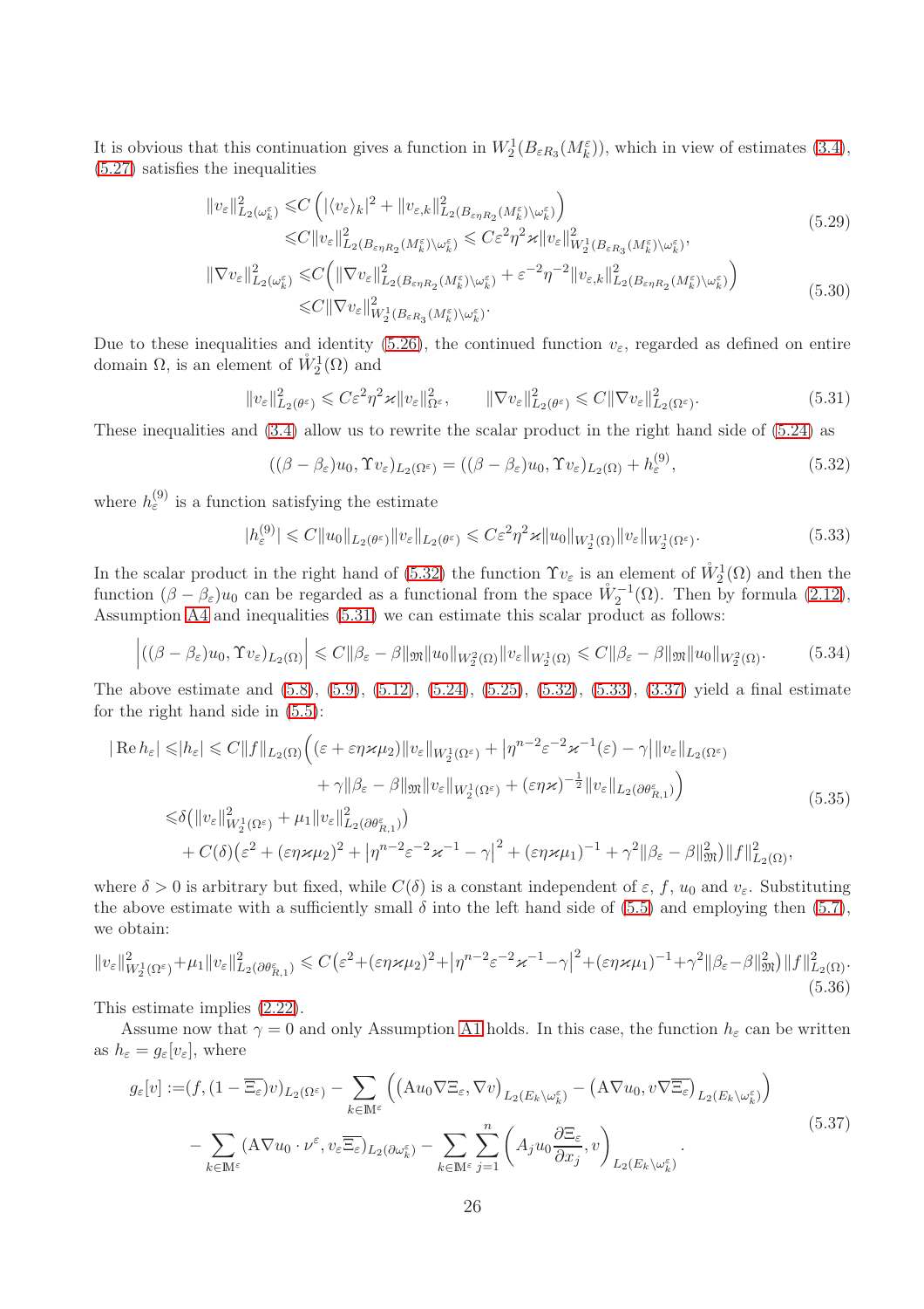It is obvious that this continuation gives a function in $W_2^1(B_{\varepsilon R_3}(M_k^\varepsilon))$, which in view of estimates (3.4), (5.27) satisfies the inequalities

$$
\begin{aligned}
\|v_\varepsilon\|^2_{L_2(\omega_k^\varepsilon)} \leqslant & C\left(|\langle v_\varepsilon\rangle_k|^2 + \|v_{\varepsilon,k}\|^2_{L_2(B_{\varepsilon\eta R_2}(M_k^\varepsilon)\setminus\omega_k^\varepsilon)}\right)\\
\leqslant & C\|v_\varepsilon\|^2_{L_2(B_{\varepsilon\eta R_2}(M_k^\varepsilon)\setminus\omega_k^\varepsilon)} \leqslant C\varepsilon^2\eta^2\varkappa\|v_\varepsilon\|^2_{W_2^1(B_{\varepsilon R_3}(M_k^\varepsilon)\setminus\omega_k^\varepsilon)},
\end{aligned}
\tag{5.29}
$$

$$
\begin{aligned}
\|\nabla v_\varepsilon\|^2_{L_2(\omega_k^\varepsilon)} \leqslant & C\Big(\|\nabla v_\varepsilon\|^2_{L_2(B_{\varepsilon\eta R_2}(M_k^\varepsilon)\setminus\omega_k^\varepsilon)} + \varepsilon^{-2}\eta^{-2}\|v_{\varepsilon,k}\|^2_{L_2(B_{\varepsilon\eta R_2}(M_k^\varepsilon)\setminus\omega_k^\varepsilon)}\Big)\\
\leqslant & C\|\nabla v_\varepsilon\|^2_{W_2^1(B_{\varepsilon R_3}(M_k^\varepsilon)\setminus\omega_k^\varepsilon)}.
\end{aligned}
\tag{5.30}
$$

Due to these inequalities and identity (5.26), the continued function $v_\varepsilon$, regarded as defined on entire domain $\Omega$, is an element of $\mathring{W}_2^1(\Omega)$ and

$$
\|v_\varepsilon\|^2_{L_2(\theta^\varepsilon)} \leqslant C\varepsilon^2\eta^2\varkappa\|v_\varepsilon\|^2_{\Omega^\varepsilon}, \qquad \|\nabla v_\varepsilon\|^2_{L_2(\theta^\varepsilon)} \leqslant C\|\nabla v_\varepsilon\|^2_{L_2(\Omega^\varepsilon)}. \tag{5.31}
$$

These inequalities and (3.4) allow us to rewrite the scalar product in the right hand side of (5.24) as

$$
((\beta-\beta_\varepsilon)u_0, \Upsilon v_\varepsilon)_{L_2(\Omega^\varepsilon)} = ((\beta-\beta_\varepsilon)u_0, \Upsilon v_\varepsilon)_{L_2(\Omega)} + h_\varepsilon^{(9)}, \tag{5.32}
$$

where $h_\varepsilon^{(9)}$ is a function satisfying the estimate

$$
|h_\varepsilon^{(9)}| \leqslant C\|u_0\|_{L_2(\theta^\varepsilon)}\|v_\varepsilon\|_{L_2(\theta^\varepsilon)} \leqslant C\varepsilon^2\eta^2\varkappa\|u_0\|_{W_2^1(\Omega)}\|v_\varepsilon\|_{W_2^1(\Omega^\varepsilon)}. \tag{5.33}
$$

In the scalar product in the right hand of (5.32) the function $\Upsilon v_\varepsilon$ is an element of $\mathring{W}_2^1(\Omega)$ and then the function $(\beta-\beta_\varepsilon)u_0$ can be regarded as a functional from the space $\mathring{W}_2^{-1}(\Omega)$. Then by formula (2.12), Assumption A4 and inequalities (5.31) we can estimate this scalar product as follows:

$$
\left|((\beta-\beta_\varepsilon)u_0, \Upsilon v_\varepsilon)_{L_2(\Omega)}\right| \leqslant C\|\beta_\varepsilon-\beta\|_{\mathfrak{M}}\|u_0\|_{W_2^2(\Omega)}\|v_\varepsilon\|_{W_2^1(\Omega)} \leqslant C\|\beta_\varepsilon-\beta\|_{\mathfrak{M}}\|u_0\|_{W_2^2(\Omega)}. \tag{5.34}
$$

The above estimate and (5.8), (5.9), (5.12), (5.24), (5.25), (5.32), (5.33), (3.37) yield a final estimate for the right hand side in (5.5):

$$
\begin{aligned}
|\operatorname{Re} h_\varepsilon| \leqslant & |h_\varepsilon| \leqslant C\|f\|_{L_2(\Omega)}\Big((\varepsilon+\varepsilon\eta\varkappa\mu_2)\|v_\varepsilon\|_{W_2^1(\Omega^\varepsilon)} + \big|\eta^{n-2}\varepsilon^{-2}\varkappa^{-1}(\varepsilon)-\gamma\big|\|v_\varepsilon\|_{L_2(\Omega^\varepsilon)}\\
& + \gamma\|\beta_\varepsilon-\beta\|_{\mathfrak{M}}\|v_\varepsilon\|_{W_2^1(\Omega^\varepsilon)} + (\varepsilon\eta\varkappa)^{-\frac{1}{2}}\|v_\varepsilon\|_{L_2(\partial\theta^\varepsilon_{R,1})}\Big)\\
\leqslant & \delta\big(\|v_\varepsilon\|^2_{W_2^1(\Omega^\varepsilon)} + \mu_1\|v_\varepsilon\|^2_{L_2(\partial\theta^\varepsilon_{R,1})}\big)\\
& + C(\delta)\big(\varepsilon^2+(\varepsilon\eta\varkappa\mu_2)^2 + \big|\eta^{n-2}\varepsilon^{-2}\varkappa^{-1}-\gamma\big|^2 + (\varepsilon\eta\varkappa\mu_1)^{-1} + \gamma^2\|\beta_\varepsilon-\beta\|^2_{\mathfrak{M}}\big)\|f\|^2_{L_2(\Omega)},
\end{aligned}
\tag{5.35}
$$

where $\delta>0$ is arbitrary but fixed, while $C(\delta)$ is a constant independent of $\varepsilon$, $f$, $u_0$ and $v_\varepsilon$. Substituting the above estimate with a sufficiently small $\delta$ into the left hand side of (5.5) and employing then (5.7), we obtain:

$$
\|v_\varepsilon\|^2_{W_2^1(\Omega^\varepsilon)} + \mu_1\|v_\varepsilon\|^2_{L_2(\partial\theta^\varepsilon_{R,1})} \leqslant C\big(\varepsilon^2+(\varepsilon\eta\varkappa\mu_2)^2+\big|\eta^{n-2}\varepsilon^{-2}\varkappa^{-1}-\gamma\big|^2+(\varepsilon\eta\varkappa\mu_1)^{-1}+\gamma^2\|\beta_\varepsilon-\beta\|^2_{\mathfrak{M}}\big)\|f\|^2_{L_2(\Omega)}. \tag{5.36}
$$

This estimate implies (2.22).

Assume now that $\gamma=0$ and only Assumption A1 holds. In this case, the function $h_\varepsilon$ can be written as $h_\varepsilon = g_\varepsilon[v_\varepsilon]$, where

$$
\begin{aligned}
g_\varepsilon[v] := & (f, (1-\overline{\Xi_\varepsilon})v)_{L_2(\Omega^\varepsilon)} - \sum_{k\in\mathbb{M}^\varepsilon}\Big(\big(\mathrm{A}u_0\nabla\Xi_\varepsilon, \nabla v\big)_{L_2(E_k\setminus\omega_k^\varepsilon)} - \big(\mathrm{A}\nabla u_0, v\nabla\overline{\Xi_\varepsilon}\big)_{L_2(E_k\setminus\omega_k^\varepsilon)}\Big)\\
& - \sum_{k\in\mathbb{M}^\varepsilon}(\mathrm{A}\nabla u_0\cdot\nu^\varepsilon, v_\varepsilon\overline{\Xi_\varepsilon})_{L_2(\partial\omega_k^\varepsilon)} - \sum_{k\in\mathbb{M}^\varepsilon}\sum_{j=1}^n\left(A_j u_0\frac{\partial\Xi_\varepsilon}{\partial x_j}, v\right)_{L_2(E_k\setminus\omega_k^\varepsilon)}.
\end{aligned}
\tag{5.37}
$$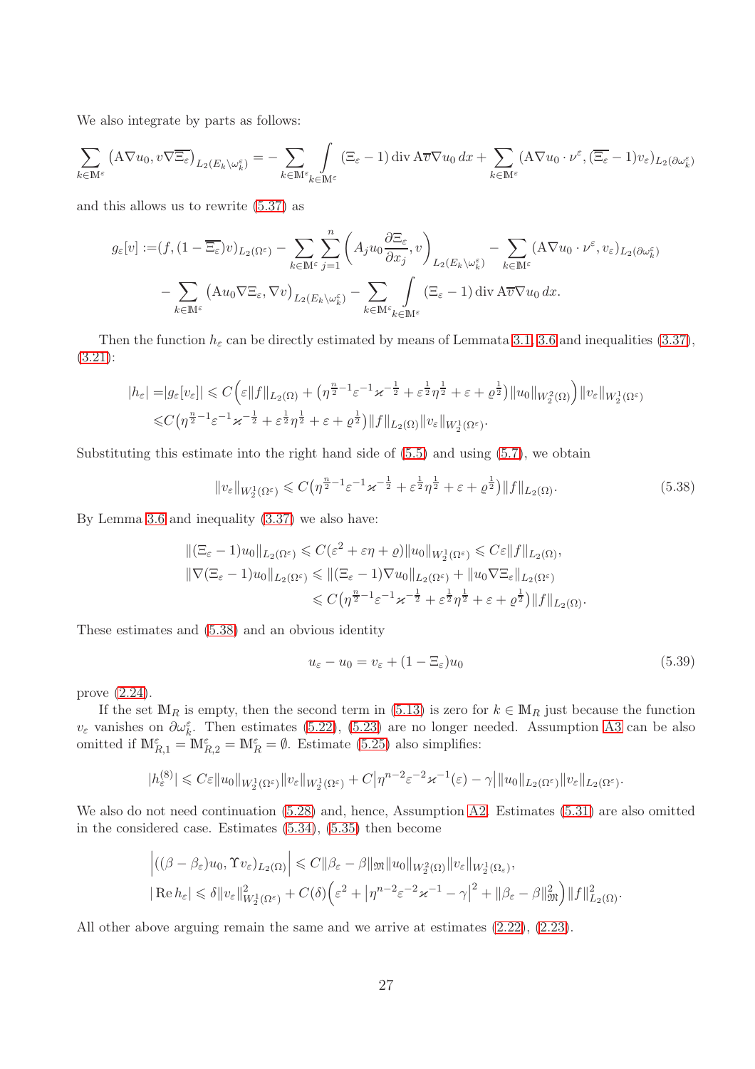We also integrate by parts as follows:

$$\sum_{k\in\mathbb{M}^\varepsilon} \big(\mathrm{A}\nabla u_0, v\nabla\overline{\Xi_\varepsilon}\big)_{L_2(E_k\setminus\omega_k^\varepsilon)} = -\sum_{k\in\mathbb{M}^\varepsilon}\int\limits_{k\in\mathbb{M}^\varepsilon} (\Xi_\varepsilon-1)\operatorname{div}\mathrm{A}\overline{v}\nabla u_0\,dx + \sum_{k\in\mathbb{M}^\varepsilon} (\mathrm{A}\nabla u_0\cdot\nu^\varepsilon, (\overline{\Xi_\varepsilon}-1)v_\varepsilon)_{L_2(\partial\omega_k^\varepsilon)}$$

and this allows us to rewrite (5.37) as

$$\begin{aligned} g_\varepsilon[v] :=&(f,(1-\overline{\Xi_\varepsilon})v)_{L_2(\Omega^\varepsilon)} - \sum_{k\in\mathbb{M}^\varepsilon}\sum_{j=1}^n \left(A_j u_0\frac{\partial\Xi_\varepsilon}{\partial x_j}, v\right)_{L_2(E_k\setminus\omega_k^\varepsilon)} - \sum_{k\in\mathbb{M}^\varepsilon} (\mathrm{A}\nabla u_0\cdot\nu^\varepsilon, v_\varepsilon)_{L_2(\partial\omega_k^\varepsilon)} \\ &- \sum_{k\in\mathbb{M}^\varepsilon} \big(\mathrm{A}u_0\nabla\Xi_\varepsilon,\nabla v\big)_{L_2(E_k\setminus\omega_k^\varepsilon)} - \sum_{k\in\mathbb{M}^\varepsilon}\int\limits_{k\in\mathbb{M}^\varepsilon}(\Xi_\varepsilon-1)\operatorname{div}\mathrm{A}\overline{v}\nabla u_0\,dx. \end{aligned}$$

Then the function $h_\varepsilon$ can be directly estimated by means of Lemmata 3.1, 3.6 and inequalities (3.37), (3.21):

$$\begin{aligned} |h_\varepsilon| =&|g_\varepsilon[v_\varepsilon]| \leqslant C\Big(\varepsilon\|f\|_{L_2(\Omega)} + \big(\eta^{\frac{n}{2}-1}\varepsilon^{-1}\varkappa^{-\frac{1}{2}} + \varepsilon^{\frac{1}{2}}\eta^{\frac{1}{2}} + \varepsilon + \varrho^{\frac{1}{2}}\big)\|u_0\|_{W_2^2(\Omega)}\Big)\|v_\varepsilon\|_{W_2^1(\Omega^\varepsilon)} \\ \leqslant& C\big(\eta^{\frac{n}{2}-1}\varepsilon^{-1}\varkappa^{-\frac{1}{2}} + \varepsilon^{\frac{1}{2}}\eta^{\frac{1}{2}} + \varepsilon + \varrho^{\frac{1}{2}}\big)\|f\|_{L_2(\Omega)}\|v_\varepsilon\|_{W_2^1(\Omega^\varepsilon)}. \end{aligned}$$

Substituting this estimate into the right hand side of (5.5) and using (5.7), we obtain

$$\|v_\varepsilon\|_{W_2^1(\Omega^\varepsilon)} \leqslant C\big(\eta^{\frac{n}{2}-1}\varepsilon^{-1}\varkappa^{-\frac{1}{2}} + \varepsilon^{\frac{1}{2}}\eta^{\frac{1}{2}} + \varepsilon + \varrho^{\frac{1}{2}}\big)\|f\|_{L_2(\Omega)}. \tag{5.38}$$

By Lemma 3.6 and inequality (3.37) we also have:

$$\begin{aligned} &\|(\Xi_\varepsilon-1)u_0\|_{L_2(\Omega^\varepsilon)} \leqslant C(\varepsilon^2+\varepsilon\eta+\varrho)\|u_0\|_{W_2^1(\Omega^\varepsilon)} \leqslant C\varepsilon\|f\|_{L_2(\Omega)}, \\ &\|\nabla(\Xi_\varepsilon-1)u_0\|_{L_2(\Omega^\varepsilon)} \leqslant \|(\Xi_\varepsilon-1)\nabla u_0\|_{L_2(\Omega^\varepsilon)} + \|u_0\nabla\Xi_\varepsilon\|_{L_2(\Omega^\varepsilon)} \\ &\hphantom{\|\nabla(\Xi_\varepsilon-1)u_0\|_{L_2(\Omega^\varepsilon)}} \leqslant C\big(\eta^{\frac{n}{2}-1}\varepsilon^{-1}\varkappa^{-\frac{1}{2}} + \varepsilon^{\frac{1}{2}}\eta^{\frac{1}{2}} + \varepsilon + \varrho^{\frac{1}{2}}\big)\|f\|_{L_2(\Omega)}. \end{aligned}$$

These estimates and (5.38) and an obvious identity

$$u_\varepsilon - u_0 = v_\varepsilon + (1-\Xi_\varepsilon)u_0 \tag{5.39}$$

prove (2.24).

If the set $\mathbb{M}_R$ is empty, then the second term in (5.13) is zero for $k\in\mathbb{M}_R$ just because the function $v_\varepsilon$ vanishes on $\partial\omega_k^\varepsilon$. Then estimates (5.22), (5.23) are no longer needed. Assumption A3 can be also omitted if $\mathbb{M}_{R,1}^\varepsilon = \mathbb{M}_{R,2}^\varepsilon = \mathbb{M}_R^\varepsilon = \emptyset$. Estimate (5.25) also simplifies:

$$|h_\varepsilon^{(8)}| \leqslant C\varepsilon\|u_0\|_{W_2^1(\Omega^\varepsilon)}\|v_\varepsilon\|_{W_2^1(\Omega^\varepsilon)} + C\big|\eta^{n-2}\varepsilon^{-2}\varkappa^{-1}(\varepsilon) - \gamma\big|\|u_0\|_{L_2(\Omega^\varepsilon)}\|v_\varepsilon\|_{L_2(\Omega^\varepsilon)}.$$

We also do not need continuation (5.28) and, hence, Assumption A2. Estimates (5.31) are also omitted in the considered case. Estimates (5.34), (5.35) then become

$$\begin{aligned} &\Big|((\beta-\beta_\varepsilon)u_0, \Upsilon v_\varepsilon)_{L_2(\Omega)}\Big| \leqslant C\|\beta_\varepsilon-\beta\|_{\mathfrak{M}}\|u_0\|_{W_2^2(\Omega)}\|v_\varepsilon\|_{W_2^1(\Omega_\varepsilon)}, \\ &|\operatorname{Re} h_\varepsilon| \leqslant \delta\|v_\varepsilon\|_{W_2^1(\Omega^\varepsilon)}^2 + C(\delta)\Big(\varepsilon^2 + \big|\eta^{n-2}\varepsilon^{-2}\varkappa^{-1}-\gamma\big|^2 + \|\beta_\varepsilon-\beta\|_{\mathfrak{M}}^2\Big)\|f\|_{L_2(\Omega)}^2. \end{aligned}$$

All other above arguing remain the same and we arrive at estimates (2.22), (2.23).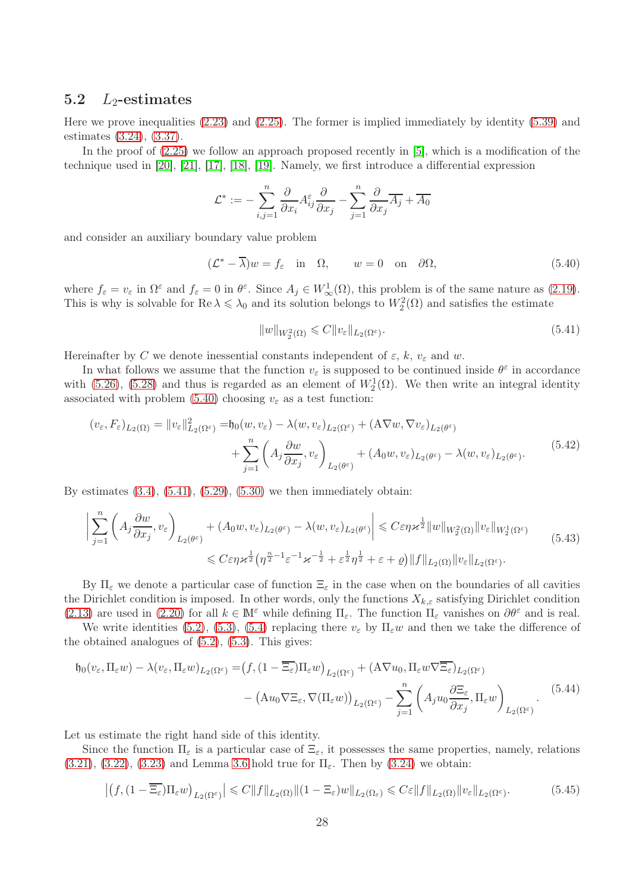### 5.2 $L_2$-estimates

Here we prove inequalities (2.23) and (2.25). The former is implied immediately by identity (5.39) and estimates (3.24), (3.37).

In the proof of (2.25) we follow an approach proposed recently in [5], which is a modification of the technique used in [20], [21], [17], [18], [19]. Namely, we first introduce a differential expression

$$\mathcal{L}^* := -\sum_{i,j=1}^{n} \frac{\partial}{\partial x_i} A_{ij}^{\varepsilon} \frac{\partial}{\partial x_j} - \sum_{j=1}^{n} \frac{\partial}{\partial x_j} \overline{A_j} + \overline{A_0}$$

and consider an auxiliary boundary value problem

$$(\mathcal{L}^* - \overline{\lambda}) w = f_\varepsilon \quad \text{in} \quad \Omega, \qquad w = 0 \quad \text{on} \quad \partial\Omega, \tag{5.40}$$

where $f_\varepsilon = v_\varepsilon$ in $\Omega^\varepsilon$ and $f_\varepsilon = 0$ in $\theta^\varepsilon$. Since $A_j \in W_\infty^1(\Omega)$, this problem is of the same nature as (2.19). This is why is solvable for $\operatorname{Re}\lambda \leqslant \lambda_0$ and its solution belongs to $W_2^2(\Omega)$ and satisfies the estimate

$$\|w\|_{W_2^2(\Omega)} \leqslant C \|v_\varepsilon\|_{L_2(\Omega^\varepsilon)}. \tag{5.41}$$

Hereinafter by $C$ we denote inessential constants independent of $\varepsilon$, $k$, $v_\varepsilon$ and $w$.

In what follows we assume that the function $v_\varepsilon$ is supposed to be continued inside $\theta^\varepsilon$ in accordance with (5.26), (5.28) and thus is regarded as an element of $W_2^1(\Omega)$. We then write an integral identity associated with problem (5.40) choosing $v_\varepsilon$ as a test function:

$$\begin{aligned}
(v_\varepsilon, F_\varepsilon)_{L_2(\Omega)} = \|v_\varepsilon\|_{L_2(\Omega^\varepsilon)}^2 = & \mathfrak{h}_0(w, v_\varepsilon) - \lambda(w, v_\varepsilon)_{L_2(\Omega^\varepsilon)} + (\mathrm{A}\nabla w, \nabla v_\varepsilon)_{L_2(\theta^\varepsilon)} \\
& + \sum_{j=1}^{n} \left( A_j \frac{\partial w}{\partial x_j}, v_\varepsilon \right)_{L_2(\theta^\varepsilon)} + (A_0 w, v_\varepsilon)_{L_2(\theta^\varepsilon)} - \lambda(w, v_\varepsilon)_{L_2(\theta^\varepsilon)}.
\end{aligned} \tag{5.42}$$

By estimates (3.4), (5.41), (5.29), (5.30) we then immediately obtain:

$$\begin{aligned}
\Bigg| \sum_{j=1}^{n} \left( A_j \frac{\partial w}{\partial x_j}, v_\varepsilon \right)_{L_2(\theta^\varepsilon)} & + (A_0 w, v_\varepsilon)_{L_2(\theta^\varepsilon)} - \lambda(w, v_\varepsilon)_{L_2(\theta^\varepsilon)} \Bigg| \leqslant C\varepsilon\eta\varkappa^{\frac{1}{2}} \|w\|_{W_2^2(\Omega)} \|v_\varepsilon\|_{W_2^1(\Omega^\varepsilon)} \\
& \leqslant C\varepsilon\eta\varkappa^{\frac{1}{2}} \big( \eta^{\frac{n}{2}-1} \varepsilon^{-1} \varkappa^{-\frac{1}{2}} + \varepsilon^{\frac{1}{2}} \eta^{\frac{1}{2}} + \varepsilon + \varrho \big) \|f\|_{L_2(\Omega)} \|v_\varepsilon\|_{L_2(\theta^\varepsilon)}.
\end{aligned} \tag{5.43}$$

By $\Pi_\varepsilon$ we denote a particular case of function $\Xi_\varepsilon$ in the case when on the boundaries of all cavities the Dirichlet condition is imposed. In other words, only the functions $X_{k,\varepsilon}$ satisfying Dirichlet condition (2.13) are used in (2.20) for all $k \in \mathbb{M}^\varepsilon$ while defining $\Pi_\varepsilon$. The function $\Pi_\varepsilon$ vanishes on $\partial\theta^\varepsilon$ and is real.

We write identities (5.2), (5.3), (5.4) replacing there $v_\varepsilon$ by $\Pi_\varepsilon w$ and then we take the difference of the obtained analogues of (5.2), (5.3). This gives:

$$\begin{aligned}
\mathfrak{h}_0(v_\varepsilon, \Pi_\varepsilon w) - \lambda(v_\varepsilon, \Pi_\varepsilon w)_{L_2(\Omega^\varepsilon)} = & \big(f, (1 - \overline{\Xi_\varepsilon}) \Pi_\varepsilon w\big)_{L_2(\Omega^\varepsilon)} + (\mathrm{A}\nabla u_0, \Pi_\varepsilon w \nabla \overline{\Xi_\varepsilon})_{L_2(\Omega^\varepsilon)} \\
& - \big(\mathrm{A} u_0 \nabla \Xi_\varepsilon, \nabla(\Pi_\varepsilon w)\big)_{L_2(\Omega^\varepsilon)} - \sum_{j=1}^{n} \left( A_j u_0 \frac{\partial \Xi_\varepsilon}{\partial x_j}, \Pi_\varepsilon w \right)_{L_2(\Omega^\varepsilon)}.
\end{aligned} \tag{5.44}$$

Let us estimate the right hand side of this identity.

Since the function $\Pi_\varepsilon$ is a particular case of $\Xi_\varepsilon$, it possesses the same properties, namely, relations (3.21), (3.22), (3.23) and Lemma 3.6 hold true for $\Pi_\varepsilon$. Then by (3.24) we obtain:

$$\left| \big(f, (1 - \overline{\Xi_\varepsilon}) \Pi_\varepsilon w\big)_{L_2(\Omega^\varepsilon)} \right| \leqslant C \|f\|_{L_2(\Omega)} \|(1 - \Xi_\varepsilon) w\|_{L_2(\Omega_\varepsilon)} \leqslant C\varepsilon \|f\|_{L_2(\Omega)} \|v_\varepsilon\|_{L_2(\Omega^\varepsilon)}. \tag{5.45}$$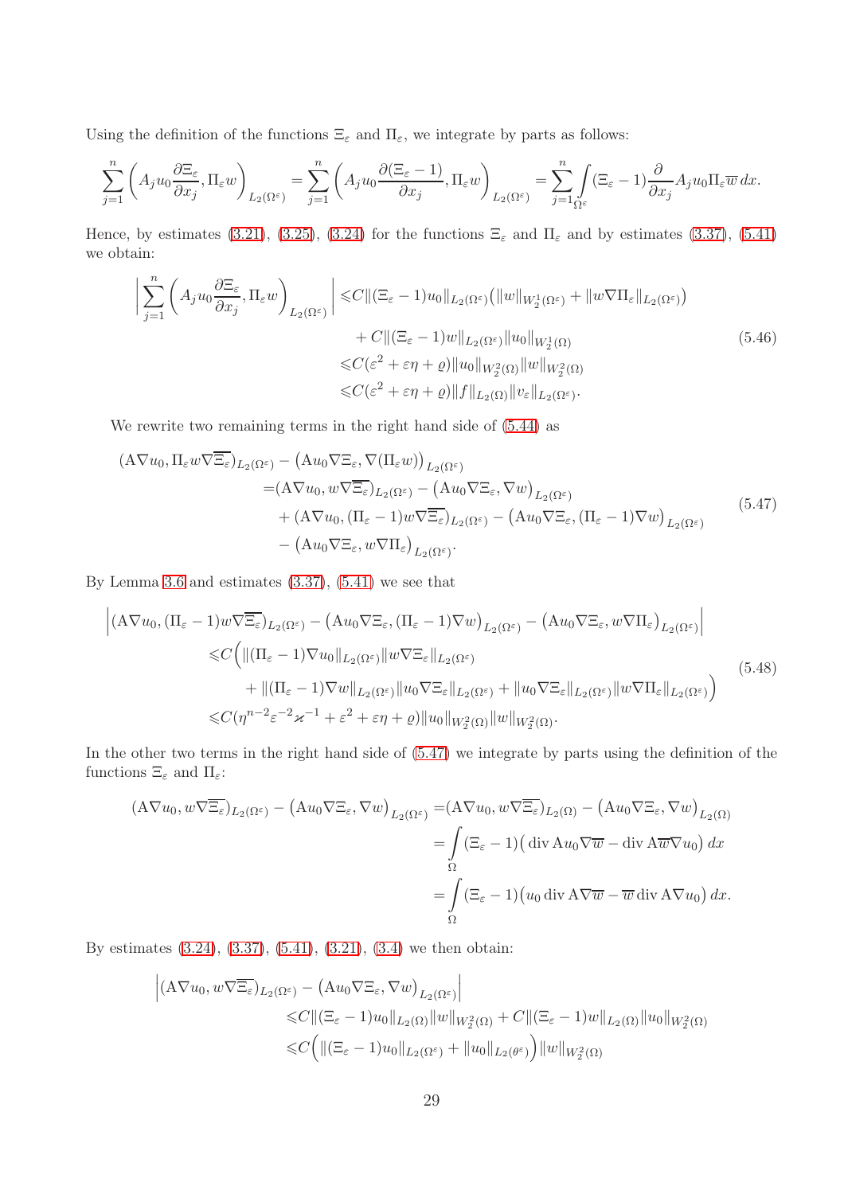Using the definition of the functions $\Xi_\varepsilon$ and $\Pi_\varepsilon$, we integrate by parts as follows:

$$\sum_{j=1}^{n}\left(A_j u_0\frac{\partial \Xi_\varepsilon}{\partial x_j},\Pi_\varepsilon w\right)_{L_2(\Omega^\varepsilon)}=\sum_{j=1}^{n}\left(A_j u_0\frac{\partial (\Xi_\varepsilon-1)}{\partial x_j},\Pi_\varepsilon w\right)_{L_2(\Omega^\varepsilon)}=\sum_{j=1}^{n}\int\limits_{\Omega^\varepsilon}(\Xi_\varepsilon-1)\frac{\partial}{\partial x_j}A_j u_0\Pi_\varepsilon\overline{w}\,dx.$$

Hence, by estimates (3.21), (3.25), (3.24) for the functions $\Xi_\varepsilon$ and $\Pi_\varepsilon$ and by estimates (3.37), (5.41) we obtain:

$$\begin{aligned}
\bigg|\sum_{j=1}^{n}\left(A_j u_0\frac{\partial \Xi_\varepsilon}{\partial x_j},\Pi_\varepsilon w\right)_{L_2(\Omega^\varepsilon)}\bigg| \leqslant & C\|(\Xi_\varepsilon-1)u_0\|_{L_2(\Omega^\varepsilon)}\big(\|w\|_{W_2^1(\Omega^\varepsilon)}+\|w\nabla\Pi_\varepsilon\|_{L_2(\Omega^\varepsilon)}\big)\\
&+C\|(\Xi_\varepsilon-1)w\|_{L_2(\Omega^\varepsilon)}\|u_0\|_{W_2^1(\Omega)}\\
\leqslant & C(\varepsilon^2+\varepsilon\eta+\varrho)\|u_0\|_{W_2^2(\Omega)}\|w\|_{W_2^2(\Omega)}\\
\leqslant & C(\varepsilon^2+\varepsilon\eta+\varrho)\|f\|_{L_2(\Omega)}\|v_\varepsilon\|_{L_2(\Omega^\varepsilon)}.
\end{aligned}\tag{5.46}$$

We rewrite two remaining terms in the right hand side of (5.44) as

$$\begin{aligned}
(\mathrm{A}\nabla u_0,\Pi_\varepsilon w\nabla\overline{\Xi_\varepsilon})_{L_2(\Omega^\varepsilon)}&-\big(\mathrm{A}u_0\nabla\Xi_\varepsilon,\nabla(\Pi_\varepsilon w)\big)_{L_2(\Omega^\varepsilon)}\\
=&(\mathrm{A}\nabla u_0,w\nabla\overline{\Xi_\varepsilon})_{L_2(\Omega^\varepsilon)}-\big(\mathrm{A}u_0\nabla\Xi_\varepsilon,\nabla w\big)_{L_2(\Omega^\varepsilon)}\\
&+(\mathrm{A}\nabla u_0,(\Pi_\varepsilon-1)w\nabla\overline{\Xi_\varepsilon})_{L_2(\Omega^\varepsilon)}-\big(\mathrm{A}u_0\nabla\Xi_\varepsilon,(\Pi_\varepsilon-1)\nabla w\big)_{L_2(\Omega^\varepsilon)}\\
&-\big(\mathrm{A}u_0\nabla\Xi_\varepsilon,w\nabla\Pi_\varepsilon\big)_{L_2(\Omega^\varepsilon)}.
\end{aligned}\tag{5.47}$$

By Lemma 3.6 and estimates (3.37), (5.41) we see that

$$\begin{aligned}
\Big|(\mathrm{A}\nabla u_0,(\Pi_\varepsilon-1)w\nabla\overline{\Xi_\varepsilon})_{L_2(\Omega^\varepsilon)}&-\big(\mathrm{A}u_0\nabla\Xi_\varepsilon,(\Pi_\varepsilon-1)\nabla w\big)_{L_2(\Omega^\varepsilon)}-\big(\mathrm{A}u_0\nabla\Xi_\varepsilon,w\nabla\Pi_\varepsilon\big)_{L_2(\Omega^\varepsilon)}\Big|\\
\leqslant C\Big(&\|(\Pi_\varepsilon-1)\nabla u_0\|_{L_2(\Omega^\varepsilon)}\|w\nabla\Xi_\varepsilon\|_{L_2(\Omega^\varepsilon)}\\
&+\|(\Pi_\varepsilon-1)\nabla w\|_{L_2(\Omega^\varepsilon)}\|u_0\nabla\Xi_\varepsilon\|_{L_2(\Omega^\varepsilon)}+\|u_0\nabla\Xi_\varepsilon\|_{L_2(\Omega^\varepsilon)}\|w\nabla\Pi_\varepsilon\|_{L_2(\Omega^\varepsilon)}\Big)\\
\leqslant C(&\eta^{n-2}\varepsilon^{-2}\varkappa^{-1}+\varepsilon^2+\varepsilon\eta+\varrho)\|u_0\|_{W_2^2(\Omega)}\|w\|_{W_2^2(\Omega)}.
\end{aligned}\tag{5.48}$$

In the other two terms in the right hand side of (5.47) we integrate by parts using the definition of the functions $\Xi_\varepsilon$ and $\Pi_\varepsilon$:

$$\begin{aligned}
(\mathrm{A}\nabla u_0,w\nabla\overline{\Xi_\varepsilon})_{L_2(\Omega^\varepsilon)}-\big(\mathrm{A}u_0\nabla\Xi_\varepsilon,\nabla w\big)_{L_2(\Omega^\varepsilon)}=&(\mathrm{A}\nabla u_0,w\nabla\overline{\Xi_\varepsilon})_{L_2(\Omega)}-\big(\mathrm{A}u_0\nabla\Xi_\varepsilon,\nabla w\big)_{L_2(\Omega)}\\
=&\int\limits_{\Omega}(\Xi_\varepsilon-1)\big(\operatorname{div}\mathrm{A}u_0\nabla\overline{w}-\operatorname{div}\mathrm{A}\overline{w}\nabla u_0\big)\,dx\\
=&\int\limits_{\Omega}(\Xi_\varepsilon-1)\big(u_0\operatorname{div}\mathrm{A}\nabla\overline{w}-\overline{w}\operatorname{div}\mathrm{A}\nabla u_0\big)\,dx.
\end{aligned}$$

By estimates (3.24), (3.37), (5.41), (3.21), (3.4) we then obtain:

$$\begin{aligned}
\Big|(\mathrm{A}\nabla u_0,w\nabla\overline{\Xi_\varepsilon})_{L_2(\Omega^\varepsilon)}&-\big(\mathrm{A}u_0\nabla\Xi_\varepsilon,\nabla w\big)_{L_2(\Omega^\varepsilon)}\Big|\\
&\leqslant C\|(\Xi_\varepsilon-1)u_0\|_{L_2(\Omega)}\|w\|_{W_2^2(\Omega)}+C\|(\Xi_\varepsilon-1)w\|_{L_2(\Omega)}\|u_0\|_{W_2^2(\Omega)}\\
&\leqslant C\Big(\|(\Xi_\varepsilon-1)u_0\|_{L_2(\Omega^\varepsilon)}+\|u_0\|_{L_2(\theta^\varepsilon)}\Big)\|w\|_{W_2^2(\Omega)}
\end{aligned}$$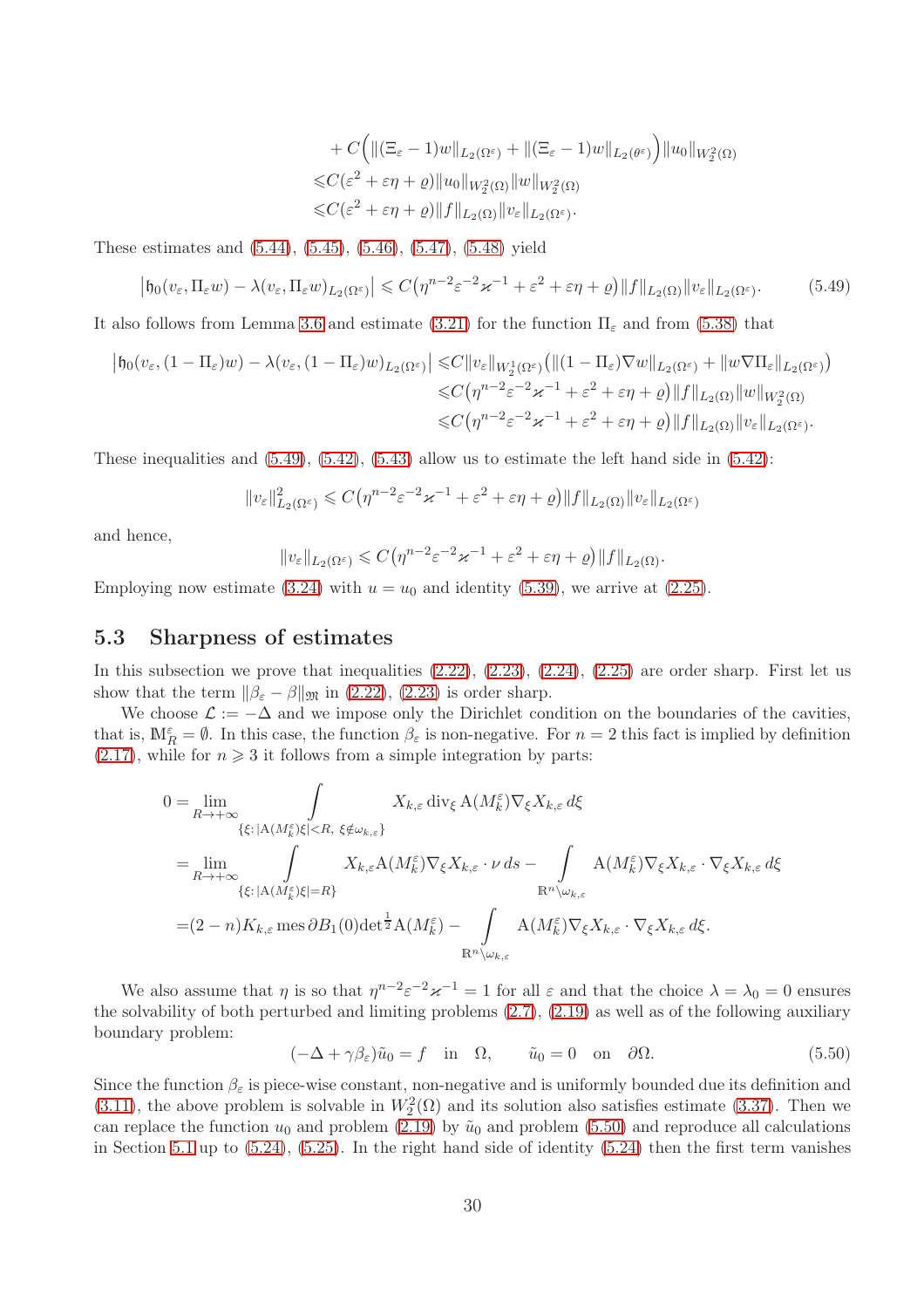$$
\begin{aligned}
&+C\Big(\|(\Xi_\varepsilon-1)w\|_{L_2(\Omega^\varepsilon)}+\|(\Xi_\varepsilon-1)w\|_{L_2(\theta^\varepsilon)}\Big)\|u_0\|_{W_2^2(\Omega)}\\
\leqslant&C(\varepsilon^2+\varepsilon\eta+\varrho)\|u_0\|_{W_2^2(\Omega)}\|w\|_{W_2^2(\Omega)}\\
\leqslant&C(\varepsilon^2+\varepsilon\eta+\varrho)\|f\|_{L_2(\Omega)}\|v_\varepsilon\|_{L_2(\Omega^\varepsilon)}.
\end{aligned}
$$

These estimates and (5.44), (5.45), (5.46), (5.47), (5.48) yield

$$
\big|\mathfrak{h}_0(v_\varepsilon,\Pi_\varepsilon w)-\lambda(v_\varepsilon,\Pi_\varepsilon w)_{L_2(\Omega^\varepsilon)}\big|\leqslant C\big(\eta^{n-2}\varepsilon^{-2}\varkappa^{-1}+\varepsilon^2+\varepsilon\eta+\varrho\big)\|f\|_{L_2(\Omega)}\|v_\varepsilon\|_{L_2(\Omega^\varepsilon)}. \tag{5.49}
$$

It also follows from Lemma 3.6 and estimate (3.21) for the function $\Pi_\varepsilon$ and from (5.38) that

$$
\begin{aligned}
\big|\mathfrak{h}_0(v_\varepsilon,(1-\Pi_\varepsilon)w)-\lambda(v_\varepsilon,(1-\Pi_\varepsilon)w)_{L_2(\Omega^\varepsilon)}\big|\leqslant&C\|v_\varepsilon\|_{W_2^1(\Omega^\varepsilon)}\big(\|(1-\Pi_\varepsilon)\nabla w\|_{L_2(\Omega^\varepsilon)}+\|w\nabla\Pi_\varepsilon\|_{L_2(\Omega^\varepsilon)}\big)\\
\leqslant&C\big(\eta^{n-2}\varepsilon^{-2}\varkappa^{-1}+\varepsilon^2+\varepsilon\eta+\varrho\big)\|f\|_{L_2(\Omega)}\|w\|_{W_2^2(\Omega)}\\
\leqslant&C\big(\eta^{n-2}\varepsilon^{-2}\varkappa^{-1}+\varepsilon^2+\varepsilon\eta+\varrho\big)\|f\|_{L_2(\Omega)}\|v_\varepsilon\|_{L_2(\Omega^\varepsilon)}.
\end{aligned}
$$

These inequalities and (5.49), (5.42), (5.43) allow us to estimate the left hand side in (5.42):

$$
\|v_\varepsilon\|_{L_2(\Omega^\varepsilon)}^2\leqslant C\big(\eta^{n-2}\varepsilon^{-2}\varkappa^{-1}+\varepsilon^2+\varepsilon\eta+\varrho\big)\|f\|_{L_2(\Omega)}\|v_\varepsilon\|_{L_2(\Omega^\varepsilon)}
$$

and hence,

$$
\|v_\varepsilon\|_{L_2(\Omega^\varepsilon)}\leqslant C\big(\eta^{n-2}\varepsilon^{-2}\varkappa^{-1}+\varepsilon^2+\varepsilon\eta+\varrho\big)\|f\|_{L_2(\Omega)}.
$$

Employing now estimate (3.24) with $u=u_0$ and identity (5.39), we arrive at (2.25).

## 5.3 Sharpness of estimates

In this subsection we prove that inequalities (2.22), (2.23), (2.24), (2.25) are order sharp. First let us show that the term $\|\beta_\varepsilon-\beta\|_{\mathfrak{M}}$ in (2.22), (2.23) is order sharp.

We choose $\mathcal{L}:=-\Delta$ and we impose only the Dirichlet condition on the boundaries of the cavities, that is, $\mathbb{M}_R^\varepsilon=\emptyset$. In this case, the function $\beta_\varepsilon$ is non-negative. For $n=2$ this fact is implied by definition (2.17), while for $n\geqslant 3$ it follows from a simple integration by parts:

$$
\begin{aligned}
0=&\lim_{R\to+\infty}\int\limits_{\{\xi:\,|\mathrm{A}(M_k^\varepsilon)\xi|<R,\ \xi\notin\omega_{k,\varepsilon}\}}X_{k,\varepsilon}\operatorname{div}_\xi\mathrm{A}(M_k^\varepsilon)\nabla_\xi X_{k,\varepsilon}\,d\xi\\
=&\lim_{R\to+\infty}\int\limits_{\{\xi:\,|\mathrm{A}(M_k^\varepsilon)\xi|=R\}}X_{k,\varepsilon}\mathrm{A}(M_k^\varepsilon)\nabla_\xi X_{k,\varepsilon}\cdot\nu\,ds-\int\limits_{\mathbb{R}^n\setminus\omega_{k,\varepsilon}}\mathrm{A}(M_k^\varepsilon)\nabla_\xi X_{k,\varepsilon}\cdot\nabla_\xi X_{k,\varepsilon}\,d\xi\\
=&(2-n)K_{k,\varepsilon}\operatorname{mes}\partial B_1(0)\det{}^{\frac{1}{2}}\mathrm{A}(M_k^\varepsilon)-\int\limits_{\mathbb{R}^n\setminus\omega_{k,\varepsilon}}\mathrm{A}(M_k^\varepsilon)\nabla_\xi X_{k,\varepsilon}\cdot\nabla_\xi X_{k,\varepsilon}\,d\xi.
\end{aligned}
$$

We also assume that $\eta$ is so that $\eta^{n-2}\varepsilon^{-2}\varkappa^{-1}=1$ for all $\varepsilon$ and that the choice $\lambda=\lambda_0=0$ ensures the solvability of both perturbed and limiting problems (2.7), (2.19) as well as of the following auxiliary boundary problem:

$$
(-\Delta+\gamma\beta_\varepsilon)\tilde{u}_0=f\quad\text{in}\quad\Omega,\qquad \tilde{u}_0=0\quad\text{on}\quad\partial\Omega. \tag{5.50}
$$

Since the function $\beta_\varepsilon$ is piece-wise constant, non-negative and is uniformly bounded due its definition and (3.11), the above problem is solvable in $W_2^2(\Omega)$ and its solution also satisfies estimate (3.37). Then we can replace the function $u_0$ and problem (2.19) by $\tilde{u}_0$ and problem (5.50) and reproduce all calculations in Section 5.1 up to (5.24), (5.25). In the right hand side of identity (5.24) then the first term vanishes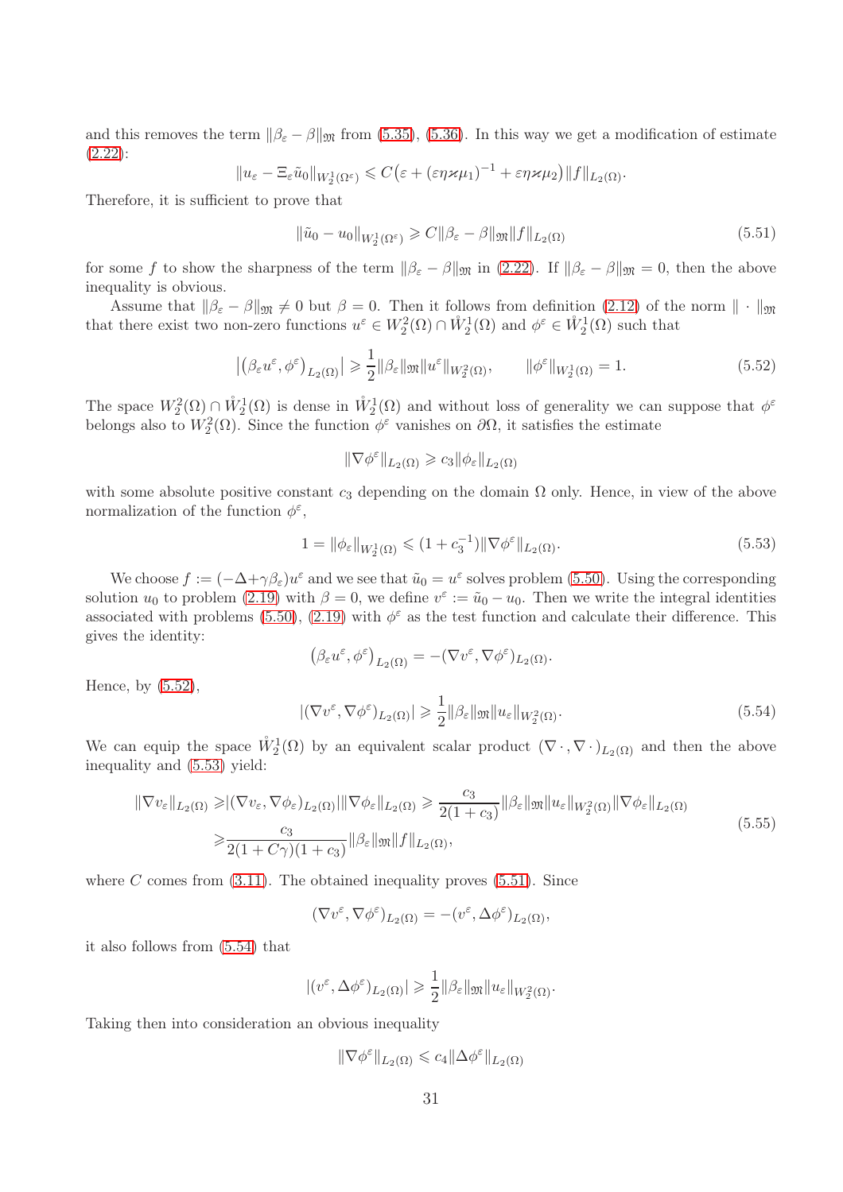and this removes the term $\|\beta_\varepsilon - \beta\|_{\mathfrak{M}}$ from (5.35), (5.36). In this way we get a modification of estimate (2.22):

$$\|u_\varepsilon - \Xi_\varepsilon \tilde{u}_0\|_{W_2^1(\Omega^\varepsilon)} \leqslant C\big(\varepsilon + (\varepsilon\eta\varkappa\mu_1)^{-1} + \varepsilon\eta\varkappa\mu_2\big)\|f\|_{L_2(\Omega)}.$$

Therefore, it is sufficient to prove that

$$\|\tilde{u}_0 - u_0\|_{W_2^1(\Omega^\varepsilon)} \geqslant C\|\beta_\varepsilon - \beta\|_{\mathfrak{M}}\|f\|_{L_2(\Omega)} \tag{5.51}$$

for some $f$ to show the sharpness of the term $\|\beta_\varepsilon - \beta\|_{\mathfrak{M}}$ in (2.22). If $\|\beta_\varepsilon - \beta\|_{\mathfrak{M}} = 0$, then the above inequality is obvious.

Assume that $\|\beta_\varepsilon - \beta\|_{\mathfrak{M}} \neq 0$ but $\beta = 0$. Then it follows from definition (2.12) of the norm $\|\cdot\|_{\mathfrak{M}}$ that there exist two non-zero functions $u^\varepsilon \in W_2^2(\Omega) \cap \mathring{W}_2^1(\Omega)$ and $\phi^\varepsilon \in \mathring{W}_2^1(\Omega)$ such that

$$\big|\big(\beta_\varepsilon u^\varepsilon, \phi^\varepsilon\big)_{L_2(\Omega)}\big| \geqslant \frac{1}{2}\|\beta_\varepsilon\|_{\mathfrak{M}}\|u^\varepsilon\|_{W_2^2(\Omega)}, \qquad \|\phi^\varepsilon\|_{W_2^1(\Omega)} = 1. \tag{5.52}$$

The space $W_2^2(\Omega) \cap \mathring{W}_2^1(\Omega)$ is dense in $\mathring{W}_2^1(\Omega)$ and without loss of generality we can suppose that $\phi^\varepsilon$ belongs also to $W_2^2(\Omega)$. Since the function $\phi^\varepsilon$ vanishes on $\partial\Omega$, it satisfies the estimate

$$\|\nabla\phi^\varepsilon\|_{L_2(\Omega)} \geqslant c_3\|\phi_\varepsilon\|_{L_2(\Omega)}$$

with some absolute positive constant $c_3$ depending on the domain $\Omega$ only. Hence, in view of the above normalization of the function $\phi^\varepsilon$,

$$1 = \|\phi_\varepsilon\|_{W_2^1(\Omega)} \leqslant (1 + c_3^{-1})\|\nabla\phi^\varepsilon\|_{L_2(\Omega)}. \tag{5.53}$$

We choose $f := (-\Delta + \gamma\beta_\varepsilon)u^\varepsilon$ and we see that $\tilde{u}_0 = u^\varepsilon$ solves problem (5.50). Using the corresponding solution $u_0$ to problem (2.19) with $\beta = 0$, we define $v^\varepsilon := \tilde{u}_0 - u_0$. Then we write the integral identities associated with problems (5.50), (2.19) with $\phi^\varepsilon$ as the test function and calculate their difference. This gives the identity:

$$\big(\beta_\varepsilon u^\varepsilon, \phi^\varepsilon\big)_{L_2(\Omega)} = -(\nabla v^\varepsilon, \nabla\phi^\varepsilon)_{L_2(\Omega)}.$$

Hence, by (5.52),

$$|(\nabla v^\varepsilon, \nabla\phi^\varepsilon)_{L_2(\Omega)}| \geqslant \frac{1}{2}\|\beta_\varepsilon\|_{\mathfrak{M}}\|u_\varepsilon\|_{W_2^2(\Omega)}. \tag{5.54}$$

We can equip the space $\mathring{W}_2^1(\Omega)$ by an equivalent scalar product $(\nabla\,\cdot\,, \nabla\,\cdot\,)_{L_2(\Omega)}$ and then the above inequality and (5.53) yield:

$$\begin{aligned}
\|\nabla v_\varepsilon\|_{L_2(\Omega)} \geqslant& |(\nabla v_\varepsilon, \nabla\phi_\varepsilon)_{L_2(\Omega)}|\|\nabla\phi_\varepsilon\|_{L_2(\Omega)} \geqslant \frac{c_3}{2(1+c_3)}\|\beta_\varepsilon\|_{\mathfrak{M}}\|u_\varepsilon\|_{W_2^2(\Omega)}\|\nabla\phi_\varepsilon\|_{L_2(\Omega)} \\
\geqslant& \frac{c_3}{2(1+C\gamma)(1+c_3)}\|\beta_\varepsilon\|_{\mathfrak{M}}\|f\|_{L_2(\Omega)},
\end{aligned} \tag{5.55}$$

where $C$ comes from (3.11). The obtained inequality proves (5.51). Since

$$(\nabla v^\varepsilon, \nabla\phi^\varepsilon)_{L_2(\Omega)} = -(v^\varepsilon, \Delta\phi^\varepsilon)_{L_2(\Omega)},$$

it also follows from (5.54) that

$$|(v^\varepsilon, \Delta\phi^\varepsilon)_{L_2(\Omega)}| \geqslant \frac{1}{2}\|\beta_\varepsilon\|_{\mathfrak{M}}\|u_\varepsilon\|_{W_2^2(\Omega)}.$$

Taking then into consideration an obvious inequality

$$\|\nabla\phi^\varepsilon\|_{L_2(\Omega)} \leqslant c_4\|\Delta\phi^\varepsilon\|_{L_2(\Omega)}$$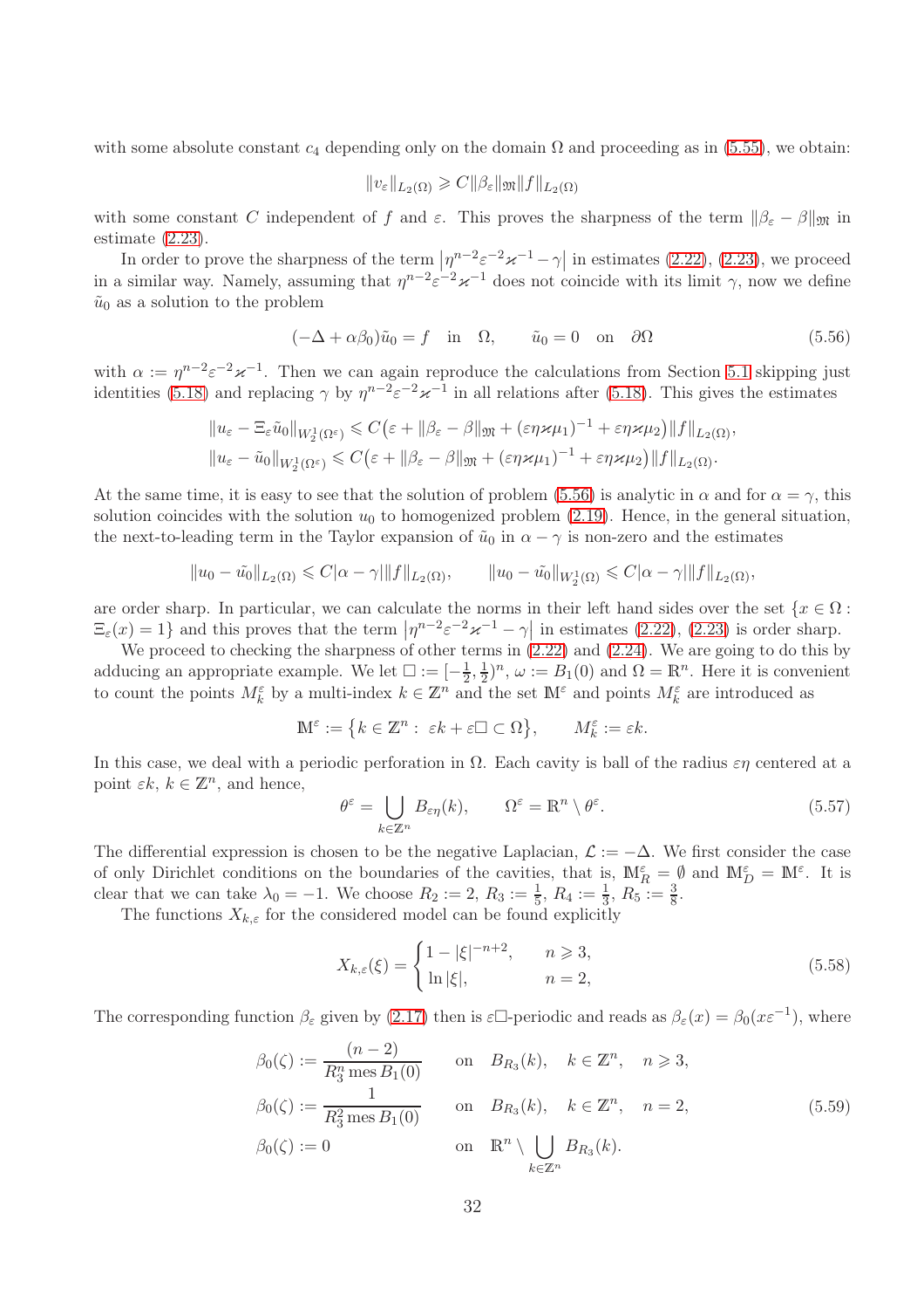with some absolute constant $c_4$ depending only on the domain $\Omega$ and proceeding as in (5.55), we obtain:

$$\|v_\varepsilon\|_{L_2(\Omega)} \geqslant C\|\beta_\varepsilon\|_{\mathfrak{M}}\|f\|_{L_2(\Omega)}$$

with some constant $C$ independent of $f$ and $\varepsilon$. This proves the sharpness of the term $\|\beta_\varepsilon - \beta\|_{\mathfrak{M}}$ in estimate (2.23).

In order to prove the sharpness of the term $\big|\eta^{n-2}\varepsilon^{-2}\varkappa^{-1} - \gamma\big|$ in estimates (2.22), (2.23), we proceed in a similar way. Namely, assuming that $\eta^{n-2}\varepsilon^{-2}\varkappa^{-1}$ does not coincide with its limit $\gamma$, now we define $\tilde{u}_0$ as a solution to the problem

$$(-\Delta + \alpha\beta_0)\tilde{u}_0 = f \quad \text{in} \quad \Omega, \qquad \tilde{u}_0 = 0 \quad \text{on} \quad \partial\Omega \tag{5.56}$$

with $\alpha := \eta^{n-2}\varepsilon^{-2}\varkappa^{-1}$. Then we can again reproduce the calculations from Section 5.1 skipping just identities (5.18) and replacing $\gamma$ by $\eta^{n-2}\varepsilon^{-2}\varkappa^{-1}$ in all relations after (5.18). This gives the estimates

$$\begin{aligned}
&\|u_\varepsilon - \Xi_\varepsilon\tilde{u}_0\|_{W_2^1(\Omega^\varepsilon)} \leqslant C\big(\varepsilon + \|\beta_\varepsilon - \beta\|_{\mathfrak{M}} + (\varepsilon\eta\varkappa\mu_1)^{-1} + \varepsilon\eta\varkappa\mu_2\big)\|f\|_{L_2(\Omega)},\\
&\|u_\varepsilon - \tilde{u}_0\|_{W_2^1(\Omega^\varepsilon)} \leqslant C\big(\varepsilon + \|\beta_\varepsilon - \beta\|_{\mathfrak{M}} + (\varepsilon\eta\varkappa\mu_1)^{-1} + \varepsilon\eta\varkappa\mu_2\big)\|f\|_{L_2(\Omega)}.
\end{aligned}$$

At the same time, it is easy to see that the solution of problem (5.56) is analytic in $\alpha$ and for $\alpha = \gamma$, this solution coincides with the solution $u_0$ to homogenized problem (2.19). Hence, in the general situation, the next-to-leading term in the Taylor expansion of $\tilde{u}_0$ in $\alpha - \gamma$ is non-zero and the estimates

$$\|u_0 - \tilde{u}_0\|_{L_2(\Omega)} \leqslant C|\alpha - \gamma|\|f\|_{L_2(\Omega)}, \qquad \|u_0 - \tilde{u}_0\|_{W_2^1(\Omega)} \leqslant C|\alpha - \gamma|\|f\|_{L_2(\Omega)},$$

are order sharp. In particular, we can calculate the norms in their left hand sides over the set $\{x \in \Omega : \Xi_\varepsilon(x) = 1\}$ and this proves that the term $\big|\eta^{n-2}\varepsilon^{-2}\varkappa^{-1} - \gamma\big|$ in estimates (2.22), (2.23) is order sharp.

We proceed to checking the sharpness of other terms in (2.22) and (2.24). We are going to do this by adducing an appropriate example. We let $\square := [-\frac{1}{2}, \frac{1}{2})^n$, $\omega := B_1(0)$ and $\Omega = \mathbb{R}^n$. Here it is convenient to count the points $M_k^\varepsilon$ by a multi-index $k \in \mathbb{Z}^n$ and the set $\mathbb{M}^\varepsilon$ and points $M_k^\varepsilon$ are introduced as

$$\mathbb{M}^\varepsilon := \big\{k \in \mathbb{Z}^n : \ \varepsilon k + \varepsilon\square \subset \Omega\big\}, \qquad M_k^\varepsilon := \varepsilon k.$$

In this case, we deal with a periodic perforation in $\Omega$. Each cavity is ball of the radius $\varepsilon\eta$ centered at a point $\varepsilon k$, $k \in \mathbb{Z}^n$, and hence,

$$\theta^\varepsilon = \bigcup_{k \in \mathbb{Z}^n} B_{\varepsilon\eta}(k), \qquad \Omega^\varepsilon = \mathbb{R}^n \setminus \theta^\varepsilon. \tag{5.57}$$

The differential expression is chosen to be the negative Laplacian, $\mathcal{L} := -\Delta$. We first consider the case of only Dirichlet conditions on the boundaries of the cavities, that is, $\mathbb{M}_R^\varepsilon = \emptyset$ and $\mathbb{M}_D^\varepsilon = \mathbb{M}^\varepsilon$. It is clear that we can take $\lambda_0 = -1$. We choose $R_2 := 2$, $R_3 := \frac{1}{5}$, $R_4 := \frac{1}{3}$, $R_5 := \frac{3}{8}$.

The functions $X_{k,\varepsilon}$ for the considered model can be found explicitly

$$X_{k,\varepsilon}(\xi) = \begin{cases} 1 - |\xi|^{-n+2}, & n \geqslant 3,\\ \ln|\xi|, & n = 2, \end{cases} \tag{5.58}$$

The corresponding function $\beta_\varepsilon$ given by (2.17) then is $\varepsilon\square$-periodic and reads as $\beta_\varepsilon(x) = \beta_0(x\varepsilon^{-1})$, where

$$\begin{aligned}
&\beta_0(\zeta) := \frac{(n-2)}{R_3^n \operatorname{mes} B_1(0)} && \text{on} \quad B_{R_3}(k), \quad k \in \mathbb{Z}^n, \quad n \geqslant 3,\\
&\beta_0(\zeta) := \frac{1}{R_3^2 \operatorname{mes} B_1(0)} && \text{on} \quad B_{R_3}(k), \quad k \in \mathbb{Z}^n, \quad n = 2,\\
&\beta_0(\zeta) := 0 && \text{on} \quad \mathbb{R}^n \setminus \bigcup_{k \in \mathbb{Z}^n} B_{R_3}(k).
\end{aligned} \tag{5.59}$$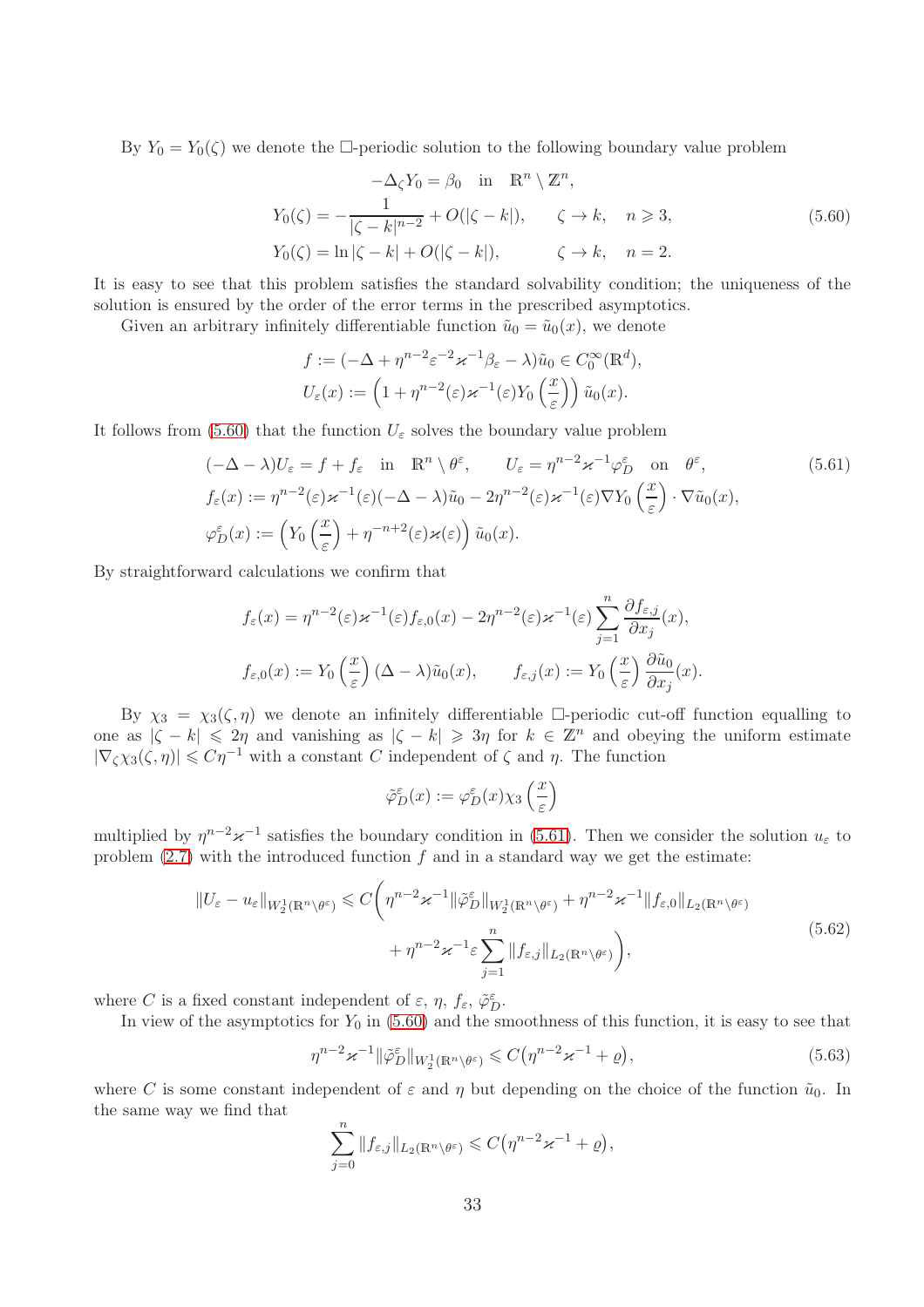By $Y_0 = Y_0(\zeta)$ we denote the $\square$-periodic solution to the following boundary value problem

$$
\begin{gathered}
-\Delta_\zeta Y_0 = \beta_0 \quad \text{in} \quad \mathbb{R}^n \setminus \mathbb{Z}^n,\\
Y_0(\zeta) = -\frac{1}{|\zeta - k|^{n-2}} + O(|\zeta - k|), \qquad \zeta \to k, \quad n \geqslant 3,\\
Y_0(\zeta) = \ln|\zeta - k| + O(|\zeta - k|), \qquad \zeta \to k, \quad n = 2.
\end{gathered}
\tag{5.60}
$$

It is easy to see that this problem satisfies the standard solvability condition; the uniqueness of the solution is ensured by the order of the error terms in the prescribed asymptotics.

Given an arbitrary infinitely differentiable function $\tilde{u}_0 = \tilde{u}_0(x)$, we denote

$$
\begin{aligned}
&f := (-\Delta + \eta^{n-2}\varepsilon^{-2}\varkappa^{-1}\beta_\varepsilon - \lambda)\tilde{u}_0 \in C_0^\infty(\mathbb{R}^d),\\
&U_\varepsilon(x) := \left(1 + \eta^{n-2}(\varepsilon)\varkappa^{-1}(\varepsilon) Y_0\left(\frac{x}{\varepsilon}\right)\right)\tilde{u}_0(x).
\end{aligned}
$$

It follows from (5.60) that the function $U_\varepsilon$ solves the boundary value problem

$$
\begin{aligned}
&(-\Delta - \lambda)U_\varepsilon = f + f_\varepsilon \quad \text{in} \quad \mathbb{R}^n \setminus \theta^\varepsilon, \qquad U_\varepsilon = \eta^{n-2}\varkappa^{-1}\varphi_D^\varepsilon \quad \text{on} \quad \theta^\varepsilon,\\
&f_\varepsilon(x) := \eta^{n-2}(\varepsilon)\varkappa^{-1}(\varepsilon)(-\Delta - \lambda)\tilde{u}_0 - 2\eta^{n-2}(\varepsilon)\varkappa^{-1}(\varepsilon)\nabla Y_0\left(\frac{x}{\varepsilon}\right)\cdot\nabla\tilde{u}_0(x),\\
&\varphi_D^\varepsilon(x) := \left(Y_0\left(\frac{x}{\varepsilon}\right) + \eta^{-n+2}(\varepsilon)\varkappa(\varepsilon)\right)\tilde{u}_0(x).
\end{aligned}
\tag{5.61}
$$

By straightforward calculations we confirm that

$$
\begin{aligned}
&f_\varepsilon(x) = \eta^{n-2}(\varepsilon)\varkappa^{-1}(\varepsilon) f_{\varepsilon,0}(x) - 2\eta^{n-2}(\varepsilon)\varkappa^{-1}(\varepsilon)\sum_{j=1}^{n}\frac{\partial f_{\varepsilon,j}}{\partial x_j}(x),\\
&f_{\varepsilon,0}(x) := Y_0\left(\frac{x}{\varepsilon}\right)(\Delta - \lambda)\tilde{u}_0(x), \qquad f_{\varepsilon,j}(x) := Y_0\left(\frac{x}{\varepsilon}\right)\frac{\partial \tilde{u}_0}{\partial x_j}(x).
\end{aligned}
$$

By $\chi_3 = \chi_3(\zeta,\eta)$ we denote an infinitely differentiable $\square$-periodic cut-off function equalling to one as $|\zeta - k| \leqslant 2\eta$ and vanishing as $|\zeta - k| \geqslant 3\eta$ for $k \in \mathbb{Z}^n$ and obeying the uniform estimate $|\nabla_\zeta \chi_3(\zeta,\eta)| \leqslant C\eta^{-1}$ with a constant $C$ independent of $\zeta$ and $\eta$. The function

$$
\tilde{\varphi}_D^\varepsilon(x) := \varphi_D^\varepsilon(x)\chi_3\left(\frac{x}{\varepsilon}\right)
$$

multiplied by $\eta^{n-2}\varkappa^{-1}$ satisfies the boundary condition in (5.61). Then we consider the solution $u_\varepsilon$ to problem (2.7) with the introduced function $f$ and in a standard way we get the estimate:

$$
\begin{aligned}
\|U_\varepsilon - u_\varepsilon\|_{W_2^1(\mathbb{R}^n\setminus\theta^\varepsilon)} \leqslant C\bigg(&\eta^{n-2}\varkappa^{-1}\|\tilde{\varphi}_D^\varepsilon\|_{W_2^1(\mathbb{R}^n\setminus\theta^\varepsilon)} + \eta^{n-2}\varkappa^{-1}\|f_{\varepsilon,0}\|_{L_2(\mathbb{R}^n\setminus\theta^\varepsilon)}\\
&+ \eta^{n-2}\varkappa^{-1}\varepsilon\sum_{j=1}^{n}\|f_{\varepsilon,j}\|_{L_2(\mathbb{R}^n\setminus\theta^\varepsilon)}\bigg),
\end{aligned}
\tag{5.62}
$$

where $C$ is a fixed constant independent of $\varepsilon$, $\eta$, $f_\varepsilon$, $\tilde{\varphi}_D^\varepsilon$.

In view of the asymptotics for $Y_0$ in (5.60) and the smoothness of this function, it is easy to see that

$$
\eta^{n-2}\varkappa^{-1}\|\tilde{\varphi}_D^\varepsilon\|_{W_2^1(\mathbb{R}^n\setminus\theta^\varepsilon)} \leqslant C\big(\eta^{n-2}\varkappa^{-1} + \varrho\big),
\tag{5.63}
$$

where $C$ is some constant independent of $\varepsilon$ and $\eta$ but depending on the choice of the function $\tilde{u}_0$. In the same way we find that

$$
\sum_{j=0}^{n}\|f_{\varepsilon,j}\|_{L_2(\mathbb{R}^n\setminus\theta^\varepsilon)} \leqslant C\big(\eta^{n-2}\varkappa^{-1} + \varrho\big),
$$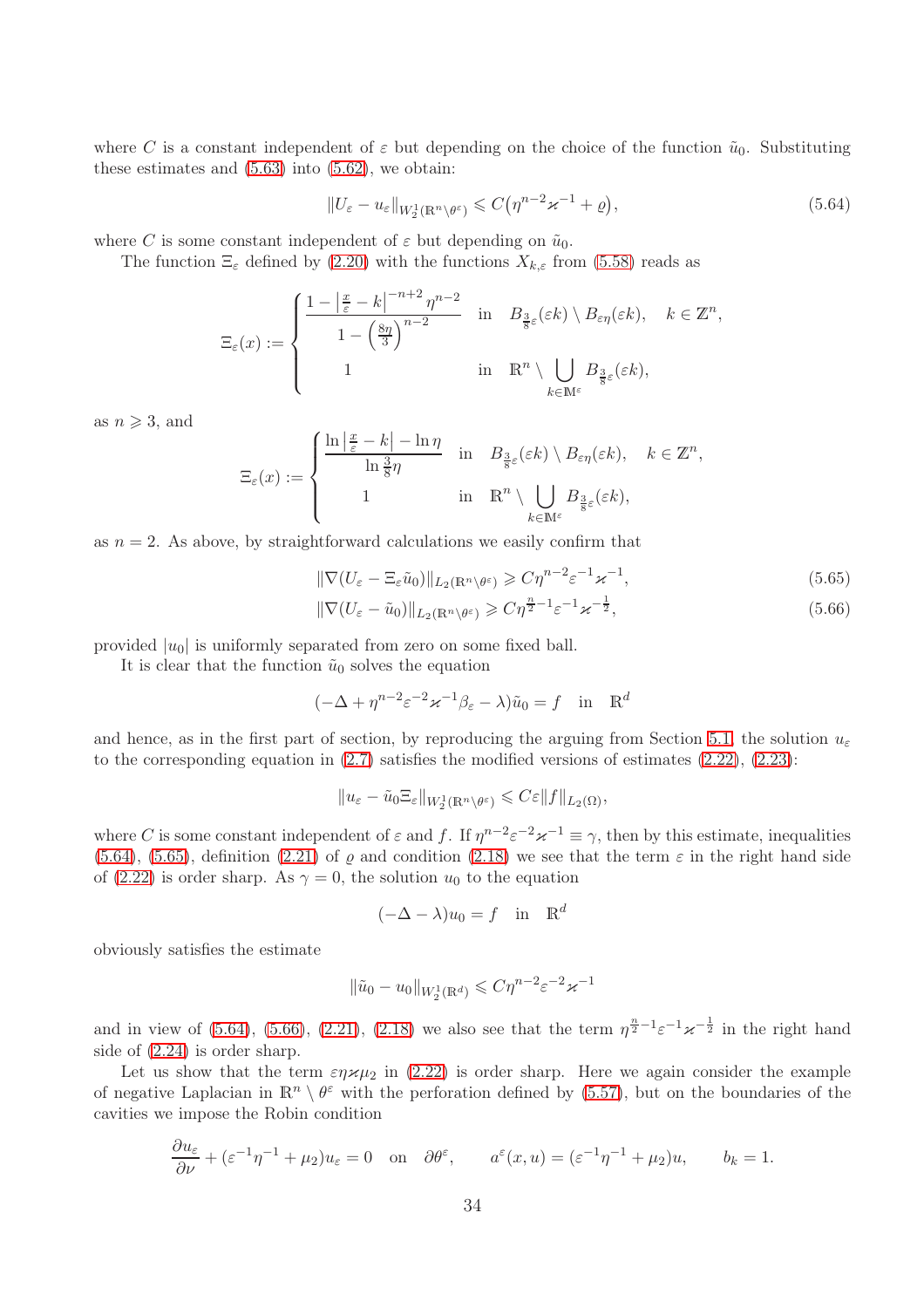where $C$ is a constant independent of $\varepsilon$ but depending on the choice of the function $\tilde{u}_0$. Substituting these estimates and (5.63) into (5.62), we obtain:

$$\|U_\varepsilon - u_\varepsilon\|_{W_2^1(\mathbb{R}^n\setminus\theta^\varepsilon)} \leqslant C\big(\eta^{n-2}\varkappa^{-1} + \varrho\big), \tag{5.64}$$

where $C$ is some constant independent of $\varepsilon$ but depending on $\tilde{u}_0$.

The function $\Xi_\varepsilon$ defined by (2.20) with the functions $X_{k,\varepsilon}$ from (5.58) reads as

$$\Xi_\varepsilon(x) := \begin{cases} \dfrac{1 - \left|\frac{x}{\varepsilon} - k\right|^{-n+2}\eta^{n-2}}{1 - \left(\frac{8\eta}{3}\right)^{n-2}} & \text{in} \quad B_{\frac{3}{8}\varepsilon}(\varepsilon k)\setminus B_{\varepsilon\eta}(\varepsilon k), \quad k\in\mathbb{Z}^n, \\ 1 & \text{in} \quad \mathbb{R}^n \setminus \bigcup\limits_{k\in\mathbb{M}^\varepsilon} B_{\frac{3}{8}\varepsilon}(\varepsilon k), \end{cases}$$

as $n\geqslant 3$, and

$$\Xi_\varepsilon(x) := \begin{cases} \dfrac{\ln\left|\frac{x}{\varepsilon} - k\right| - \ln\eta}{\ln\frac{3}{8}\eta} & \text{in} \quad B_{\frac{3}{8}\varepsilon}(\varepsilon k)\setminus B_{\varepsilon\eta}(\varepsilon k), \quad k\in\mathbb{Z}^n, \\ 1 & \text{in} \quad \mathbb{R}^n \setminus \bigcup\limits_{k\in\mathbb{M}^\varepsilon} B_{\frac{3}{8}\varepsilon}(\varepsilon k), \end{cases}$$

as $n=2$. As above, by straightforward calculations we easily confirm that

$$\|\nabla(U_\varepsilon - \Xi_\varepsilon\tilde{u}_0)\|_{L_2(\mathbb{R}^n\setminus\theta^\varepsilon)} \geqslant C\eta^{n-2}\varepsilon^{-1}\varkappa^{-1}, \tag{5.65}$$

$$\|\nabla(U_\varepsilon - \tilde{u}_0)\|_{L_2(\mathbb{R}^n\setminus\theta^\varepsilon)} \geqslant C\eta^{\frac{n}{2}-1}\varepsilon^{-1}\varkappa^{-\frac{1}{2}}, \tag{5.66}$$

provided $|u_0|$ is uniformly separated from zero on some fixed ball.

It is clear that the function $\tilde{u}_0$ solves the equation

$$(-\Delta + \eta^{n-2}\varepsilon^{-2}\varkappa^{-1}\beta_\varepsilon - \lambda)\tilde{u}_0 = f \quad \text{in} \quad \mathbb{R}^d$$

and hence, as in the first part of section, by reproducing the arguing from Section 5.1, the solution $u_\varepsilon$ to the corresponding equation in (2.7) satisfies the modified versions of estimates (2.22), (2.23):

$$\|u_\varepsilon - \tilde{u}_0\Xi_\varepsilon\|_{W_2^1(\mathbb{R}^n\setminus\theta^\varepsilon)} \leqslant C\varepsilon\|f\|_{L_2(\Omega)},$$

where $C$ is some constant independent of $\varepsilon$ and $f$. If $\eta^{n-2}\varepsilon^{-2}\varkappa^{-1}\equiv\gamma$, then by this estimate, inequalities (5.64), (5.65), definition (2.21) of $\varrho$ and condition (2.18) we see that the term $\varepsilon$ in the right hand side of (2.22) is order sharp. As $\gamma=0$, the solution $u_0$ to the equation

$$(-\Delta-\lambda)u_0 = f \quad \text{in} \quad \mathbb{R}^d$$

obviously satisfies the estimate

$$\|\tilde{u}_0 - u_0\|_{W_2^1(\mathbb{R}^d)} \leqslant C\eta^{n-2}\varepsilon^{-2}\varkappa^{-1}$$

and in view of (5.64), (5.66), (2.21), (2.18) we also see that the term $\eta^{\frac{n}{2}-1}\varepsilon^{-1}\varkappa^{-\frac{1}{2}}$ in the right hand side of (2.24) is order sharp.

Let us show that the term $\varepsilon\eta\varkappa\mu_2$ in (2.22) is order sharp. Here we again consider the example of negative Laplacian in $\mathbb{R}^n\setminus\theta^\varepsilon$ with the perforation defined by (5.57), but on the boundaries of the cavities we impose the Robin condition

$$\frac{\partial u_\varepsilon}{\partial\nu} + (\varepsilon^{-1}\eta^{-1} + \mu_2)u_\varepsilon = 0 \quad \text{on} \quad \partial\theta^\varepsilon, \qquad a^\varepsilon(x,u) = (\varepsilon^{-1}\eta^{-1}+\mu_2)u, \qquad b_k = 1.$$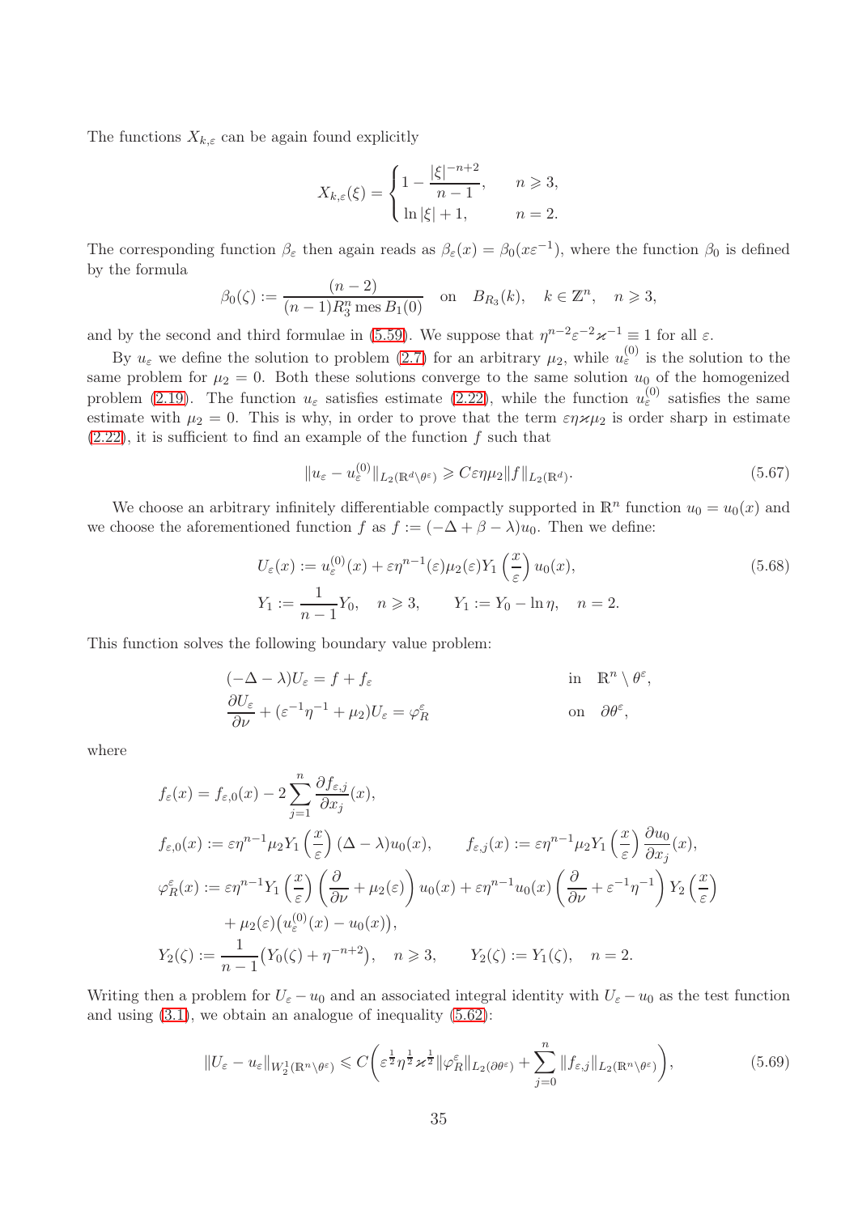The functions $X_{k,\varepsilon}$ can be again found explicitly

$$
X_{k,\varepsilon}(\xi) = \begin{cases} 1 - \dfrac{|\xi|^{-n+2}}{n-1}, & n \geqslant 3, \\ \ln |\xi| + 1, & n = 2. \end{cases}
$$

The corresponding function $\beta_\varepsilon$ then again reads as $\beta_\varepsilon(x) = \beta_0(x\varepsilon^{-1})$, where the function $\beta_0$ is defined by the formula

$$
\beta_0(\zeta) := \frac{(n-2)}{(n-1)R_3^n \operatorname{mes} B_1(0)} \quad \text{on} \quad B_{R_3}(k), \quad k \in \mathbb{Z}^n, \quad n \geqslant 3,
$$

and by the second and third formulae in (5.59). We suppose that $\eta^{n-2}\varepsilon^{-2}\varkappa^{-1} \equiv 1$ for all $\varepsilon$.

By $u_\varepsilon$ we define the solution to problem (2.7) for an arbitrary $\mu_2$, while $u_\varepsilon^{(0)}$ is the solution to the same problem for $\mu_2 = 0$. Both these solutions converge to the same solution $u_0$ of the homogenized problem (2.19). The function $u_\varepsilon$ satisfies estimate (2.22), while the function $u_\varepsilon^{(0)}$ satisfies the same estimate with $\mu_2 = 0$. This is why, in order to prove that the term $\varepsilon\eta\varkappa\mu_2$ is order sharp in estimate (2.22), it is sufficient to find an example of the function $f$ such that

$$
\|u_\varepsilon - u_\varepsilon^{(0)}\|_{L_2(\mathbb{R}^d \setminus \theta^\varepsilon)} \geqslant C\varepsilon\eta\mu_2 \|f\|_{L_2(\mathbb{R}^d)}. \tag{5.67}
$$

We choose an arbitrary infinitely differentiable compactly supported in $\mathbb{R}^n$ function $u_0 = u_0(x)$ and we choose the aforementioned function $f$ as $f := (-\Delta + \beta - \lambda)u_0$. Then we define:

$$
\begin{aligned}
&U_\varepsilon(x) := u_\varepsilon^{(0)}(x) + \varepsilon\eta^{n-1}(\varepsilon)\mu_2(\varepsilon) Y_1\left(\frac{x}{\varepsilon}\right) u_0(x), \\
&Y_1 := \frac{1}{n-1} Y_0, \quad n \geqslant 3, \qquad Y_1 := Y_0 - \ln\eta, \quad n = 2.
\end{aligned} \tag{5.68}
$$

This function solves the following boundary value problem:

$$
\begin{aligned}
&(-\Delta - \lambda)U_\varepsilon = f + f_\varepsilon && \text{in} \quad \mathbb{R}^n \setminus \theta^\varepsilon, \\
&\frac{\partial U_\varepsilon}{\partial \nu} + (\varepsilon^{-1}\eta^{-1} + \mu_2)U_\varepsilon = \varphi_R^\varepsilon && \text{on} \quad \partial\theta^\varepsilon,
\end{aligned}
$$

where

$$
\begin{aligned}
&f_\varepsilon(x) = f_{\varepsilon,0}(x) - 2\sum_{j=1}^n \frac{\partial f_{\varepsilon,j}}{\partial x_j}(x), \\
&f_{\varepsilon,0}(x) := \varepsilon\eta^{n-1}\mu_2 Y_1\left(\frac{x}{\varepsilon}\right)(\Delta - \lambda)u_0(x), \qquad f_{\varepsilon,j}(x) := \varepsilon\eta^{n-1}\mu_2 Y_1\left(\frac{x}{\varepsilon}\right)\frac{\partial u_0}{\partial x_j}(x), \\
&\varphi_R^\varepsilon(x) := \varepsilon\eta^{n-1} Y_1\left(\frac{x}{\varepsilon}\right)\left(\frac{\partial}{\partial\nu} + \mu_2(\varepsilon)\right)u_0(x) + \varepsilon\eta^{n-1}u_0(x)\left(\frac{\partial}{\partial\nu} + \varepsilon^{-1}\eta^{-1}\right)Y_2\left(\frac{x}{\varepsilon}\right) \\
&\qquad\quad + \mu_2(\varepsilon)\big(u_\varepsilon^{(0)}(x) - u_0(x)\big), \\
&Y_2(\zeta) := \frac{1}{n-1}\big(Y_0(\zeta) + \eta^{-n+2}\big), \quad n \geqslant 3, \qquad Y_2(\zeta) := Y_1(\zeta), \quad n = 2.
\end{aligned}
$$

Writing then a problem for $U_\varepsilon - u_0$ and an associated integral identity with $U_\varepsilon - u_0$ as the test function and using (3.1), we obtain an analogue of inequality (5.62):

$$
\|U_\varepsilon - u_\varepsilon\|_{W_2^1(\mathbb{R}^n \setminus \theta^\varepsilon)} \leqslant C\bigg(\varepsilon^{\frac{1}{2}}\eta^{\frac{1}{2}}\varkappa^{\frac{1}{2}}\|\varphi_R^\varepsilon\|_{L_2(\partial\theta^\varepsilon)} + \sum_{j=0}^n \|f_{\varepsilon,j}\|_{L_2(\mathbb{R}^n \setminus \theta^\varepsilon)}\bigg), \tag{5.69}
$$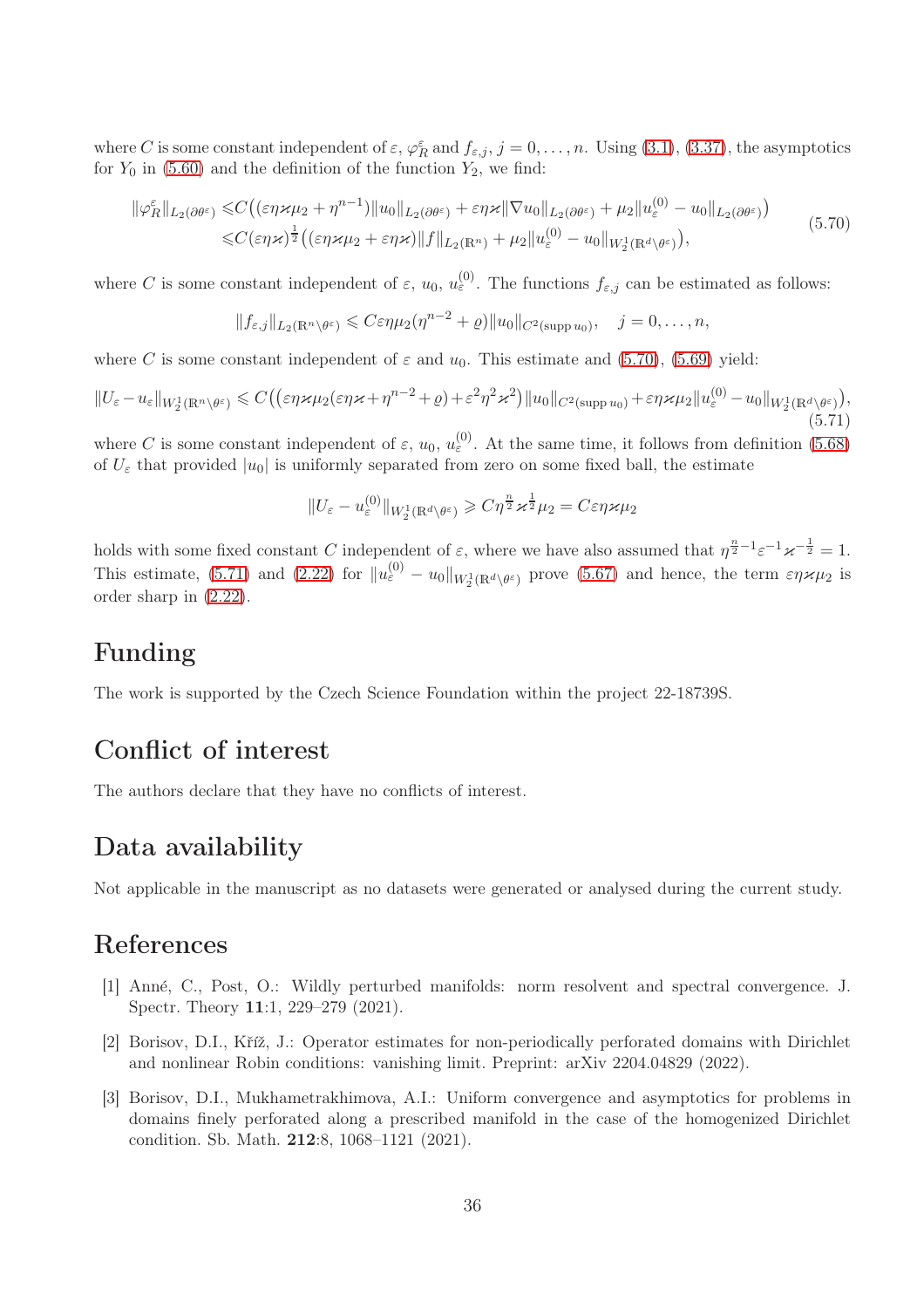where $C$ is some constant independent of $\varepsilon$, $\varphi_R^\varepsilon$ and $f_{\varepsilon,j}$, $j=0,\ldots,n$. Using (3.1), (3.37), the asymptotics for $Y_0$ in (5.60) and the definition of the function $Y_2$, we find:

$$
\begin{aligned}
\|\varphi_R^\varepsilon\|_{L_2(\partial\theta^\varepsilon)} \leqslant & C\big((\varepsilon\eta\varkappa\mu_2+\eta^{n-1})\|u_0\|_{L_2(\partial\theta^\varepsilon)}+\varepsilon\eta\varkappa\|\nabla u_0\|_{L_2(\partial\theta^\varepsilon)}+\mu_2\|u_\varepsilon^{(0)}-u_0\|_{L_2(\partial\theta^\varepsilon)}\big)\\
\leqslant & C(\varepsilon\eta\varkappa)^{\frac{1}{2}}\big((\varepsilon\eta\varkappa\mu_2+\varepsilon\eta\varkappa)\|f\|_{L_2(\mathbb{R}^n)}+\mu_2\|u_\varepsilon^{(0)}-u_0\|_{W_2^1(\mathbb{R}^d\setminus\theta^\varepsilon)}\big),
\end{aligned}
\tag{5.70}
$$

where $C$ is some constant independent of $\varepsilon$, $u_0$, $u_\varepsilon^{(0)}$. The functions $f_{\varepsilon,j}$ can be estimated as follows:

$$
\|f_{\varepsilon,j}\|_{L_2(\mathbb{R}^n\setminus\theta^\varepsilon)}\leqslant C\varepsilon\eta\mu_2(\eta^{n-2}+\varrho)\|u_0\|_{C^2(\operatorname{supp} u_0)},\quad j=0,\ldots,n,
$$

where $C$ is some constant independent of $\varepsilon$ and $u_0$. This estimate and (5.70), (5.69) yield:

$$
\|U_\varepsilon-u_\varepsilon\|_{W_2^1(\mathbb{R}^n\setminus\theta^\varepsilon)}\leqslant C\big(\big(\varepsilon\eta\varkappa\mu_2(\varepsilon\eta\varkappa+\eta^{n-2}+\varrho)+\varepsilon^2\eta^2\varkappa^2\big)\|u_0\|_{C^2(\operatorname{supp} u_0)}+\varepsilon\eta\varkappa\mu_2\|u_\varepsilon^{(0)}-u_0\|_{W_2^1(\mathbb{R}^d\setminus\theta^\varepsilon)}\big),
\tag{5.71}
$$

where $C$ is some constant independent of $\varepsilon$, $u_0$, $u_\varepsilon^{(0)}$. At the same time, it follows from definition (5.68) of $U_\varepsilon$ that provided $|u_0|$ is uniformly separated from zero on some fixed ball, the estimate

$$
\|U_\varepsilon-u_\varepsilon^{(0)}\|_{W_2^1(\mathbb{R}^d\setminus\theta^\varepsilon)}\geqslant C\eta^{\frac{n}{2}}\varkappa^{\frac{1}{2}}\mu_2=C\varepsilon\eta\varkappa\mu_2
$$

holds with some fixed constant $C$ independent of $\varepsilon$, where we have also assumed that $\eta^{\frac{n}{2}-1}\varepsilon^{-1}\varkappa^{-\frac{1}{2}}=1$. This estimate, (5.71) and (2.22) for $\|u_\varepsilon^{(0)}-u_0\|_{W_2^1(\mathbb{R}^d\setminus\theta^\varepsilon)}$ prove (5.67) and hence, the term $\varepsilon\eta\varkappa\mu_2$ is order sharp in (2.22).

# Funding

The work is supported by the Czech Science Foundation within the project 22-18739S.

# Conflict of interest

The authors declare that they have no conflicts of interest.

# Data availability

Not applicable in the manuscript as no datasets were generated or analysed during the current study.

# References

[1] Anné, C., Post, O.: Wildly perturbed manifolds: norm resolvent and spectral convergence. J. Spectr. Theory **11**:1, 229–279 (2021).

[2] Borisov, D.I., Kříž, J.: Operator estimates for non-periodically perforated domains with Dirichlet and nonlinear Robin conditions: vanishing limit. Preprint: arXiv 2204.04829 (2022).

[3] Borisov, D.I., Mukhametrakhimova, A.I.: Uniform convergence and asymptotics for problems in domains finely perforated along a prescribed manifold in the case of the homogenized Dirichlet condition. Sb. Math. **212**:8, 1068–1121 (2021).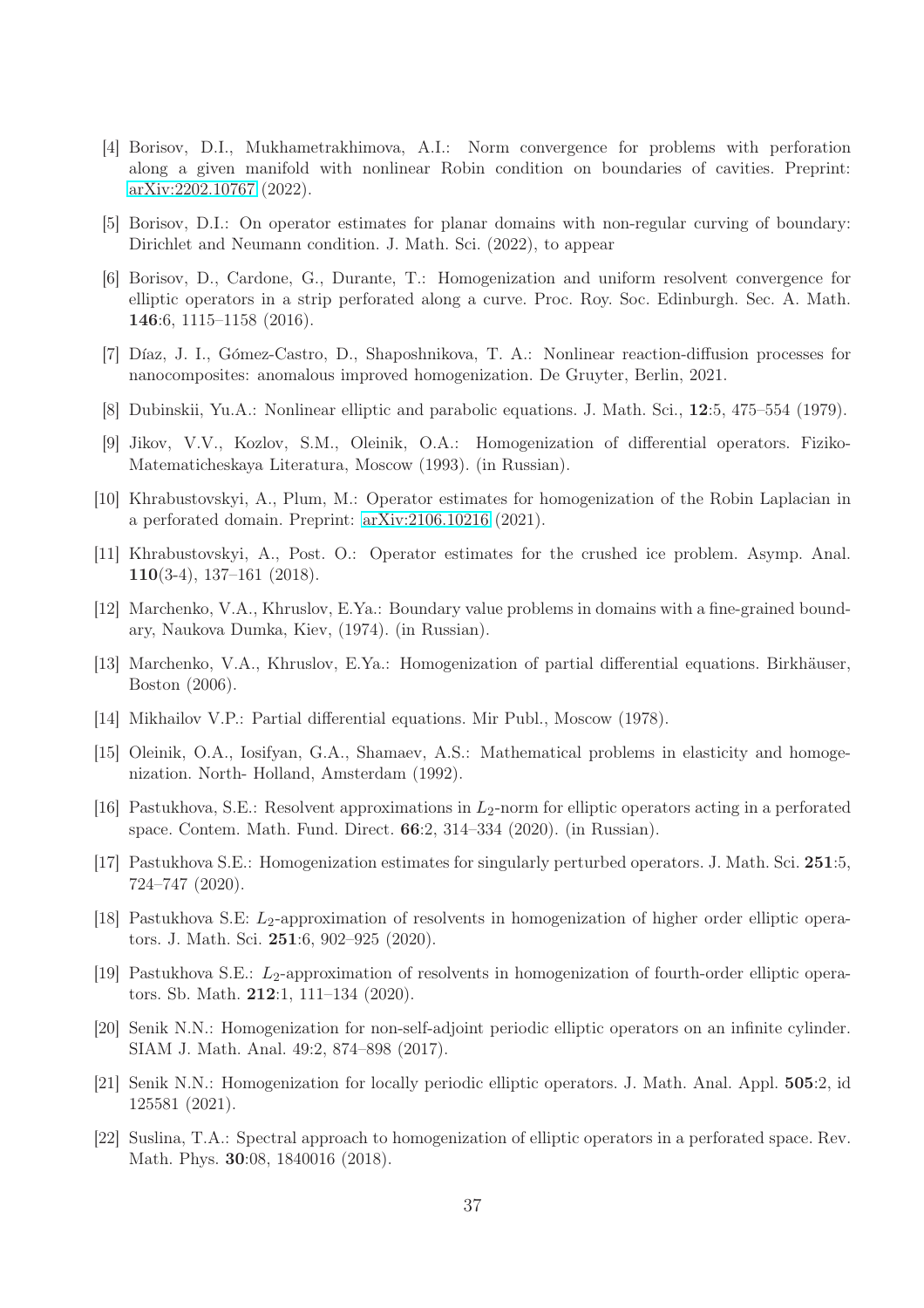[4] Borisov, D.I., Mukhametrakhimova, A.I.: Norm convergence for problems with perforation along a given manifold with nonlinear Robin condition on boundaries of cavities. Preprint: arXiv:2202.10767 (2022).

[5] Borisov, D.I.: On operator estimates for planar domains with non-regular curving of boundary: Dirichlet and Neumann condition. J. Math. Sci. (2022), to appear

[6] Borisov, D., Cardone, G., Durante, T.: Homogenization and uniform resolvent convergence for elliptic operators in a strip perforated along a curve. Proc. Roy. Soc. Edinburgh. Sec. A. Math. **146**:6, 1115–1158 (2016).

[7] Díaz, J. I., Gómez-Castro, D., Shaposhnikova, T. A.: Nonlinear reaction-diffusion processes for nanocomposites: anomalous improved homogenization. De Gruyter, Berlin, 2021.

[8] Dubinskii, Yu.A.: Nonlinear elliptic and parabolic equations. J. Math. Sci., **12**:5, 475–554 (1979).

[9] Jikov, V.V., Kozlov, S.M., Oleinik, O.A.: Homogenization of differential operators. Fiziko-Matematicheskaya Literatura, Moscow (1993). (in Russian).

[10] Khrabustovskyi, A., Plum, M.: Operator estimates for homogenization of the Robin Laplacian in a perforated domain. Preprint: arXiv:2106.10216 (2021).

[11] Khrabustovskyi, A., Post. O.: Operator estimates for the crushed ice problem. Asymp. Anal. **110**(3-4), 137–161 (2018).

[12] Marchenko, V.A., Khruslov, E.Ya.: Boundary value problems in domains with a fine-grained boundary, Naukova Dumka, Kiev, (1974). (in Russian).

[13] Marchenko, V.A., Khruslov, E.Ya.: Homogenization of partial differential equations. Birkhäuser, Boston (2006).

[14] Mikhailov V.P.: Partial differential equations. Mir Publ., Moscow (1978).

[15] Oleinik, O.A., Iosifyan, G.A., Shamaev, A.S.: Mathematical problems in elasticity and homogenization. North- Holland, Amsterdam (1992).

[16] Pastukhova, S.E.: Resolvent approximations in $L_2$-norm for elliptic operators acting in a perforated space. Contem. Math. Fund. Direct. **66**:2, 314–334 (2020). (in Russian).

[17] Pastukhova S.E.: Homogenization estimates for singularly perturbed operators. J. Math. Sci. **251**:5, 724–747 (2020).

[18] Pastukhova S.E: $L_2$-approximation of resolvents in homogenization of higher order elliptic operators. J. Math. Sci. **251**:6, 902–925 (2020).

[19] Pastukhova S.E.: $L_2$-approximation of resolvents in homogenization of fourth-order elliptic operators. Sb. Math. **212**:1, 111–134 (2020).

[20] Senik N.N.: Homogenization for non-self-adjoint periodic elliptic operators on an infinite cylinder. SIAM J. Math. Anal. 49:2, 874–898 (2017).

[21] Senik N.N.: Homogenization for locally periodic elliptic operators. J. Math. Anal. Appl. **505**:2, id 125581 (2021).

[22] Suslina, T.A.: Spectral approach to homogenization of elliptic operators in a perforated space. Rev. Math. Phys. **30**:08, 1840016 (2018).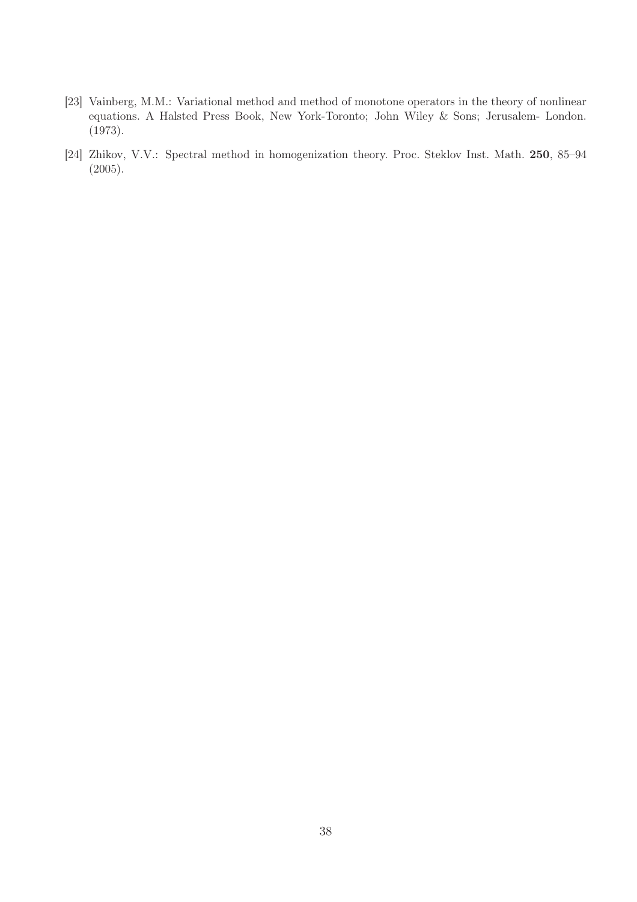[23] Vainberg, M.M.: Variational method and method of monotone operators in the theory of nonlinear equations. A Halsted Press Book, New York-Toronto; John Wiley & Sons; Jerusalem- London. (1973).

[24] Zhikov, V.V.: Spectral method in homogenization theory. Proc. Steklov Inst. Math. **250**, 85–94 (2005).